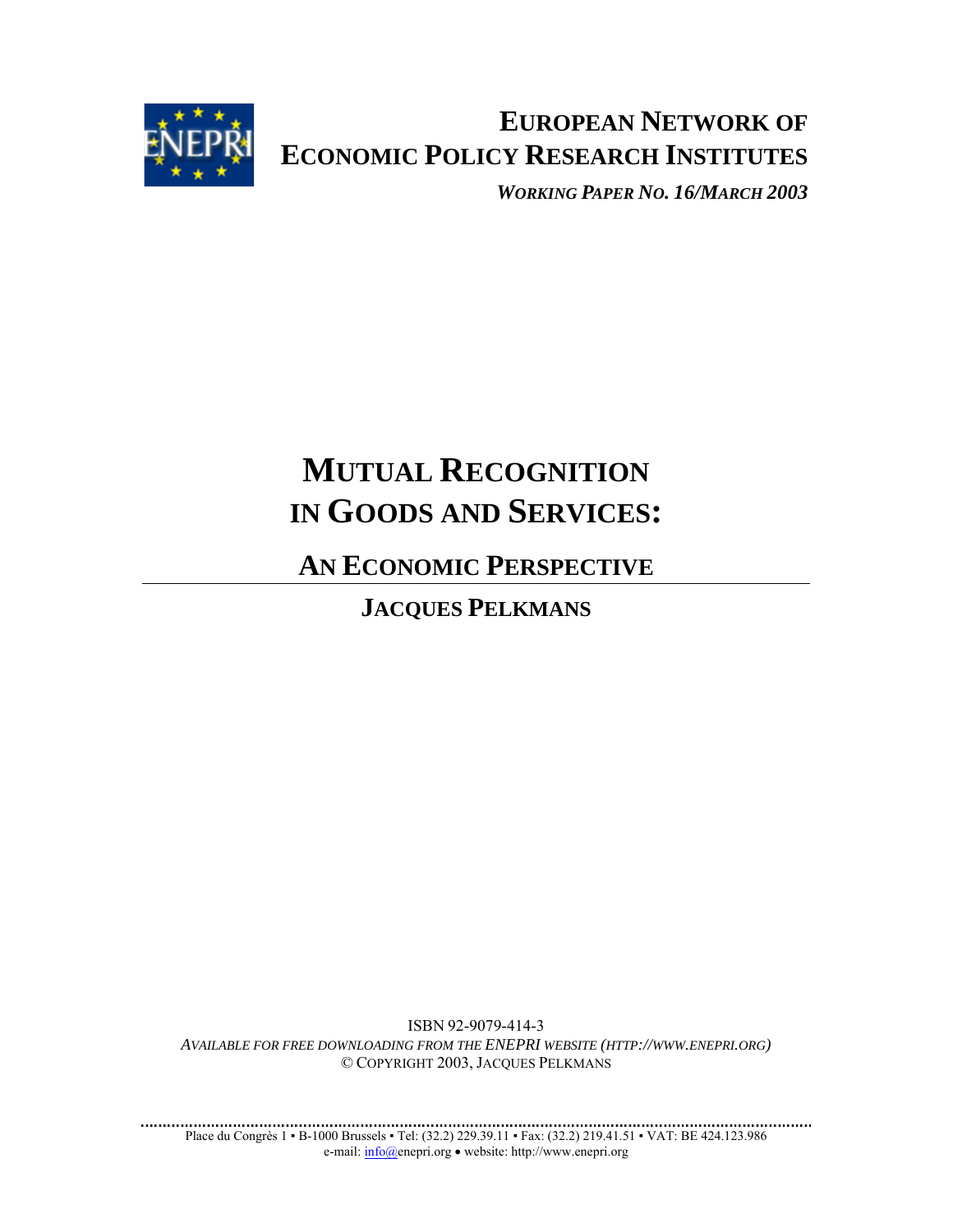# European Network of Economic Policy Research Institutes

*Working Paper No. 16/March 2003*

# Mutual Recognition in Goods and Services:

## An Economic Perspective

### Jacques Pelkmans

ISBN 92-9079-414-3

*Available for free downloading from the ENEPRI website (http://www.enepri.org)*

© Copyright 2003, Jacques Pelkmans

Place du Congrès 1 ▪ B-1000 Brussels ▪ Tel: (32.2) 229.39.11 ▪ Fax: (32.2) 219.41.51 ▪ VAT: BE 424.123.986

e-mail: info@enepri.org • website: http://www.enepri.org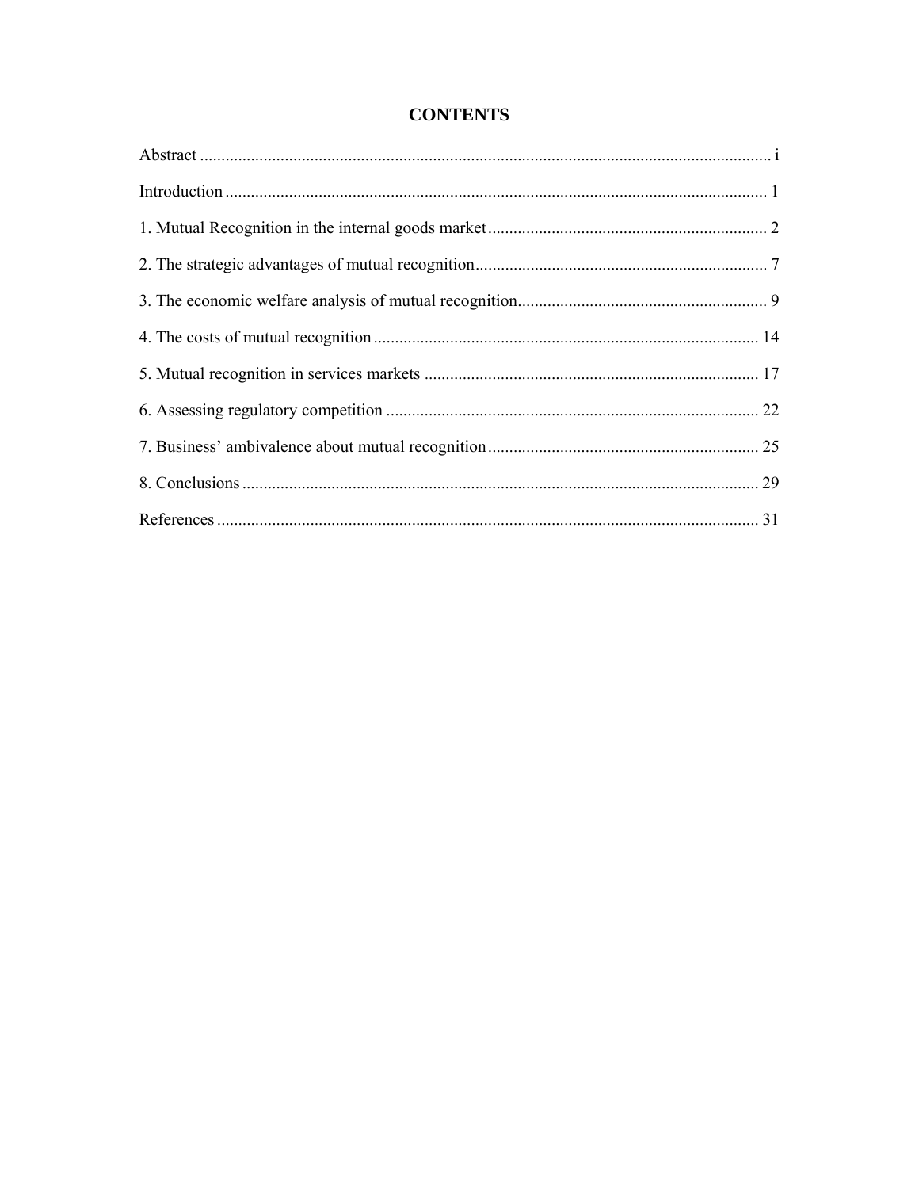# CONTENTS

Abstract ....................................................................................................................................... i

Introduction ................................................................................................................................ 1

1. Mutual Recognition in the internal goods market .................................................................. 2

2. The strategic advantages of mutual recognition..................................................................... 7

3. The economic welfare analysis of mutual recognition........................................................... 9

4. The costs of mutual recognition ........................................................................................... 14

5. Mutual recognition in services markets ............................................................................... 17

6. Assessing regulatory competition ........................................................................................ 22

7. Business' ambivalence about mutual recognition................................................................ 25

8. Conclusions .......................................................................................................................... 29

References ................................................................................................................................ 31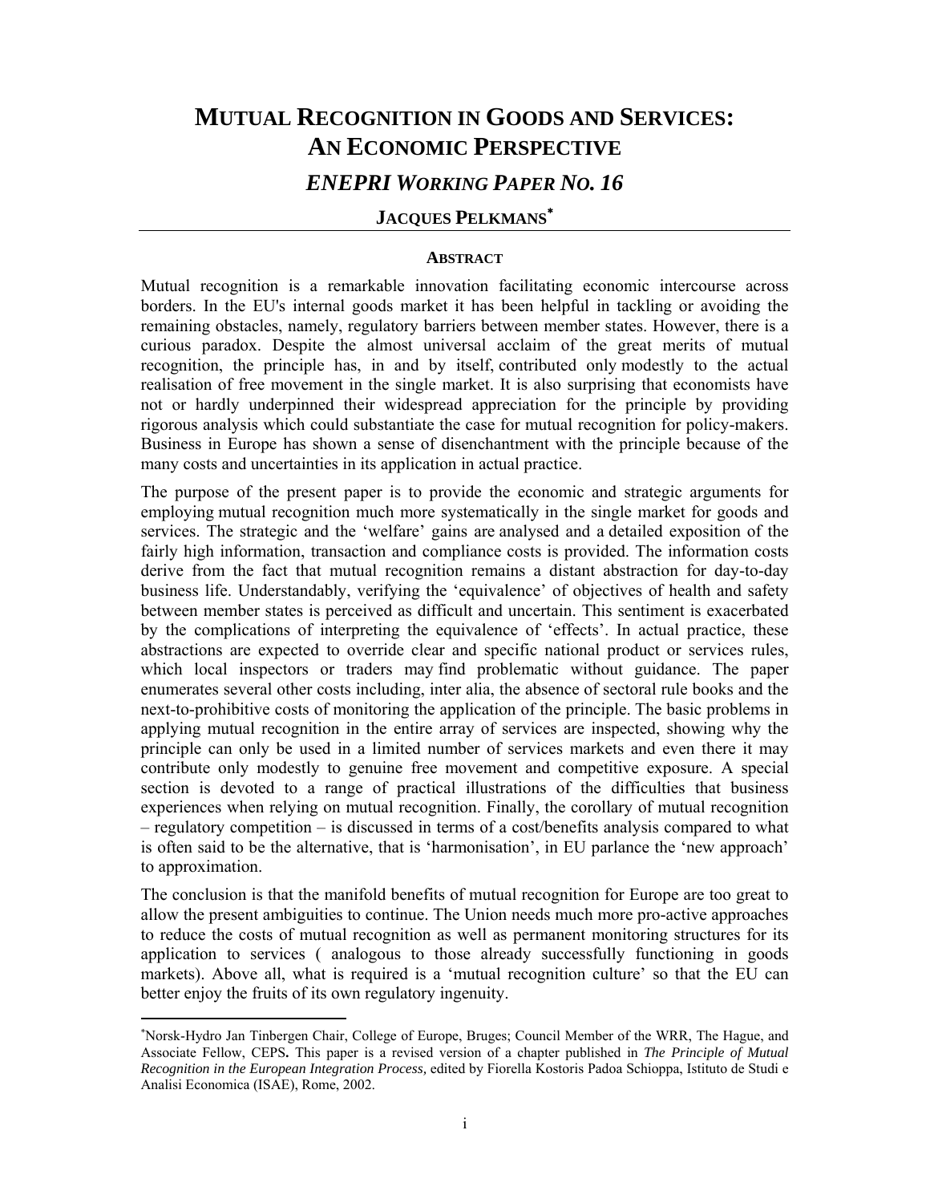# Mutual Recognition in Goods and Services: An Economic Perspective

## *ENEPRI Working Paper No. 16*

### Jacques Pelkmans*

#### Abstract

Mutual recognition is a remarkable innovation facilitating economic intercourse across borders. In the EU's internal goods market it has been helpful in tackling or avoiding the remaining obstacles, namely, regulatory barriers between member states. However, there is a curious paradox. Despite the almost universal acclaim of the great merits of mutual recognition, the principle has, in and by itself, contributed only modestly to the actual realisation of free movement in the single market. It is also surprising that economists have not or hardly underpinned their widespread appreciation for the principle by providing rigorous analysis which could substantiate the case for mutual recognition for policy-makers. Business in Europe has shown a sense of disenchantment with the principle because of the many costs and uncertainties in its application in actual practice.

The purpose of the present paper is to provide the economic and strategic arguments for employing mutual recognition much more systematically in the single market for goods and services. The strategic and the 'welfare' gains are analysed and a detailed exposition of the fairly high information, transaction and compliance costs is provided. The information costs derive from the fact that mutual recognition remains a distant abstraction for day-to-day business life. Understandably, verifying the 'equivalence' of objectives of health and safety between member states is perceived as difficult and uncertain. This sentiment is exacerbated by the complications of interpreting the equivalence of 'effects'. In actual practice, these abstractions are expected to override clear and specific national product or services rules, which local inspectors or traders may find problematic without guidance. The paper enumerates several other costs including, inter alia, the absence of sectoral rule books and the next-to-prohibitive costs of monitoring the application of the principle. The basic problems in applying mutual recognition in the entire array of services are inspected, showing why the principle can only be used in a limited number of services markets and even there it may contribute only modestly to genuine free movement and competitive exposure. A special section is devoted to a range of practical illustrations of the difficulties that business experiences when relying on mutual recognition. Finally, the corollary of mutual recognition – regulatory competition – is discussed in terms of a cost/benefits analysis compared to what is often said to be the alternative, that is 'harmonisation', in EU parlance the 'new approach' to approximation.

The conclusion is that the manifold benefits of mutual recognition for Europe are too great to allow the present ambiguities to continue. The Union needs much more pro-active approaches to reduce the costs of mutual recognition as well as permanent monitoring structures for its application to services ( analogous to those already successfully functioning in goods markets). Above all, what is required is a 'mutual recognition culture' so that the EU can better enjoy the fruits of its own regulatory ingenuity.

---

*Norsk-Hydro Jan Tinbergen Chair, College of Europe, Bruges; Council Member of the WRR, The Hague, and Associate Fellow, CEPS**.** This paper is a revised version of a chapter published in *The Principle of Mutual Recognition in the European Integration Process,* edited by Fiorella Kostoris Padoa Schioppa, Istituto de Studi e Analisi Economica (ISAE), Rome, 2002.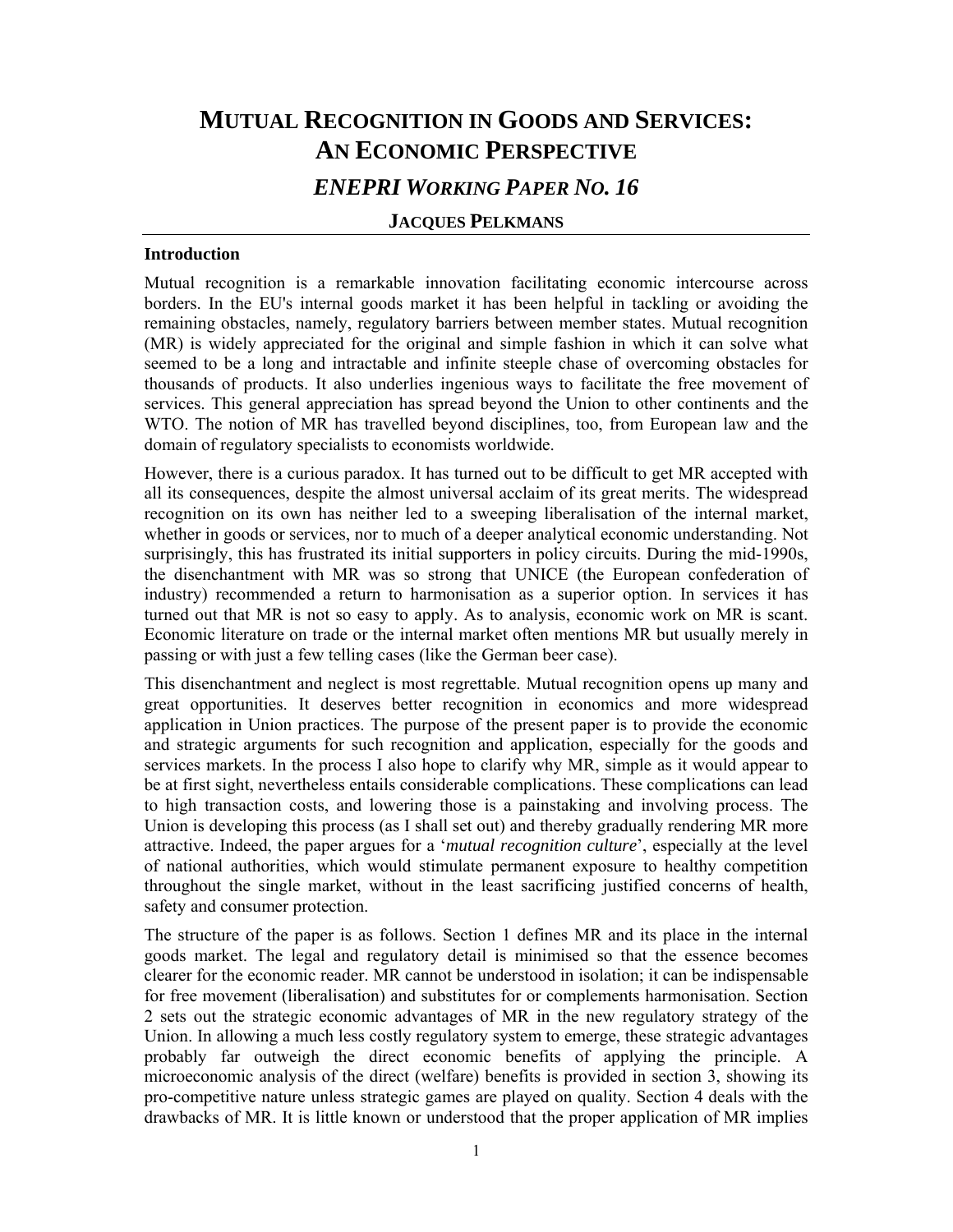# MUTUAL RECOGNITION IN GOODS AND SERVICES: AN ECONOMIC PERSPECTIVE

## *ENEPRI WORKING PAPER NO. 16*

### JACQUES PELKMANS

**Introduction**

Mutual recognition is a remarkable innovation facilitating economic intercourse across borders. In the EU's internal goods market it has been helpful in tackling or avoiding the remaining obstacles, namely, regulatory barriers between member states. Mutual recognition (MR) is widely appreciated for the original and simple fashion in which it can solve what seemed to be a long and intractable and infinite steeple chase of overcoming obstacles for thousands of products. It also underlies ingenious ways to facilitate the free movement of services. This general appreciation has spread beyond the Union to other continents and the WTO. The notion of MR has travelled beyond disciplines, too, from European law and the domain of regulatory specialists to economists worldwide.

However, there is a curious paradox. It has turned out to be difficult to get MR accepted with all its consequences, despite the almost universal acclaim of its great merits. The widespread recognition on its own has neither led to a sweeping liberalisation of the internal market, whether in goods or services, nor to much of a deeper analytical economic understanding. Not surprisingly, this has frustrated its initial supporters in policy circuits. During the mid-1990s, the disenchantment with MR was so strong that UNICE (the European confederation of industry) recommended a return to harmonisation as a superior option. In services it has turned out that MR is not so easy to apply. As to analysis, economic work on MR is scant. Economic literature on trade or the internal market often mentions MR but usually merely in passing or with just a few telling cases (like the German beer case).

This disenchantment and neglect is most regrettable. Mutual recognition opens up many and great opportunities. It deserves better recognition in economics and more widespread application in Union practices. The purpose of the present paper is to provide the economic and strategic arguments for such recognition and application, especially for the goods and services markets. In the process I also hope to clarify why MR, simple as it would appear to be at first sight, nevertheless entails considerable complications. These complications can lead to high transaction costs, and lowering those is a painstaking and involving process. The Union is developing this process (as I shall set out) and thereby gradually rendering MR more attractive. Indeed, the paper argues for a '*mutual recognition culture*', especially at the level of national authorities, which would stimulate permanent exposure to healthy competition throughout the single market, without in the least sacrificing justified concerns of health, safety and consumer protection.

The structure of the paper is as follows. Section 1 defines MR and its place in the internal goods market. The legal and regulatory detail is minimised so that the essence becomes clearer for the economic reader. MR cannot be understood in isolation; it can be indispensable for free movement (liberalisation) and substitutes for or complements harmonisation. Section 2 sets out the strategic economic advantages of MR in the new regulatory strategy of the Union. In allowing a much less costly regulatory system to emerge, these strategic advantages probably far outweigh the direct economic benefits of applying the principle. A microeconomic analysis of the direct (welfare) benefits is provided in section 3, showing its pro-competitive nature unless strategic games are played on quality. Section 4 deals with the drawbacks of MR. It is little known or understood that the proper application of MR implies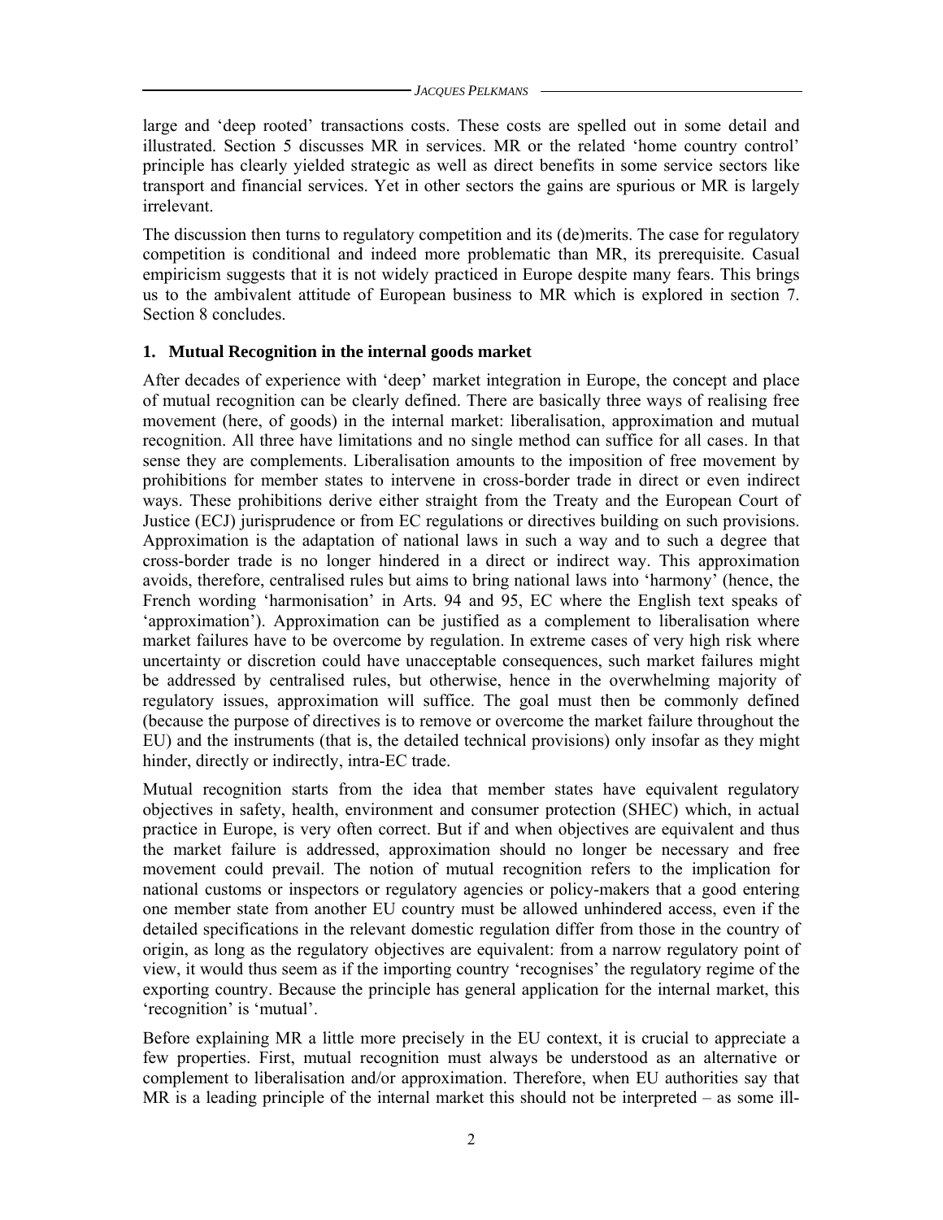large and 'deep rooted' transactions costs. These costs are spelled out in some detail and illustrated. Section 5 discusses MR in services. MR or the related 'home country control' principle has clearly yielded strategic as well as direct benefits in some service sectors like transport and financial services. Yet in other sectors the gains are spurious or MR is largely irrelevant.

The discussion then turns to regulatory competition and its (de)merits. The case for regulatory competition is conditional and indeed more problematic than MR, its prerequisite. Casual empiricism suggests that it is not widely practiced in Europe despite many fears. This brings us to the ambivalent attitude of European business to MR which is explored in section 7. Section 8 concludes.

## 1. Mutual Recognition in the internal goods market

After decades of experience with 'deep' market integration in Europe, the concept and place of mutual recognition can be clearly defined. There are basically three ways of realising free movement (here, of goods) in the internal market: liberalisation, approximation and mutual recognition. All three have limitations and no single method can suffice for all cases. In that sense they are complements. Liberalisation amounts to the imposition of free movement by prohibitions for member states to intervene in cross-border trade in direct or even indirect ways. These prohibitions derive either straight from the Treaty and the European Court of Justice (ECJ) jurisprudence or from EC regulations or directives building on such provisions. Approximation is the adaptation of national laws in such a way and to such a degree that cross-border trade is no longer hindered in a direct or indirect way. This approximation avoids, therefore, centralised rules but aims to bring national laws into 'harmony' (hence, the French wording 'harmonisation' in Arts. 94 and 95, EC where the English text speaks of 'approximation'). Approximation can be justified as a complement to liberalisation where market failures have to be overcome by regulation. In extreme cases of very high risk where uncertainty or discretion could have unacceptable consequences, such market failures might be addressed by centralised rules, but otherwise, hence in the overwhelming majority of regulatory issues, approximation will suffice. The goal must then be commonly defined (because the purpose of directives is to remove or overcome the market failure throughout the EU) and the instruments (that is, the detailed technical provisions) only insofar as they might hinder, directly or indirectly, intra-EC trade.

Mutual recognition starts from the idea that member states have equivalent regulatory objectives in safety, health, environment and consumer protection (SHEC) which, in actual practice in Europe, is very often correct. But if and when objectives are equivalent and thus the market failure is addressed, approximation should no longer be necessary and free movement could prevail. The notion of mutual recognition refers to the implication for national customs or inspectors or regulatory agencies or policy-makers that a good entering one member state from another EU country must be allowed unhindered access, even if the detailed specifications in the relevant domestic regulation differ from those in the country of origin, as long as the regulatory objectives are equivalent: from a narrow regulatory point of view, it would thus seem as if the importing country 'recognises' the regulatory regime of the exporting country. Because the principle has general application for the internal market, this 'recognition' is 'mutual'.

Before explaining MR a little more precisely in the EU context, it is crucial to appreciate a few properties. First, mutual recognition must always be understood as an alternative or complement to liberalisation and/or approximation. Therefore, when EU authorities say that MR is a leading principle of the internal market this should not be interpreted – as some ill-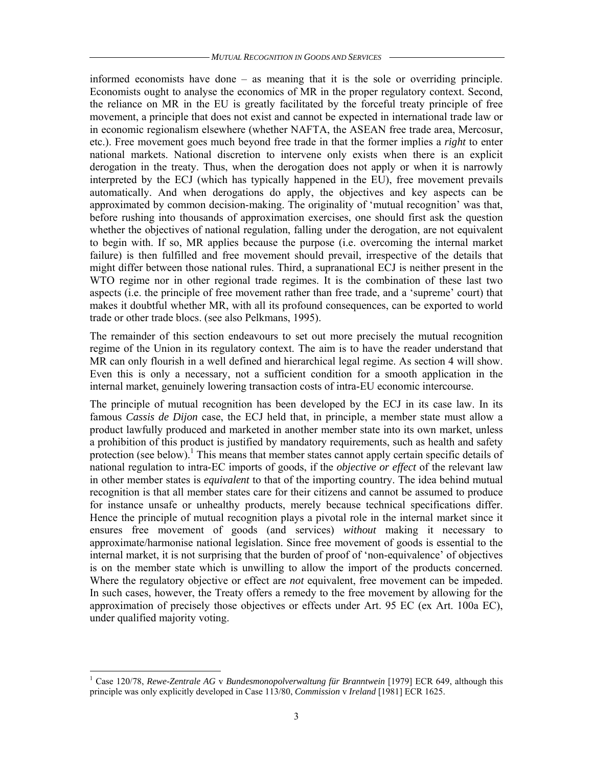informed economists have done – as meaning that it is the sole or overriding principle. Economists ought to analyse the economics of MR in the proper regulatory context. Second, the reliance on MR in the EU is greatly facilitated by the forceful treaty principle of free movement, a principle that does not exist and cannot be expected in international trade law or in economic regionalism elsewhere (whether NAFTA, the ASEAN free trade area, Mercosur, etc.). Free movement goes much beyond free trade in that the former implies a *right* to enter national markets. National discretion to intervene only exists when there is an explicit derogation in the treaty. Thus, when the derogation does not apply or when it is narrowly interpreted by the ECJ (which has typically happened in the EU), free movement prevails automatically. And when derogations do apply, the objectives and key aspects can be approximated by common decision-making. The originality of 'mutual recognition' was that, before rushing into thousands of approximation exercises, one should first ask the question whether the objectives of national regulation, falling under the derogation, are not equivalent to begin with. If so, MR applies because the purpose (i.e. overcoming the internal market failure) is then fulfilled and free movement should prevail, irrespective of the details that might differ between those national rules. Third, a supranational ECJ is neither present in the WTO regime nor in other regional trade regimes. It is the combination of these last two aspects (i.e. the principle of free movement rather than free trade, and a 'supreme' court) that makes it doubtful whether MR, with all its profound consequences, can be exported to world trade or other trade blocs. (see also Pelkmans, 1995).

The remainder of this section endeavours to set out more precisely the mutual recognition regime of the Union in its regulatory context. The aim is to have the reader understand that MR can only flourish in a well defined and hierarchical legal regime. As section 4 will show. Even this is only a necessary, not a sufficient condition for a smooth application in the internal market, genuinely lowering transaction costs of intra-EU economic intercourse.

The principle of mutual recognition has been developed by the ECJ in its case law. In its famous *Cassis de Dijon* case, the ECJ held that, in principle, a member state must allow a product lawfully produced and marketed in another member state into its own market, unless a prohibition of this product is justified by mandatory requirements, such as health and safety protection (see below).[1] This means that member states cannot apply certain specific details of national regulation to intra-EC imports of goods, if the *objective or effect* of the relevant law in other member states is *equivalent* to that of the importing country. The idea behind mutual recognition is that all member states care for their citizens and cannot be assumed to produce for instance unsafe or unhealthy products, merely because technical specifications differ. Hence the principle of mutual recognition plays a pivotal role in the internal market since it ensures free movement of goods (and services) *without* making it necessary to approximate/harmonise national legislation. Since free movement of goods is essential to the internal market, it is not surprising that the burden of proof of 'non-equivalence' of objectives is on the member state which is unwilling to allow the import of the products concerned. Where the regulatory objective or effect are *not* equivalent, free movement can be impeded. In such cases, however, the Treaty offers a remedy to the free movement by allowing for the approximation of precisely those objectives or effects under Art. 95 EC (ex Art. 100a EC), under qualified majority voting.

[1] Case 120/78, *Rewe-Zentrale AG* v *Bundesmonopolverwaltung für Branntwein* [1979] ECR 649, although this principle was only explicitly developed in Case 113/80, *Commission* v *Ireland* [1981] ECR 1625.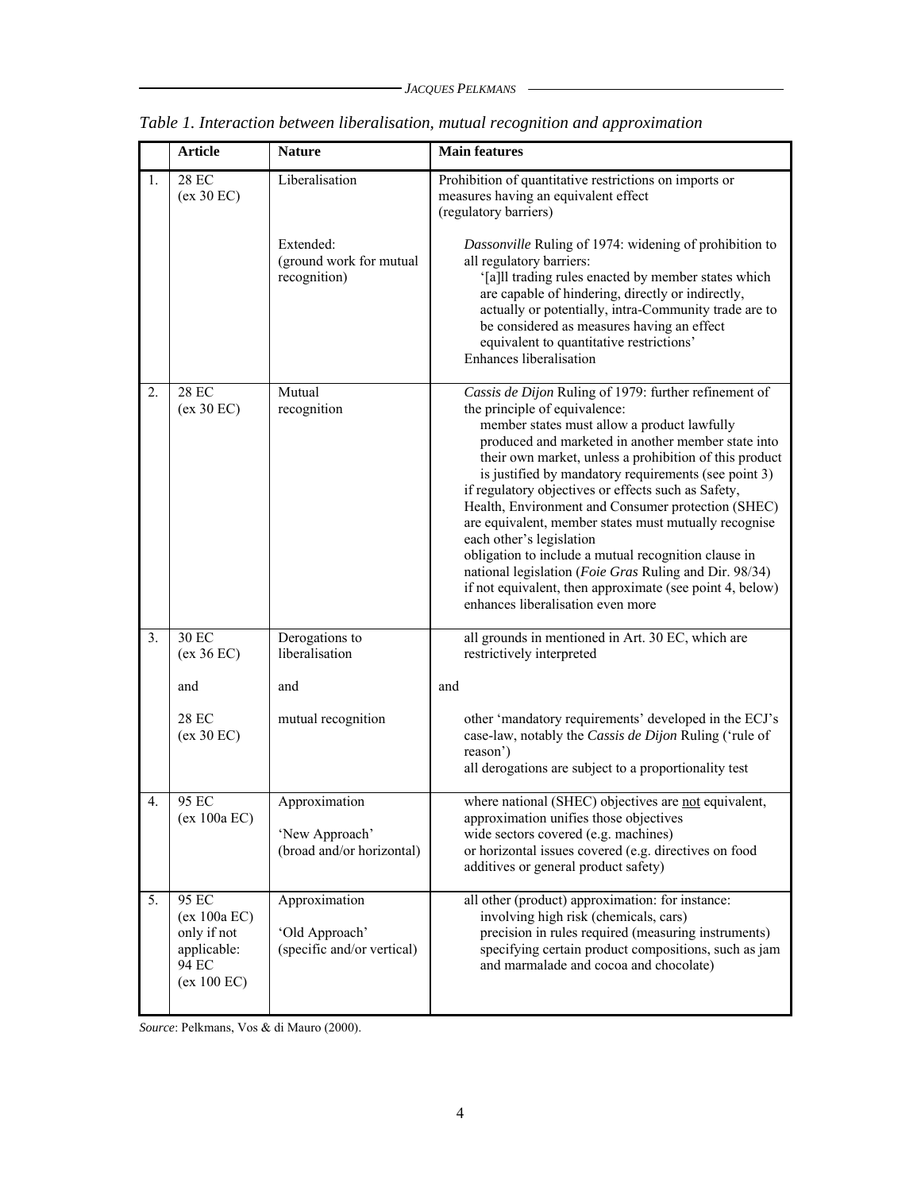*Table 1. Interaction between liberalisation, mutual recognition and approximation*

| | Article | Nature | Main features |
|---|---|---|---|
| 1. | 28 EC (ex 30 EC) | Liberalisation<br><br>Extended: (ground work for mutual recognition) | Prohibition of quantitative restrictions on imports or measures having an equivalent effect (regulatory barriers)<br><br>*Dassonville* Ruling of 1974: widening of prohibition to all regulatory barriers: '[a]ll trading rules enacted by member states which are capable of hindering, directly or indirectly, actually or potentially, intra-Community trade are to be considered as measures having an effect equivalent to quantitative restrictions'<br>Enhances liberalisation |
| 2. | 28 EC (ex 30 EC) | Mutual recognition | *Cassis de Dijon* Ruling of 1979: further refinement of the principle of equivalence: member states must allow a product lawfully produced and marketed in another member state into their own market, unless a prohibition of this product is justified by mandatory requirements (see point 3)<br>if regulatory objectives or effects such as Safety, Health, Environment and Consumer protection (SHEC) are equivalent, member states must mutually recognise each other's legislation<br>obligation to include a mutual recognition clause in national legislation (*Foie Gras* Ruling and Dir. 98/34)<br>if not equivalent, then approximate (see point 4, below)<br>enhances liberalisation even more |
| 3. | 30 EC (ex 36 EC)<br><br>and<br><br>28 EC (ex 30 EC) | Derogations to liberalisation<br><br>and<br><br>mutual recognition | all grounds in mentioned in Art. 30 EC, which are restrictively interpreted<br><br>and<br><br>other 'mandatory requirements' developed in the ECJ's case-law, notably the *Cassis de Dijon* Ruling ('rule of reason')<br>all derogations are subject to a proportionality test |
| 4. | 95 EC (ex 100a EC) | Approximation<br><br>'New Approach' (broad and/or horizontal) | where national (SHEC) objectives are <u>not</u> equivalent, approximation unifies those objectives<br>wide sectors covered (e.g. machines)<br>or horizontal issues covered (e.g. directives on food additives or general product safety) |
| 5. | 95 EC (ex 100a EC) only if not applicable: 94 EC (ex 100 EC) | Approximation<br><br>'Old Approach' (specific and/or vertical) | all other (product) approximation: for instance: involving high risk (chemicals, cars) precision in rules required (measuring instruments) specifying certain product compositions, such as jam and marmalade and cocoa and chocolate) |

*Source*: Pelkmans, Vos & di Mauro (2000).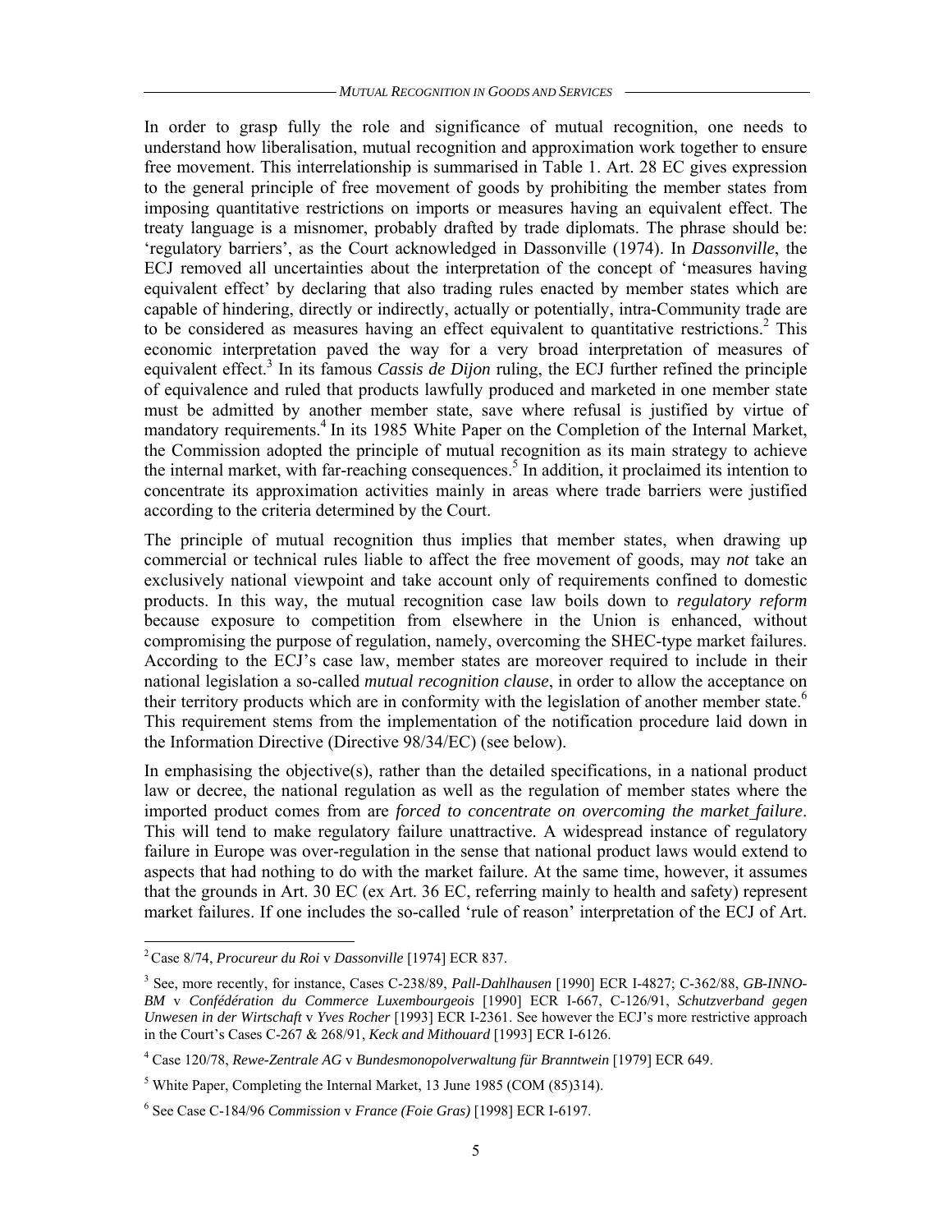In order to grasp fully the role and significance of mutual recognition, one needs to understand how liberalisation, mutual recognition and approximation work together to ensure free movement. This interrelationship is summarised in Table 1. Art. 28 EC gives expression to the general principle of free movement of goods by prohibiting the member states from imposing quantitative restrictions on imports or measures having an equivalent effect. The treaty language is a misnomer, probably drafted by trade diplomats. The phrase should be: 'regulatory barriers', as the Court acknowledged in Dassonville (1974). In *Dassonville*, the ECJ removed all uncertainties about the interpretation of the concept of 'measures having equivalent effect' by declaring that also trading rules enacted by member states which are capable of hindering, directly or indirectly, actually or potentially, intra-Community trade are to be considered as measures having an effect equivalent to quantitative restrictions.[2] This economic interpretation paved the way for a very broad interpretation of measures of equivalent effect.[3] In its famous *Cassis de Dijon* ruling, the ECJ further refined the principle of equivalence and ruled that products lawfully produced and marketed in one member state must be admitted by another member state, save where refusal is justified by virtue of mandatory requirements.[4] In its 1985 White Paper on the Completion of the Internal Market, the Commission adopted the principle of mutual recognition as its main strategy to achieve the internal market, with far-reaching consequences.[5] In addition, it proclaimed its intention to concentrate its approximation activities mainly in areas where trade barriers were justified according to the criteria determined by the Court.

The principle of mutual recognition thus implies that member states, when drawing up commercial or technical rules liable to affect the free movement of goods, may *not* take an exclusively national viewpoint and take account only of requirements confined to domestic products. In this way, the mutual recognition case law boils down to *regulatory reform* because exposure to competition from elsewhere in the Union is enhanced, without compromising the purpose of regulation, namely, overcoming the SHEC-type market failures. According to the ECJ's case law, member states are moreover required to include in their national legislation a so-called *mutual recognition clause*, in order to allow the acceptance on their territory products which are in conformity with the legislation of another member state.[6] This requirement stems from the implementation of the notification procedure laid down in the Information Directive (Directive 98/34/EC) (see below).

In emphasising the objective(s), rather than the detailed specifications, in a national product law or decree, the national regulation as well as the regulation of member states where the imported product comes from are *forced to concentrate on overcoming the market failure*. This will tend to make regulatory failure unattractive. A widespread instance of regulatory failure in Europe was over-regulation in the sense that national product laws would extend to aspects that had nothing to do with the market failure. At the same time, however, it assumes that the grounds in Art. 30 EC (ex Art. 36 EC, referring mainly to health and safety) represent market failures. If one includes the so-called 'rule of reason' interpretation of the ECJ of Art.

---

[2] Case 8/74, *Procureur du Roi* v *Dassonville* [1974] ECR 837.

[3] See, more recently, for instance, Cases C-238/89, *Pall-Dahlhausen* [1990] ECR I-4827; C-362/88, *GB-INNO-BM* v *Confédération du Commerce Luxembourgeois* [1990] ECR I-667, C-126/91, *Schutzverband gegen Unwesen in der Wirtschaft* v *Yves Rocher* [1993] ECR I-2361. See however the ECJ's more restrictive approach in the Court's Cases C-267 & 268/91, *Keck and Mithouard* [1993] ECR I-6126.

[4] Case 120/78, *Rewe-Zentrale AG* v *Bundesmonopolverwaltung für Branntwein* [1979] ECR 649.

[5] White Paper, Completing the Internal Market, 13 June 1985 (COM (85)314).

[6] See Case C-184/96 *Commission* v *France (Foie Gras)* [1998] ECR I-6197.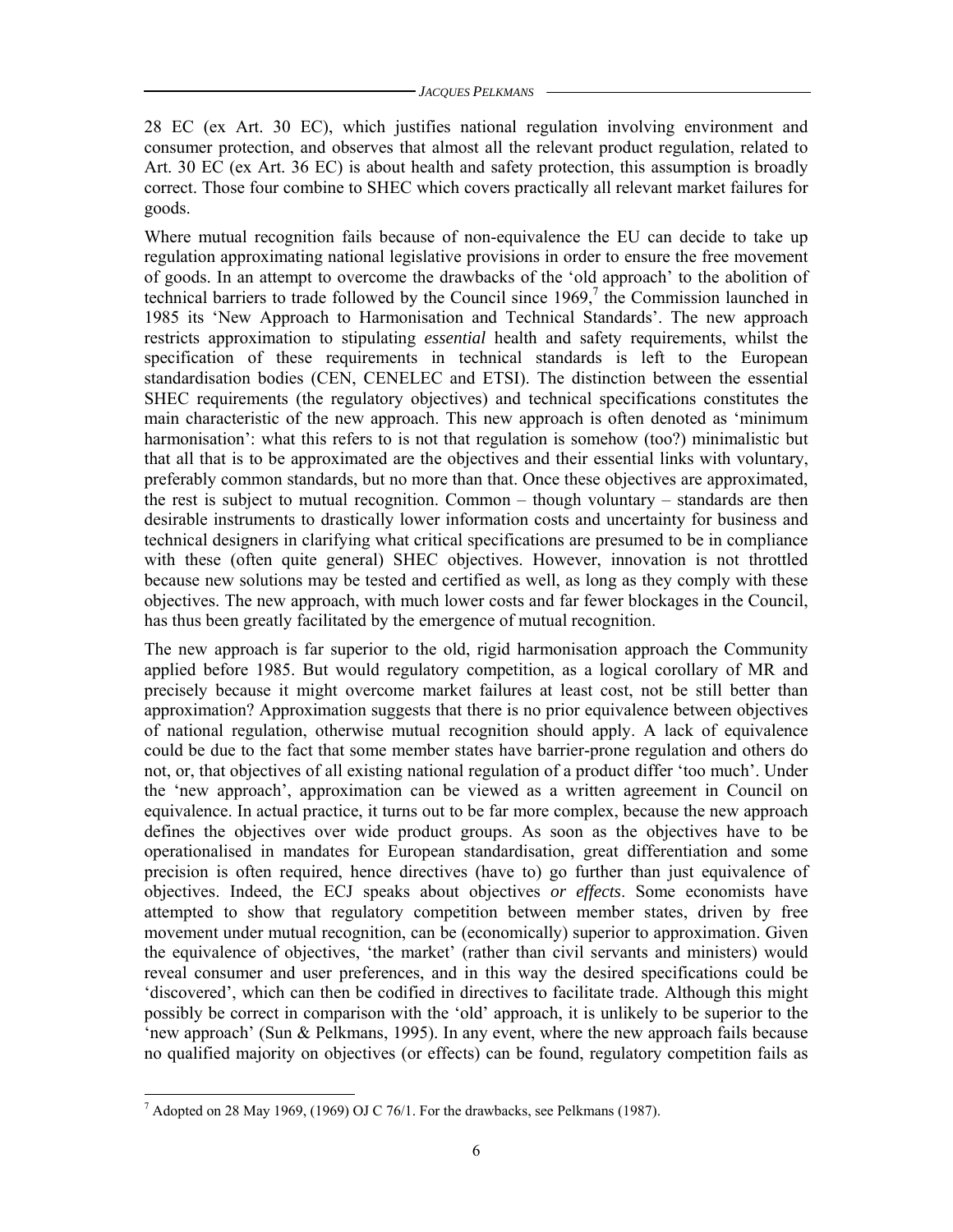28 EC (ex Art. 30 EC), which justifies national regulation involving environment and consumer protection, and observes that almost all the relevant product regulation, related to Art. 30 EC (ex Art. 36 EC) is about health and safety protection, this assumption is broadly correct. Those four combine to SHEC which covers practically all relevant market failures for goods.

Where mutual recognition fails because of non-equivalence the EU can decide to take up regulation approximating national legislative provisions in order to ensure the free movement of goods. In an attempt to overcome the drawbacks of the 'old approach' to the abolition of technical barriers to trade followed by the Council since 1969,[7] the Commission launched in 1985 its 'New Approach to Harmonisation and Technical Standards'. The new approach restricts approximation to stipulating *essential* health and safety requirements, whilst the specification of these requirements in technical standards is left to the European standardisation bodies (CEN, CENELEC and ETSI). The distinction between the essential SHEC requirements (the regulatory objectives) and technical specifications constitutes the main characteristic of the new approach. This new approach is often denoted as 'minimum harmonisation': what this refers to is not that regulation is somehow (too?) minimalistic but that all that is to be approximated are the objectives and their essential links with voluntary, preferably common standards, but no more than that. Once these objectives are approximated, the rest is subject to mutual recognition. Common – though voluntary – standards are then desirable instruments to drastically lower information costs and uncertainty for business and technical designers in clarifying what critical specifications are presumed to be in compliance with these (often quite general) SHEC objectives. However, innovation is not throttled because new solutions may be tested and certified as well, as long as they comply with these objectives. The new approach, with much lower costs and far fewer blockages in the Council, has thus been greatly facilitated by the emergence of mutual recognition.

The new approach is far superior to the old, rigid harmonisation approach the Community applied before 1985. But would regulatory competition, as a logical corollary of MR and precisely because it might overcome market failures at least cost, not be still better than approximation? Approximation suggests that there is no prior equivalence between objectives of national regulation, otherwise mutual recognition should apply. A lack of equivalence could be due to the fact that some member states have barrier-prone regulation and others do not, or, that objectives of all existing national regulation of a product differ 'too much'. Under the 'new approach', approximation can be viewed as a written agreement in Council on equivalence. In actual practice, it turns out to be far more complex, because the new approach defines the objectives over wide product groups. As soon as the objectives have to be operationalised in mandates for European standardisation, great differentiation and some precision is often required, hence directives (have to) go further than just equivalence of objectives. Indeed, the ECJ speaks about objectives *or effects*. Some economists have attempted to show that regulatory competition between member states, driven by free movement under mutual recognition, can be (economically) superior to approximation. Given the equivalence of objectives, 'the market' (rather than civil servants and ministers) would reveal consumer and user preferences, and in this way the desired specifications could be 'discovered', which can then be codified in directives to facilitate trade. Although this might possibly be correct in comparison with the 'old' approach, it is unlikely to be superior to the 'new approach' (Sun & Pelkmans, 1995). In any event, where the new approach fails because no qualified majority on objectives (or effects) can be found, regulatory competition fails as

---

[7] Adopted on 28 May 1969, (1969) OJ C 76/1. For the drawbacks, see Pelkmans (1987).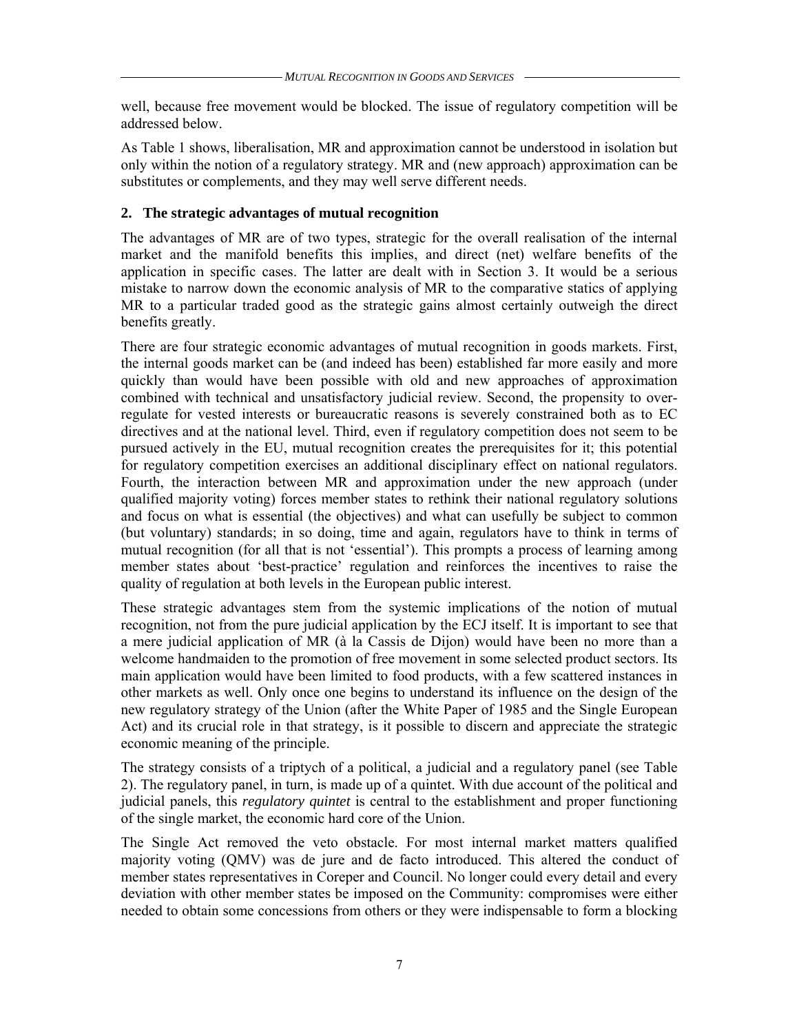well, because free movement would be blocked. The issue of regulatory competition will be addressed below.

As Table 1 shows, liberalisation, MR and approximation cannot be understood in isolation but only within the notion of a regulatory strategy. MR and (new approach) approximation can be substitutes or complements, and they may well serve different needs.

## 2. The strategic advantages of mutual recognition

The advantages of MR are of two types, strategic for the overall realisation of the internal market and the manifold benefits this implies, and direct (net) welfare benefits of the application in specific cases. The latter are dealt with in Section 3. It would be a serious mistake to narrow down the economic analysis of MR to the comparative statics of applying MR to a particular traded good as the strategic gains almost certainly outweigh the direct benefits greatly.

There are four strategic economic advantages of mutual recognition in goods markets. First, the internal goods market can be (and indeed has been) established far more easily and more quickly than would have been possible with old and new approaches of approximation combined with technical and unsatisfactory judicial review. Second, the propensity to over-regulate for vested interests or bureaucratic reasons is severely constrained both as to EC directives and at the national level. Third, even if regulatory competition does not seem to be pursued actively in the EU, mutual recognition creates the prerequisites for it; this potential for regulatory competition exercises an additional disciplinary effect on national regulators. Fourth, the interaction between MR and approximation under the new approach (under qualified majority voting) forces member states to rethink their national regulatory solutions and focus on what is essential (the objectives) and what can usefully be subject to common (but voluntary) standards; in so doing, time and again, regulators have to think in terms of mutual recognition (for all that is not 'essential'). This prompts a process of learning among member states about 'best-practice' regulation and reinforces the incentives to raise the quality of regulation at both levels in the European public interest.

These strategic advantages stem from the systemic implications of the notion of mutual recognition, not from the pure judicial application by the ECJ itself. It is important to see that a mere judicial application of MR (à la Cassis de Dijon) would have been no more than a welcome handmaiden to the promotion of free movement in some selected product sectors. Its main application would have been limited to food products, with a few scattered instances in other markets as well. Only once one begins to understand its influence on the design of the new regulatory strategy of the Union (after the White Paper of 1985 and the Single European Act) and its crucial role in that strategy, is it possible to discern and appreciate the strategic economic meaning of the principle.

The strategy consists of a triptych of a political, a judicial and a regulatory panel (see Table 2). The regulatory panel, in turn, is made up of a quintet. With due account of the political and judicial panels, this *regulatory quintet* is central to the establishment and proper functioning of the single market, the economic hard core of the Union.

The Single Act removed the veto obstacle. For most internal market matters qualified majority voting (QMV) was de jure and de facto introduced. This altered the conduct of member states representatives in Coreper and Council. No longer could every detail and every deviation with other member states be imposed on the Community: compromises were either needed to obtain some concessions from others or they were indispensable to form a blocking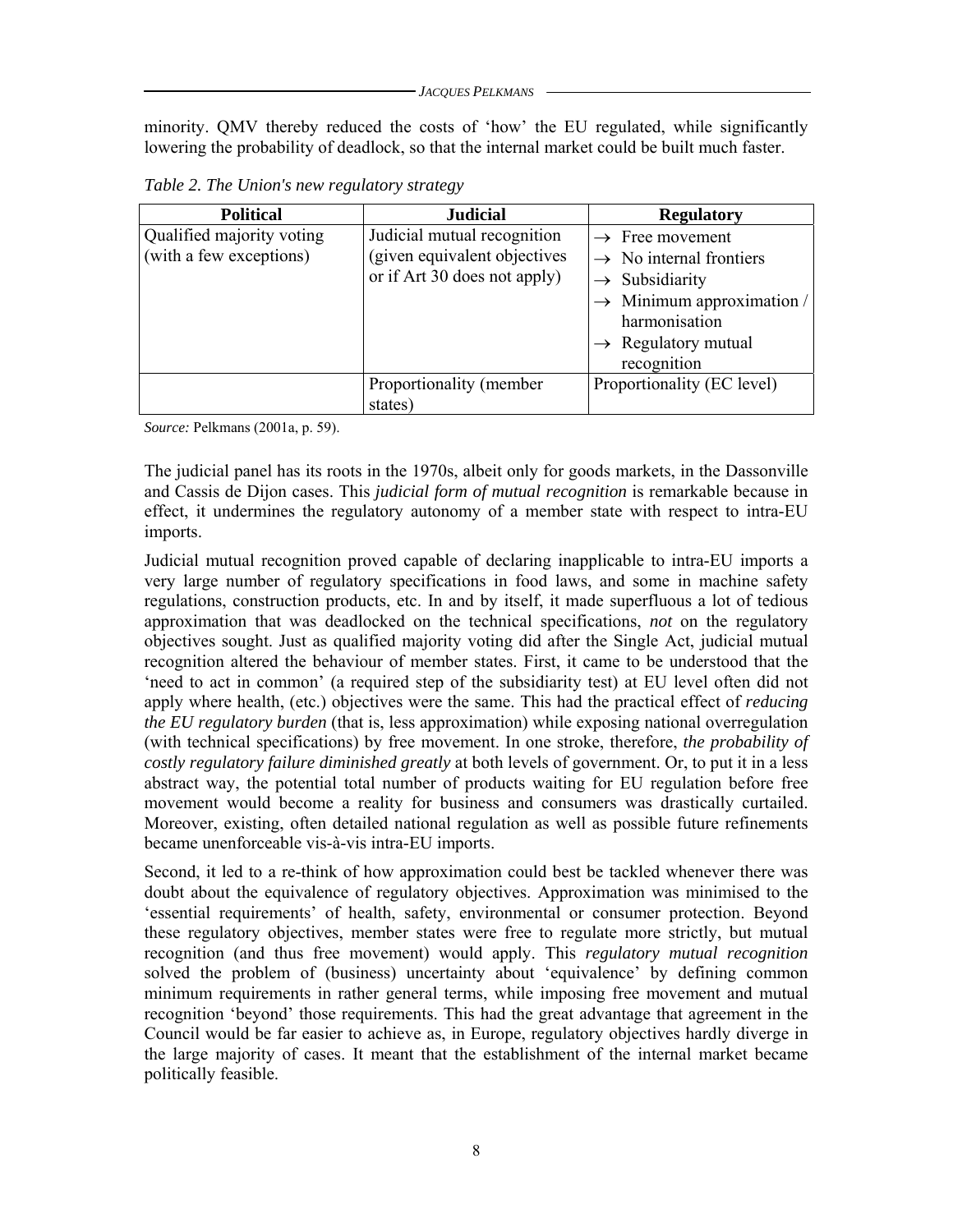minority. QMV thereby reduced the costs of 'how' the EU regulated, while significantly lowering the probability of deadlock, so that the internal market could be built much faster.

*Table 2. The Union's new regulatory strategy*

| Political | Judicial | Regulatory |
|---|---|---|
| Qualified majority voting (with a few exceptions) | Judicial mutual recognition (given equivalent objectives or if Art 30 does not apply) | → Free movement<br>→ No internal frontiers<br>→ Subsidiarity<br>→ Minimum approximation / harmonisation<br>→ Regulatory mutual recognition |
| | Proportionality (member states) | Proportionality (EC level) |

*Source:* Pelkmans (2001a, p. 59).

The judicial panel has its roots in the 1970s, albeit only for goods markets, in the Dassonville and Cassis de Dijon cases. This *judicial form of mutual recognition* is remarkable because in effect, it undermines the regulatory autonomy of a member state with respect to intra-EU imports.

Judicial mutual recognition proved capable of declaring inapplicable to intra-EU imports a very large number of regulatory specifications in food laws, and some in machine safety regulations, construction products, etc. In and by itself, it made superfluous a lot of tedious approximation that was deadlocked on the technical specifications, *not* on the regulatory objectives sought. Just as qualified majority voting did after the Single Act, judicial mutual recognition altered the behaviour of member states. First, it came to be understood that the 'need to act in common' (a required step of the subsidiarity test) at EU level often did not apply where health, (etc.) objectives were the same. This had the practical effect of *reducing the EU regulatory burden* (that is, less approximation) while exposing national overregulation (with technical specifications) by free movement. In one stroke, therefore, *the probability of costly regulatory failure diminished greatly* at both levels of government. Or, to put it in a less abstract way, the potential total number of products waiting for EU regulation before free movement would become a reality for business and consumers was drastically curtailed. Moreover, existing, often detailed national regulation as well as possible future refinements became unenforceable vis-à-vis intra-EU imports.

Second, it led to a re-think of how approximation could best be tackled whenever there was doubt about the equivalence of regulatory objectives. Approximation was minimised to the 'essential requirements' of health, safety, environmental or consumer protection. Beyond these regulatory objectives, member states were free to regulate more strictly, but mutual recognition (and thus free movement) would apply. This *regulatory mutual recognition* solved the problem of (business) uncertainty about 'equivalence' by defining common minimum requirements in rather general terms, while imposing free movement and mutual recognition 'beyond' those requirements. This had the great advantage that agreement in the Council would be far easier to achieve as, in Europe, regulatory objectives hardly diverge in the large majority of cases. It meant that the establishment of the internal market became politically feasible.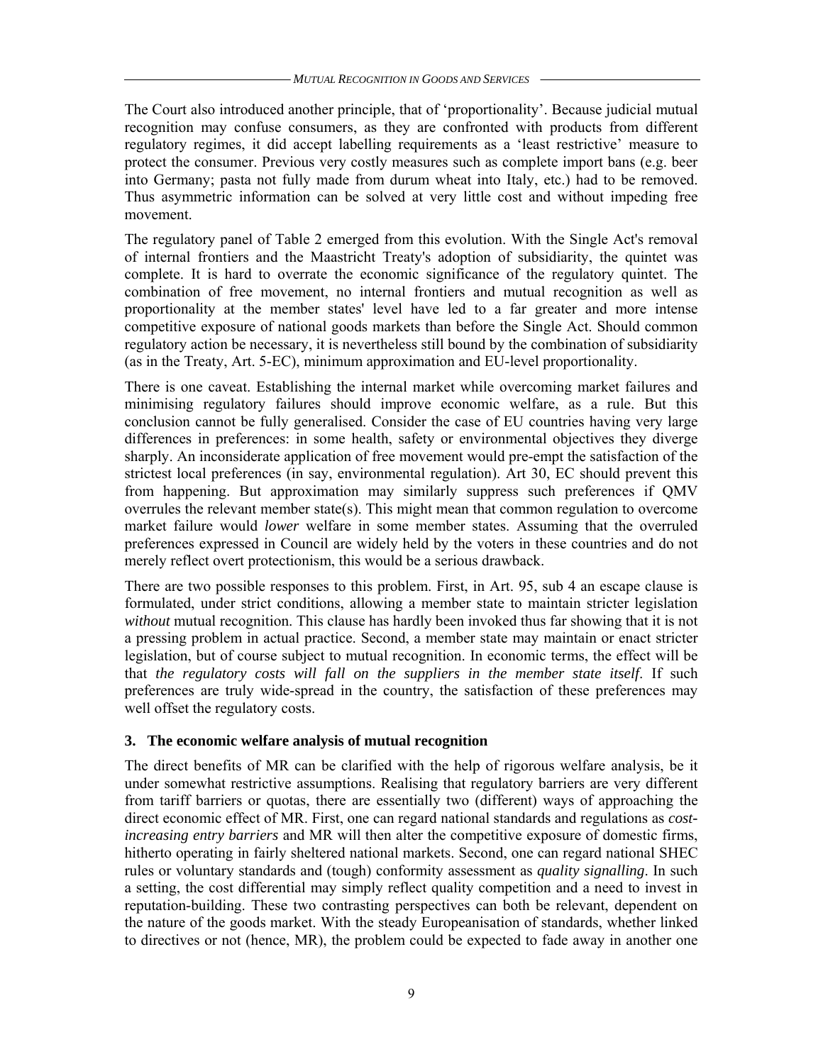The Court also introduced another principle, that of 'proportionality'. Because judicial mutual recognition may confuse consumers, as they are confronted with products from different regulatory regimes, it did accept labelling requirements as a 'least restrictive' measure to protect the consumer. Previous very costly measures such as complete import bans (e.g. beer into Germany; pasta not fully made from durum wheat into Italy, etc.) had to be removed. Thus asymmetric information can be solved at very little cost and without impeding free movement.

The regulatory panel of Table 2 emerged from this evolution. With the Single Act's removal of internal frontiers and the Maastricht Treaty's adoption of subsidiarity, the quintet was complete. It is hard to overrate the economic significance of the regulatory quintet. The combination of free movement, no internal frontiers and mutual recognition as well as proportionality at the member states' level have led to a far greater and more intense competitive exposure of national goods markets than before the Single Act. Should common regulatory action be necessary, it is nevertheless still bound by the combination of subsidiarity (as in the Treaty, Art. 5-EC), minimum approximation and EU-level proportionality.

There is one caveat. Establishing the internal market while overcoming market failures and minimising regulatory failures should improve economic welfare, as a rule. But this conclusion cannot be fully generalised. Consider the case of EU countries having very large differences in preferences: in some health, safety or environmental objectives they diverge sharply. An inconsiderate application of free movement would pre-empt the satisfaction of the strictest local preferences (in say, environmental regulation). Art 30, EC should prevent this from happening. But approximation may similarly suppress such preferences if QMV overrules the relevant member state(s). This might mean that common regulation to overcome market failure would *lower* welfare in some member states. Assuming that the overruled preferences expressed in Council are widely held by the voters in these countries and do not merely reflect overt protectionism, this would be a serious drawback.

There are two possible responses to this problem. First, in Art. 95, sub 4 an escape clause is formulated, under strict conditions, allowing a member state to maintain stricter legislation *without* mutual recognition. This clause has hardly been invoked thus far showing that it is not a pressing problem in actual practice. Second, a member state may maintain or enact stricter legislation, but of course subject to mutual recognition. In economic terms, the effect will be that *the regulatory costs will fall on the suppliers in the member state itself*. If such preferences are truly wide-spread in the country, the satisfaction of these preferences may well offset the regulatory costs.

## 3. The economic welfare analysis of mutual recognition

The direct benefits of MR can be clarified with the help of rigorous welfare analysis, be it under somewhat restrictive assumptions. Realising that regulatory barriers are very different from tariff barriers or quotas, there are essentially two (different) ways of approaching the direct economic effect of MR. First, one can regard national standards and regulations as *cost-increasing entry barriers* and MR will then alter the competitive exposure of domestic firms, hitherto operating in fairly sheltered national markets. Second, one can regard national SHEC rules or voluntary standards and (tough) conformity assessment as *quality signalling*. In such a setting, the cost differential may simply reflect quality competition and a need to invest in reputation-building. These two contrasting perspectives can both be relevant, dependent on the nature of the goods market. With the steady Europeanisation of standards, whether linked to directives or not (hence, MR), the problem could be expected to fade away in another one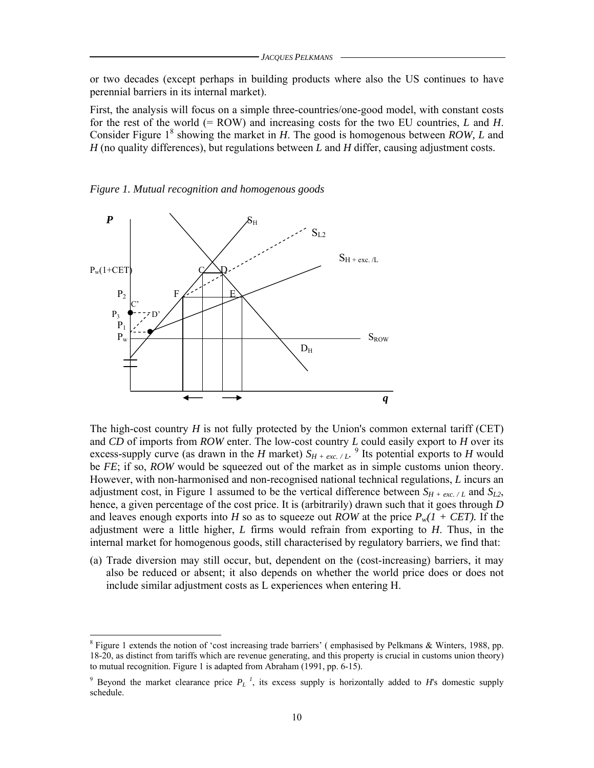or two decades (except perhaps in building products where also the US continues to have perennial barriers in its internal market).

First, the analysis will focus on a simple three-countries/one-good model, with constant costs for the rest of the world (= ROW) and increasing costs for the two EU countries, *L* and *H*. Consider Figure 1[8] showing the market in *H*. The good is homogenous between *ROW, L* and *H* (no quality differences), but regulations between *L* and *H* differ, causing adjustment costs.

*Figure 1. Mutual recognition and homogenous goods*

The high-cost country *H* is not fully protected by the Union's common external tariff (CET) and *CD* of imports from *ROW* enter. The low-cost country *L* could easily export to *H* over its excess-supply curve (as drawn in the *H* market) $S_{H + exc. / L}$.[9] Its potential exports to *H* would be *FE*; if so, *ROW* would be squeezed out of the market as in simple customs union theory. However, with non-harmonised and non-recognised national technical regulations, *L* incurs an adjustment cost, in Figure 1 assumed to be the vertical difference between $S_{H + exc. / L}$ and $S_{L2}$, hence, a given percentage of the cost price. It is (arbitrarily) drawn such that it goes through *D* and leaves enough exports into *H* so as to squeeze out *ROW* at the price $P_w(1 + CET)$. If the adjustment were a little higher, *L* firms would refrain from exporting to *H*. Thus, in the internal market for homogenous goods, still characterised by regulatory barriers, we find that:

(a) Trade diversion may still occur, but, dependent on the (cost-increasing) barriers, it may also be reduced or absent; it also depends on whether the world price does or does not include similar adjustment costs as L experiences when entering H.

---

[8] Figure 1 extends the notion of 'cost increasing trade barriers' ( emphasised by Pelkmans & Winters, 1988, pp. 18-20, as distinct from tariffs which are revenue generating, and this property is crucial in customs union theory) to mutual recognition. Figure 1 is adapted from Abraham (1991, pp. 6-15).

[9] Beyond the market clearance price $P_L^{\ 1}$, its excess supply is horizontally added to *H*'s domestic supply schedule.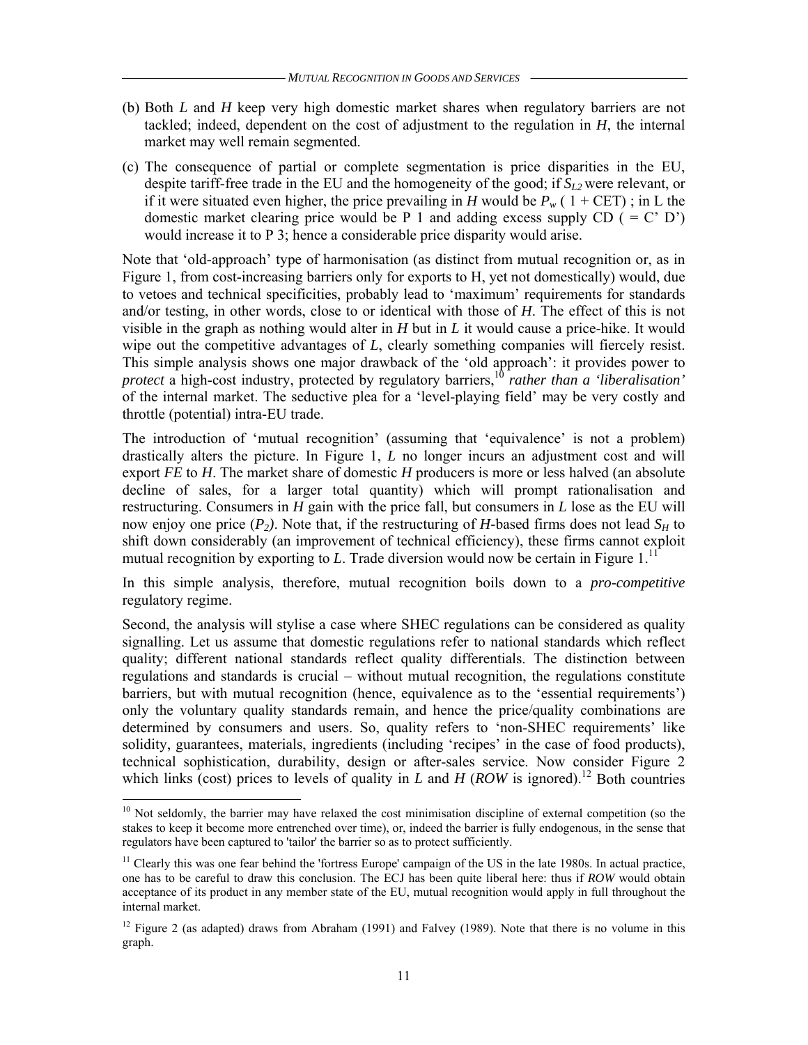(b) Both *L* and *H* keep very high domestic market shares when regulatory barriers are not tackled; indeed, dependent on the cost of adjustment to the regulation in *H*, the internal market may well remain segmented.

(c) The consequence of partial or complete segmentation is price disparities in the EU, despite tariff-free trade in the EU and the homogeneity of the good; if $S_{L2}$ were relevant, or if it were situated even higher, the price prevailing in *H* would be $P_w$ ( 1 + CET) ; in L the domestic market clearing price would be P 1 and adding excess supply CD ( = C' D') would increase it to P 3; hence a considerable price disparity would arise.

Note that 'old-approach' type of harmonisation (as distinct from mutual recognition or, as in Figure 1, from cost-increasing barriers only for exports to H, yet not domestically) would, due to vetoes and technical specificities, probably lead to 'maximum' requirements for standards and/or testing, in other words, close to or identical with those of *H*. The effect of this is not visible in the graph as nothing would alter in *H* but in *L* it would cause a price-hike. It would wipe out the competitive advantages of *L*, clearly something companies will fiercely resist. This simple analysis shows one major drawback of the 'old approach': it provides power to *protect* a high-cost industry, protected by regulatory barriers,[10] *rather than a 'liberalisation'* of the internal market. The seductive plea for a 'level-playing field' may be very costly and throttle (potential) intra-EU trade.

The introduction of 'mutual recognition' (assuming that 'equivalence' is not a problem) drastically alters the picture. In Figure 1, *L* no longer incurs an adjustment cost and will export *FE* to *H*. The market share of domestic *H* producers is more or less halved (an absolute decline of sales, for a larger total quantity) which will prompt rationalisation and restructuring. Consumers in *H* gain with the price fall, but consumers in *L* lose as the EU will now enjoy one price ($P_2$). Note that, if the restructuring of *H*-based firms does not lead $S_H$ to shift down considerably (an improvement of technical efficiency), these firms cannot exploit mutual recognition by exporting to *L*. Trade diversion would now be certain in Figure 1.[11]

In this simple analysis, therefore, mutual recognition boils down to a *pro-competitive* regulatory regime.

Second, the analysis will stylise a case where SHEC regulations can be considered as quality signalling. Let us assume that domestic regulations refer to national standards which reflect quality; different national standards reflect quality differentials. The distinction between regulations and standards is crucial – without mutual recognition, the regulations constitute barriers, but with mutual recognition (hence, equivalence as to the 'essential requirements') only the voluntary quality standards remain, and hence the price/quality combinations are determined by consumers and users. So, quality refers to 'non-SHEC requirements' like solidity, guarantees, materials, ingredients (including 'recipes' in the case of food products), technical sophistication, durability, design or after-sales service. Now consider Figure 2 which links (cost) prices to levels of quality in *L* and *H* (*ROW* is ignored).[12] Both countries

---

[10] Not seldomly, the barrier may have relaxed the cost minimisation discipline of external competition (so the stakes to keep it become more entrenched over time), or, indeed the barrier is fully endogenous, in the sense that regulators have been captured to 'tailor' the barrier so as to protect sufficiently.

[11] Clearly this was one fear behind the 'fortress Europe' campaign of the US in the late 1980s. In actual practice, one has to be careful to draw this conclusion. The ECJ has been quite liberal here: thus if *ROW* would obtain acceptance of its product in any member state of the EU, mutual recognition would apply in full throughout the internal market.

[12] Figure 2 (as adapted) draws from Abraham (1991) and Falvey (1989). Note that there is no volume in this graph.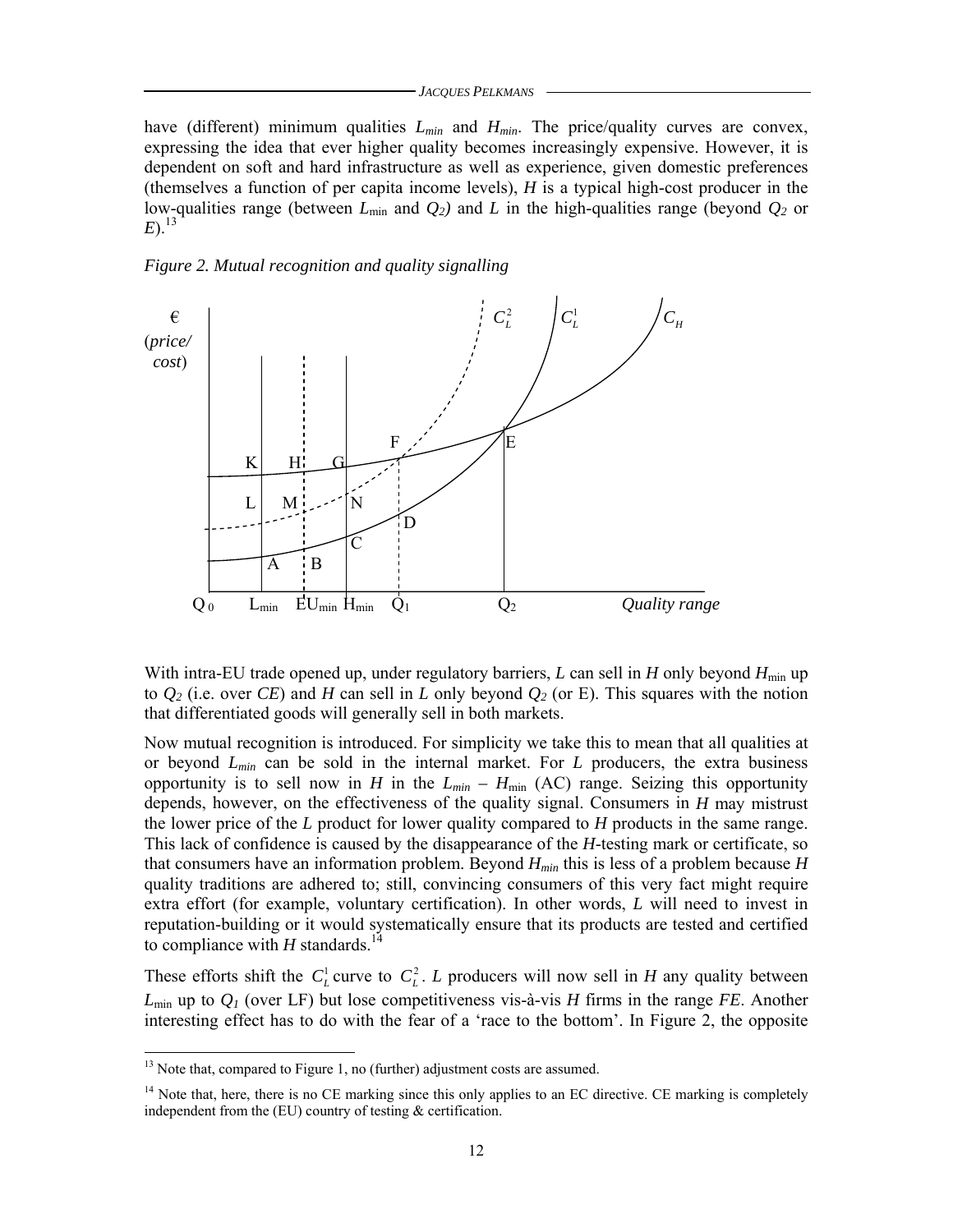have (different) minimum qualities $L_{min}$ and $H_{min}$. The price/quality curves are convex, expressing the idea that ever higher quality becomes increasingly expensive. However, it is dependent on soft and hard infrastructure as well as experience, given domestic preferences (themselves a function of per capita income levels), *H* is a typical high-cost producer in the low-qualities range (between $L_{\min}$ and $Q_2$) and *L* in the high-qualities range (beyond $Q_2$ or *E*).[13]

*Figure 2. Mutual recognition and quality signalling*

With intra-EU trade opened up, under regulatory barriers, *L* can sell in *H* only beyond $H_{\min}$ up to $Q_2$ (i.e. over *CE*) and *H* can sell in *L* only beyond $Q_2$ (or E). This squares with the notion that differentiated goods will generally sell in both markets.

Now mutual recognition is introduced. For simplicity we take this to mean that all qualities at or beyond $L_{min}$ can be sold in the internal market. For *L* producers, the extra business opportunity is to sell now in *H* in the $L_{min} - H_{\min}$ (AC) range. Seizing this opportunity depends, however, on the effectiveness of the quality signal. Consumers in *H* may mistrust the lower price of the *L* product for lower quality compared to *H* products in the same range. This lack of confidence is caused by the disappearance of the *H*-testing mark or certificate, so that consumers have an information problem. Beyond $H_{min}$ this is less of a problem because *H* quality traditions are adhered to; still, convincing consumers of this very fact might require extra effort (for example, voluntary certification). In other words, *L* will need to invest in reputation-building or it would systematically ensure that its products are tested and certified to compliance with *H* standards.[14]

These efforts shift the $C_L^1$ curve to $C_L^2$. *L* producers will now sell in *H* any quality between $L_{\min}$ up to $Q_1$ (over LF) but lose competitiveness vis-à-vis *H* firms in the range *FE*. Another interesting effect has to do with the fear of a 'race to the bottom'. In Figure 2, the opposite

[13] Note that, compared to Figure 1, no (further) adjustment costs are assumed.

[14] Note that, here, there is no CE marking since this only applies to an EC directive. CE marking is completely independent from the (EU) country of testing & certification.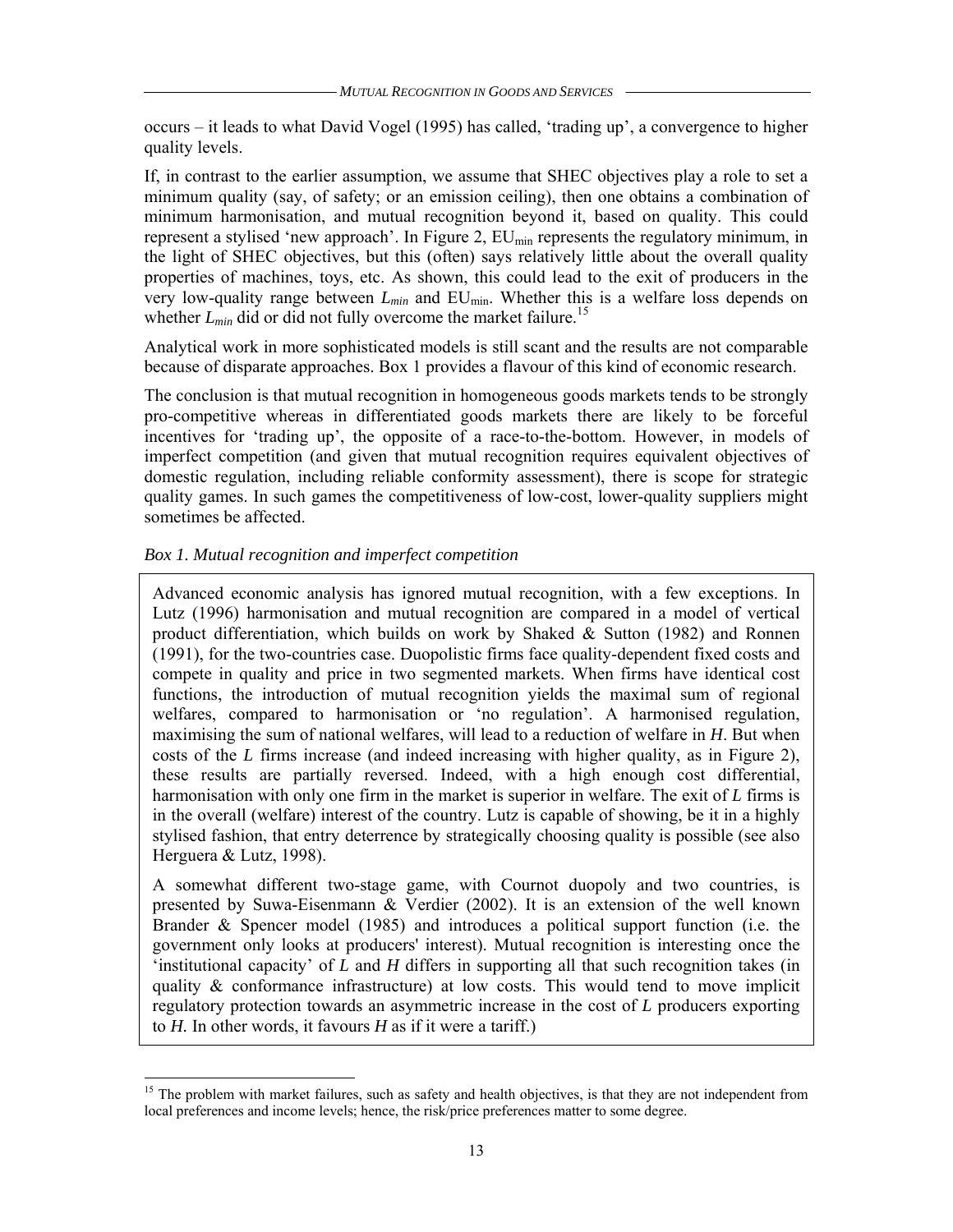occurs – it leads to what David Vogel (1995) has called, 'trading up', a convergence to higher quality levels.

If, in contrast to the earlier assumption, we assume that SHEC objectives play a role to set a minimum quality (say, of safety; or an emission ceiling), then one obtains a combination of minimum harmonisation, and mutual recognition beyond it, based on quality. This could represent a stylised 'new approach'. In Figure 2, $EU_{min}$ represents the regulatory minimum, in the light of SHEC objectives, but this (often) says relatively little about the overall quality properties of machines, toys, etc. As shown, this could lead to the exit of producers in the very low-quality range between $L_{min}$ and $EU_{min}$. Whether this is a welfare loss depends on whether $L_{min}$ did or did not fully overcome the market failure.[15]

Analytical work in more sophisticated models is still scant and the results are not comparable because of disparate approaches. Box 1 provides a flavour of this kind of economic research.

The conclusion is that mutual recognition in homogeneous goods markets tends to be strongly pro-competitive whereas in differentiated goods markets there are likely to be forceful incentives for 'trading up', the opposite of a race-to-the-bottom. However, in models of imperfect competition (and given that mutual recognition requires equivalent objectives of domestic regulation, including reliable conformity assessment), there is scope for strategic quality games. In such games the competitiveness of low-cost, lower-quality suppliers might sometimes be affected.

*Box 1. Mutual recognition and imperfect competition*

Advanced economic analysis has ignored mutual recognition, with a few exceptions. In Lutz (1996) harmonisation and mutual recognition are compared in a model of vertical product differentiation, which builds on work by Shaked & Sutton (1982) and Ronnen (1991), for the two-countries case. Duopolistic firms face quality-dependent fixed costs and compete in quality and price in two segmented markets. When firms have identical cost functions, the introduction of mutual recognition yields the maximal sum of regional welfares, compared to harmonisation or 'no regulation'. A harmonised regulation, maximising the sum of national welfares, will lead to a reduction of welfare in *H*. But when costs of the *L* firms increase (and indeed increasing with higher quality, as in Figure 2), these results are partially reversed. Indeed, with a high enough cost differential, harmonisation with only one firm in the market is superior in welfare. The exit of *L* firms is in the overall (welfare) interest of the country. Lutz is capable of showing, be it in a highly stylised fashion, that entry deterrence by strategically choosing quality is possible (see also Herguera & Lutz, 1998).

A somewhat different two-stage game, with Cournot duopoly and two countries, is presented by Suwa-Eisenmann & Verdier (2002). It is an extension of the well known Brander & Spencer model (1985) and introduces a political support function (i.e. the government only looks at producers' interest). Mutual recognition is interesting once the 'institutional capacity' of *L* and *H* differs in supporting all that such recognition takes (in quality & conformance infrastructure) at low costs. This would tend to move implicit regulatory protection towards an asymmetric increase in the cost of *L* producers exporting to *H.* In other words, it favours *H* as if it were a tariff.)

[15] The problem with market failures, such as safety and health objectives, is that they are not independent from local preferences and income levels; hence, the risk/price preferences matter to some degree.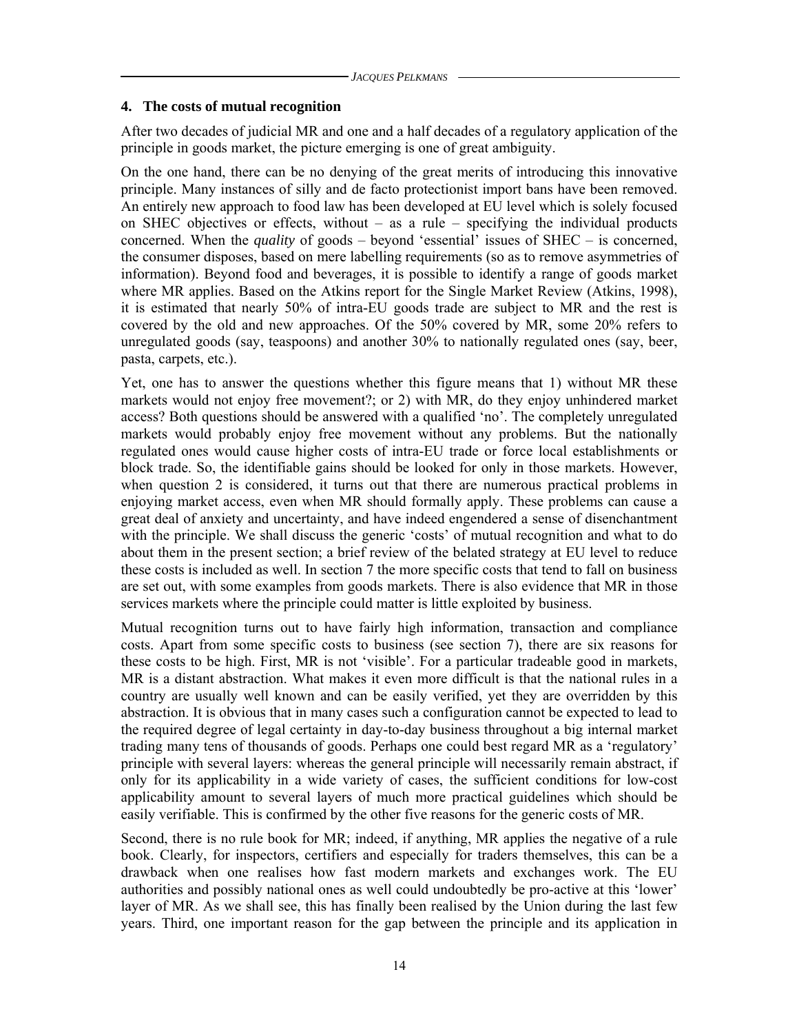## 4. The costs of mutual recognition

After two decades of judicial MR and one and a half decades of a regulatory application of the principle in goods market, the picture emerging is one of great ambiguity.

On the one hand, there can be no denying of the great merits of introducing this innovative principle. Many instances of silly and de facto protectionist import bans have been removed. An entirely new approach to food law has been developed at EU level which is solely focused on SHEC objectives or effects, without – as a rule – specifying the individual products concerned. When the *quality* of goods – beyond 'essential' issues of SHEC – is concerned, the consumer disposes, based on mere labelling requirements (so as to remove asymmetries of information). Beyond food and beverages, it is possible to identify a range of goods market where MR applies. Based on the Atkins report for the Single Market Review (Atkins, 1998), it is estimated that nearly 50% of intra-EU goods trade are subject to MR and the rest is covered by the old and new approaches. Of the 50% covered by MR, some 20% refers to unregulated goods (say, teaspoons) and another 30% to nationally regulated ones (say, beer, pasta, carpets, etc.).

Yet, one has to answer the questions whether this figure means that 1) without MR these markets would not enjoy free movement?; or 2) with MR, do they enjoy unhindered market access? Both questions should be answered with a qualified 'no'. The completely unregulated markets would probably enjoy free movement without any problems. But the nationally regulated ones would cause higher costs of intra-EU trade or force local establishments or block trade. So, the identifiable gains should be looked for only in those markets. However, when question 2 is considered, it turns out that there are numerous practical problems in enjoying market access, even when MR should formally apply. These problems can cause a great deal of anxiety and uncertainty, and have indeed engendered a sense of disenchantment with the principle. We shall discuss the generic 'costs' of mutual recognition and what to do about them in the present section; a brief review of the belated strategy at EU level to reduce these costs is included as well. In section 7 the more specific costs that tend to fall on business are set out, with some examples from goods markets. There is also evidence that MR in those services markets where the principle could matter is little exploited by business.

Mutual recognition turns out to have fairly high information, transaction and compliance costs. Apart from some specific costs to business (see section 7), there are six reasons for these costs to be high. First, MR is not 'visible'. For a particular tradeable good in markets, MR is a distant abstraction. What makes it even more difficult is that the national rules in a country are usually well known and can be easily verified, yet they are overridden by this abstraction. It is obvious that in many cases such a configuration cannot be expected to lead to the required degree of legal certainty in day-to-day business throughout a big internal market trading many tens of thousands of goods. Perhaps one could best regard MR as a 'regulatory' principle with several layers: whereas the general principle will necessarily remain abstract, if only for its applicability in a wide variety of cases, the sufficient conditions for low-cost applicability amount to several layers of much more practical guidelines which should be easily verifiable. This is confirmed by the other five reasons for the generic costs of MR.

Second, there is no rule book for MR; indeed, if anything, MR applies the negative of a rule book. Clearly, for inspectors, certifiers and especially for traders themselves, this can be a drawback when one realises how fast modern markets and exchanges work. The EU authorities and possibly national ones as well could undoubtedly be pro-active at this 'lower' layer of MR. As we shall see, this has finally been realised by the Union during the last few years. Third, one important reason for the gap between the principle and its application in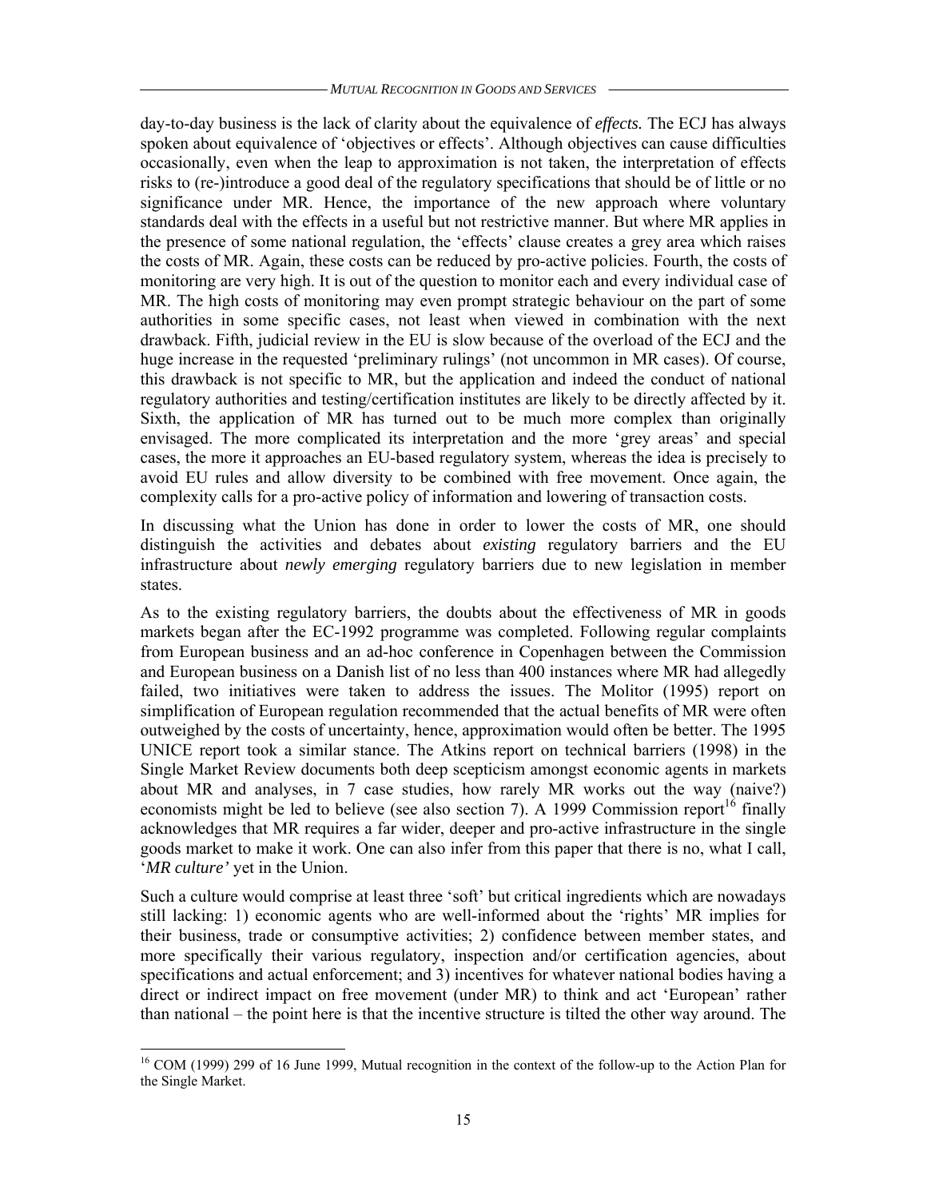day-to-day business is the lack of clarity about the equivalence of *effects.* The ECJ has always spoken about equivalence of 'objectives or effects'. Although objectives can cause difficulties occasionally, even when the leap to approximation is not taken, the interpretation of effects risks to (re-)introduce a good deal of the regulatory specifications that should be of little or no significance under MR. Hence, the importance of the new approach where voluntary standards deal with the effects in a useful but not restrictive manner. But where MR applies in the presence of some national regulation, the 'effects' clause creates a grey area which raises the costs of MR. Again, these costs can be reduced by pro-active policies. Fourth, the costs of monitoring are very high. It is out of the question to monitor each and every individual case of MR. The high costs of monitoring may even prompt strategic behaviour on the part of some authorities in some specific cases, not least when viewed in combination with the next drawback. Fifth, judicial review in the EU is slow because of the overload of the ECJ and the huge increase in the requested 'preliminary rulings' (not uncommon in MR cases). Of course, this drawback is not specific to MR, but the application and indeed the conduct of national regulatory authorities and testing/certification institutes are likely to be directly affected by it. Sixth, the application of MR has turned out to be much more complex than originally envisaged. The more complicated its interpretation and the more 'grey areas' and special cases, the more it approaches an EU-based regulatory system, whereas the idea is precisely to avoid EU rules and allow diversity to be combined with free movement. Once again, the complexity calls for a pro-active policy of information and lowering of transaction costs.

In discussing what the Union has done in order to lower the costs of MR, one should distinguish the activities and debates about *existing* regulatory barriers and the EU infrastructure about *newly emerging* regulatory barriers due to new legislation in member states.

As to the existing regulatory barriers, the doubts about the effectiveness of MR in goods markets began after the EC-1992 programme was completed. Following regular complaints from European business and an ad-hoc conference in Copenhagen between the Commission and European business on a Danish list of no less than 400 instances where MR had allegedly failed, two initiatives were taken to address the issues. The Molitor (1995) report on simplification of European regulation recommended that the actual benefits of MR were often outweighed by the costs of uncertainty, hence, approximation would often be better. The 1995 UNICE report took a similar stance. The Atkins report on technical barriers (1998) in the Single Market Review documents both deep scepticism amongst economic agents in markets about MR and analyses, in 7 case studies, how rarely MR works out the way (naive?) economists might be led to believe (see also section 7). A 1999 Commission report[16] finally acknowledges that MR requires a far wider, deeper and pro-active infrastructure in the single goods market to make it work. One can also infer from this paper that there is no, what I call, '*MR culture'* yet in the Union.

Such a culture would comprise at least three 'soft' but critical ingredients which are nowadays still lacking: 1) economic agents who are well-informed about the 'rights' MR implies for their business, trade or consumptive activities; 2) confidence between member states, and more specifically their various regulatory, inspection and/or certification agencies, about specifications and actual enforcement; and 3) incentives for whatever national bodies having a direct or indirect impact on free movement (under MR) to think and act 'European' rather than national – the point here is that the incentive structure is tilted the other way around. The

[16] COM (1999) 299 of 16 June 1999, Mutual recognition in the context of the follow-up to the Action Plan for the Single Market.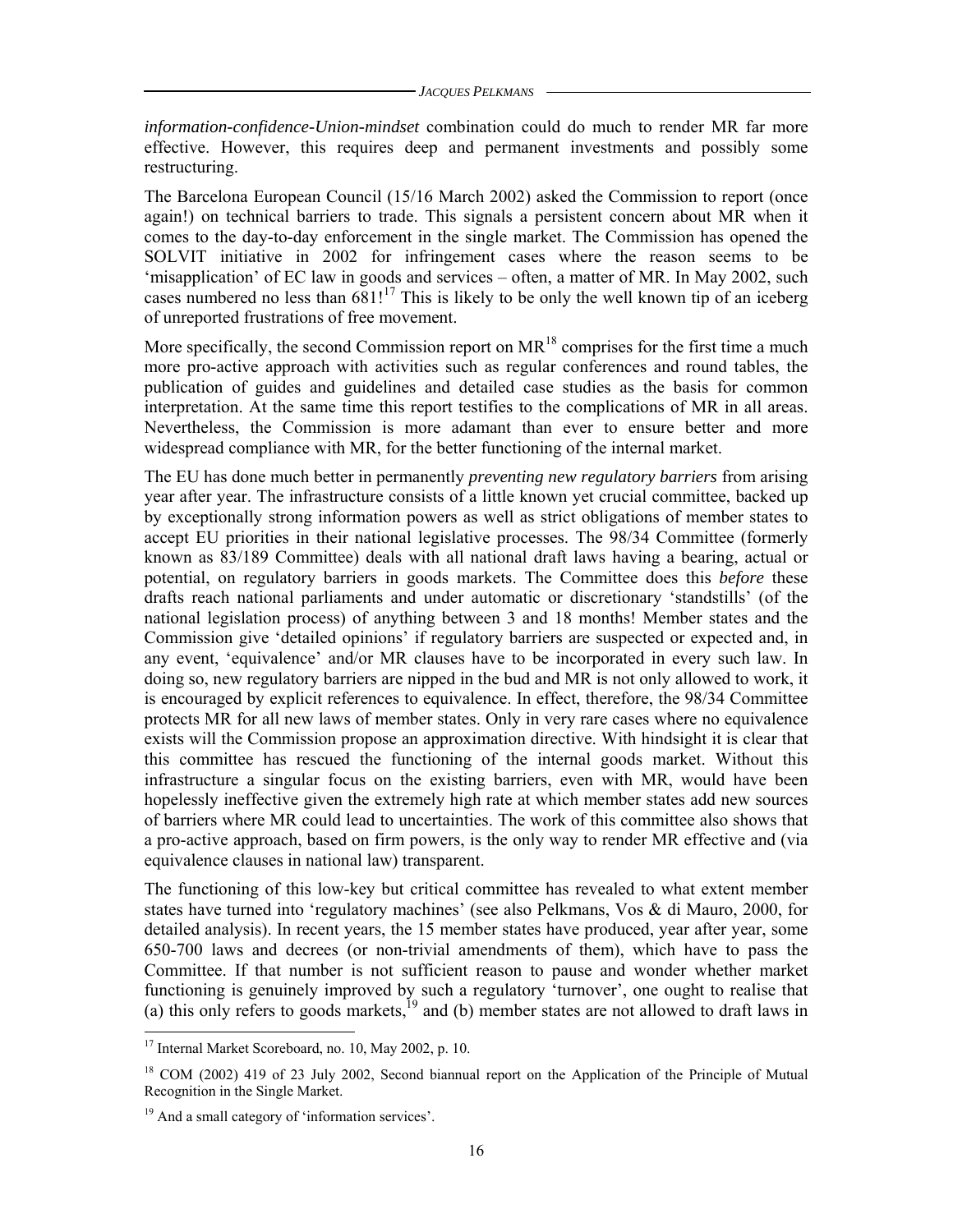*information-confidence-Union-mindset* combination could do much to render MR far more effective. However, this requires deep and permanent investments and possibly some restructuring.

The Barcelona European Council (15/16 March 2002) asked the Commission to report (once again!) on technical barriers to trade. This signals a persistent concern about MR when it comes to the day-to-day enforcement in the single market. The Commission has opened the SOLVIT initiative in 2002 for infringement cases where the reason seems to be 'misapplication' of EC law in goods and services – often, a matter of MR. In May 2002, such cases numbered no less than 681![17] This is likely to be only the well known tip of an iceberg of unreported frustrations of free movement.

More specifically, the second Commission report on MR[18] comprises for the first time a much more pro-active approach with activities such as regular conferences and round tables, the publication of guides and guidelines and detailed case studies as the basis for common interpretation. At the same time this report testifies to the complications of MR in all areas. Nevertheless, the Commission is more adamant than ever to ensure better and more widespread compliance with MR, for the better functioning of the internal market.

The EU has done much better in permanently *preventing new regulatory barriers* from arising year after year. The infrastructure consists of a little known yet crucial committee, backed up by exceptionally strong information powers as well as strict obligations of member states to accept EU priorities in their national legislative processes. The 98/34 Committee (formerly known as 83/189 Committee) deals with all national draft laws having a bearing, actual or potential, on regulatory barriers in goods markets. The Committee does this *before* these drafts reach national parliaments and under automatic or discretionary 'standstills' (of the national legislation process) of anything between 3 and 18 months! Member states and the Commission give 'detailed opinions' if regulatory barriers are suspected or expected and, in any event, 'equivalence' and/or MR clauses have to be incorporated in every such law. In doing so, new regulatory barriers are nipped in the bud and MR is not only allowed to work, it is encouraged by explicit references to equivalence. In effect, therefore, the 98/34 Committee protects MR for all new laws of member states. Only in very rare cases where no equivalence exists will the Commission propose an approximation directive. With hindsight it is clear that this committee has rescued the functioning of the internal goods market. Without this infrastructure a singular focus on the existing barriers, even with MR, would have been hopelessly ineffective given the extremely high rate at which member states add new sources of barriers where MR could lead to uncertainties. The work of this committee also shows that a pro-active approach, based on firm powers, is the only way to render MR effective and (via equivalence clauses in national law) transparent.

The functioning of this low-key but critical committee has revealed to what extent member states have turned into 'regulatory machines' (see also Pelkmans, Vos & di Mauro, 2000, for detailed analysis). In recent years, the 15 member states have produced, year after year, some 650-700 laws and decrees (or non-trivial amendments of them), which have to pass the Committee. If that number is not sufficient reason to pause and wonder whether market functioning is genuinely improved by such a regulatory 'turnover', one ought to realise that (a) this only refers to goods markets,[19] and (b) member states are not allowed to draft laws in

---

[17] Internal Market Scoreboard, no. 10, May 2002, p. 10.

[18] COM (2002) 419 of 23 July 2002, Second biannual report on the Application of the Principle of Mutual Recognition in the Single Market.

[19] And a small category of 'information services'.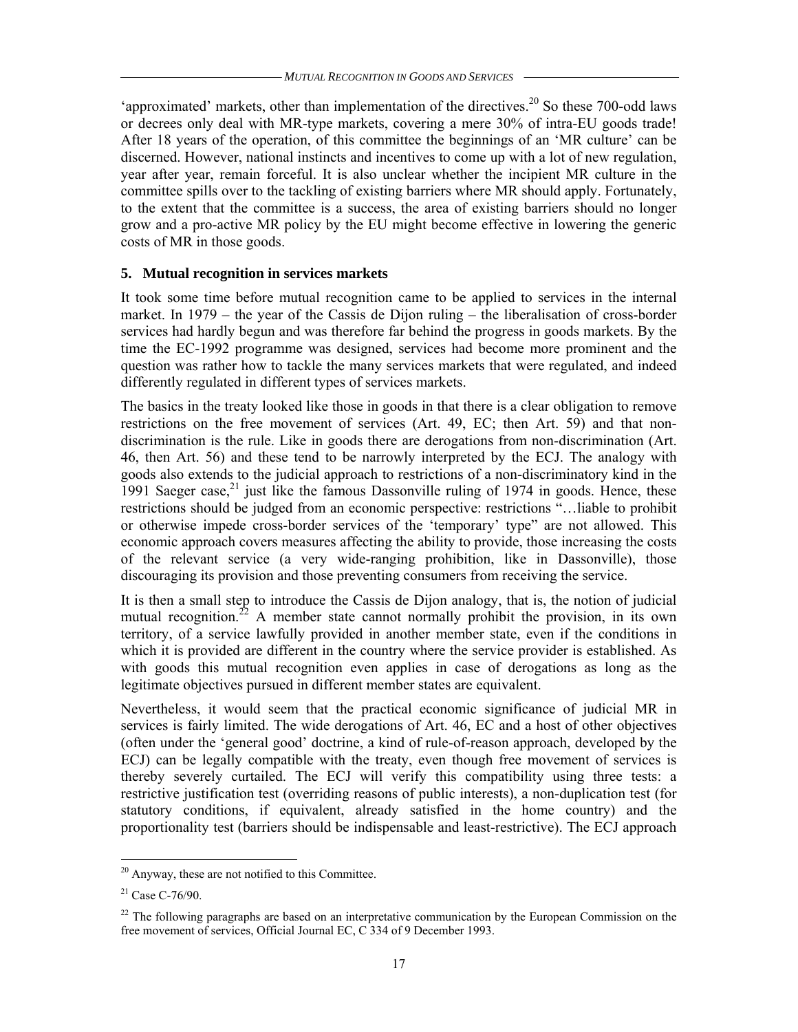'approximated' markets, other than implementation of the directives.[20] So these 700-odd laws or decrees only deal with MR-type markets, covering a mere 30% of intra-EU goods trade! After 18 years of the operation, of this committee the beginnings of an 'MR culture' can be discerned. However, national instincts and incentives to come up with a lot of new regulation, year after year, remain forceful. It is also unclear whether the incipient MR culture in the committee spills over to the tackling of existing barriers where MR should apply. Fortunately, to the extent that the committee is a success, the area of existing barriers should no longer grow and a pro-active MR policy by the EU might become effective in lowering the generic costs of MR in those goods.

## 5. Mutual recognition in services markets

It took some time before mutual recognition came to be applied to services in the internal market. In 1979 – the year of the Cassis de Dijon ruling – the liberalisation of cross-border services had hardly begun and was therefore far behind the progress in goods markets. By the time the EC-1992 programme was designed, services had become more prominent and the question was rather how to tackle the many services markets that were regulated, and indeed differently regulated in different types of services markets.

The basics in the treaty looked like those in goods in that there is a clear obligation to remove restrictions on the free movement of services (Art. 49, EC; then Art. 59) and that non-discrimination is the rule. Like in goods there are derogations from non-discrimination (Art. 46, then Art. 56) and these tend to be narrowly interpreted by the ECJ. The analogy with goods also extends to the judicial approach to restrictions of a non-discriminatory kind in the 1991 Saeger case,[21] just like the famous Dassonville ruling of 1974 in goods. Hence, these restrictions should be judged from an economic perspective: restrictions "…liable to prohibit or otherwise impede cross-border services of the 'temporary' type" are not allowed. This economic approach covers measures affecting the ability to provide, those increasing the costs of the relevant service (a very wide-ranging prohibition, like in Dassonville), those discouraging its provision and those preventing consumers from receiving the service.

It is then a small step to introduce the Cassis de Dijon analogy, that is, the notion of judicial mutual recognition.[22] A member state cannot normally prohibit the provision, in its own territory, of a service lawfully provided in another member state, even if the conditions in which it is provided are different in the country where the service provider is established. As with goods this mutual recognition even applies in case of derogations as long as the legitimate objectives pursued in different member states are equivalent.

Nevertheless, it would seem that the practical economic significance of judicial MR in services is fairly limited. The wide derogations of Art. 46, EC and a host of other objectives (often under the 'general good' doctrine, a kind of rule-of-reason approach, developed by the ECJ) can be legally compatible with the treaty, even though free movement of services is thereby severely curtailed. The ECJ will verify this compatibility using three tests: a restrictive justification test (overriding reasons of public interests), a non-duplication test (for statutory conditions, if equivalent, already satisfied in the home country) and the proportionality test (barriers should be indispensable and least-restrictive). The ECJ approach

---

[20] Anyway, these are not notified to this Committee.

[21] Case C-76/90.

[22] The following paragraphs are based on an interpretative communication by the European Commission on the free movement of services, Official Journal EC, C 334 of 9 December 1993.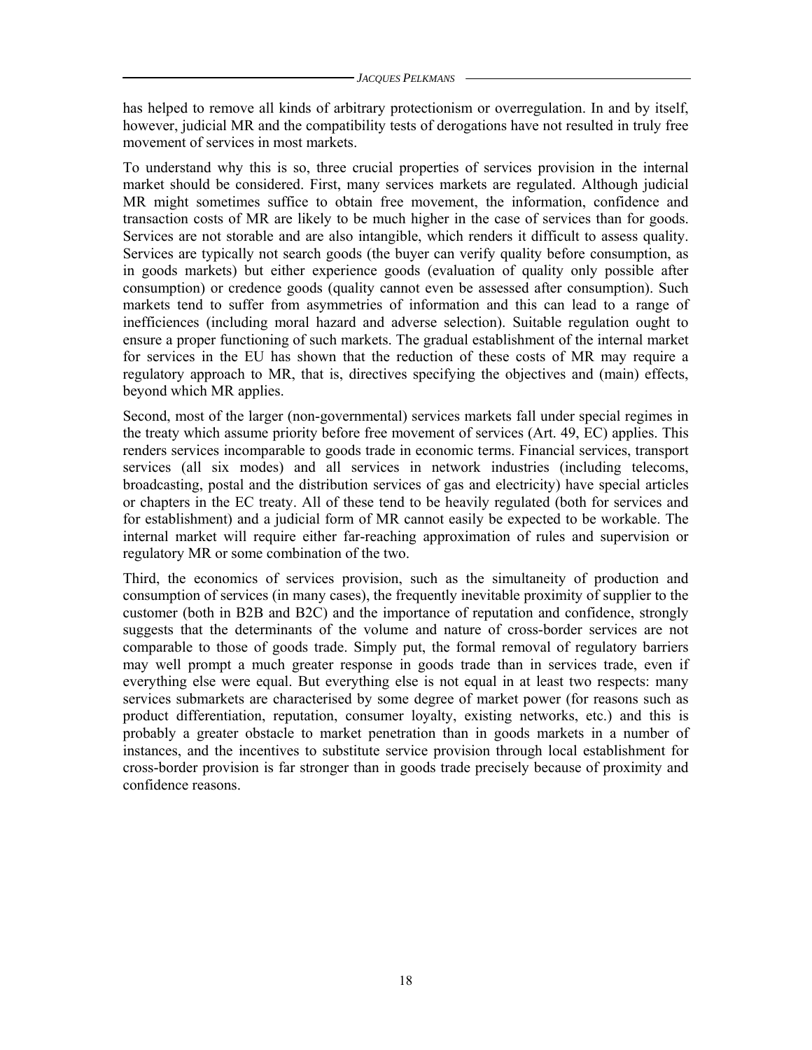has helped to remove all kinds of arbitrary protectionism or overregulation. In and by itself, however, judicial MR and the compatibility tests of derogations have not resulted in truly free movement of services in most markets.

To understand why this is so, three crucial properties of services provision in the internal market should be considered. First, many services markets are regulated. Although judicial MR might sometimes suffice to obtain free movement, the information, confidence and transaction costs of MR are likely to be much higher in the case of services than for goods. Services are not storable and are also intangible, which renders it difficult to assess quality. Services are typically not search goods (the buyer can verify quality before consumption, as in goods markets) but either experience goods (evaluation of quality only possible after consumption) or credence goods (quality cannot even be assessed after consumption). Such markets tend to suffer from asymmetries of information and this can lead to a range of inefficiences (including moral hazard and adverse selection). Suitable regulation ought to ensure a proper functioning of such markets. The gradual establishment of the internal market for services in the EU has shown that the reduction of these costs of MR may require a regulatory approach to MR, that is, directives specifying the objectives and (main) effects, beyond which MR applies.

Second, most of the larger (non-governmental) services markets fall under special regimes in the treaty which assume priority before free movement of services (Art. 49, EC) applies. This renders services incomparable to goods trade in economic terms. Financial services, transport services (all six modes) and all services in network industries (including telecoms, broadcasting, postal and the distribution services of gas and electricity) have special articles or chapters in the EC treaty. All of these tend to be heavily regulated (both for services and for establishment) and a judicial form of MR cannot easily be expected to be workable. The internal market will require either far-reaching approximation of rules and supervision or regulatory MR or some combination of the two.

Third, the economics of services provision, such as the simultaneity of production and consumption of services (in many cases), the frequently inevitable proximity of supplier to the customer (both in B2B and B2C) and the importance of reputation and confidence, strongly suggests that the determinants of the volume and nature of cross-border services are not comparable to those of goods trade. Simply put, the formal removal of regulatory barriers may well prompt a much greater response in goods trade than in services trade, even if everything else were equal. But everything else is not equal in at least two respects: many services submarkets are characterised by some degree of market power (for reasons such as product differentiation, reputation, consumer loyalty, existing networks, etc.) and this is probably a greater obstacle to market penetration than in goods markets in a number of instances, and the incentives to substitute service provision through local establishment for cross-border provision is far stronger than in goods trade precisely because of proximity and confidence reasons.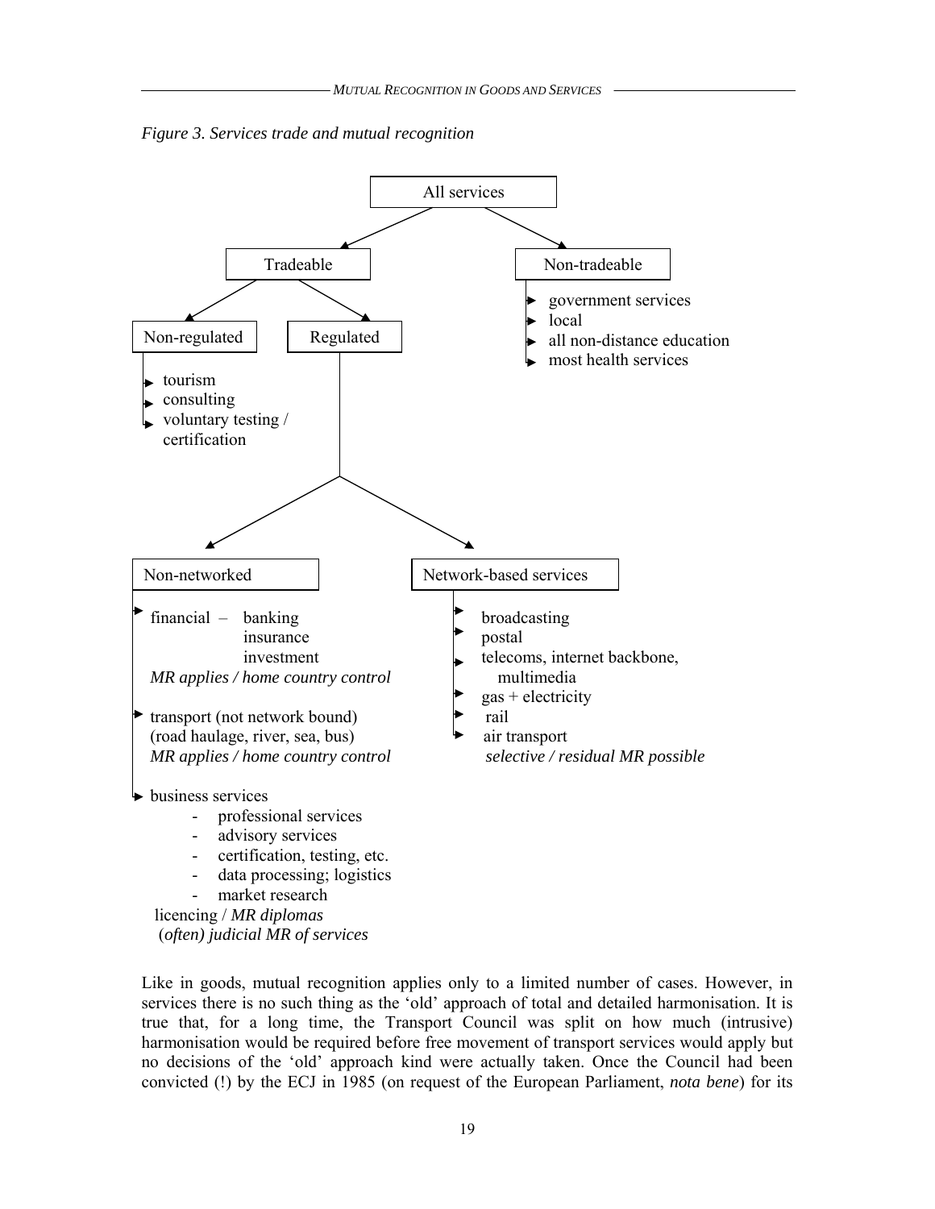*Figure 3. Services trade and mutual recognition*

- All services
  - Tradeable
    - Non-regulated
      - tourism
      - consulting
      - voluntary testing / certification
    - Regulated
      - Non-networked
        - financial – banking, insurance, investment
          *MR applies / home country control*
        - transport (not network bound) (road haulage, river, sea, bus)
          *MR applies / home country control*
        - business services
          - professional services
          - advisory services
          - certification, testing, etc.
          - data processing; logistics
          - market research

          licencing / *MR diplomas*
          (*often) judicial MR of services*
      - Network-based services
        - broadcasting
        - postal
        - telecoms, internet backbone, multimedia
        - gas + electricity
        - rail
        - air transport

        *selective / residual MR possible*
  - Non-tradeable
    - government services
    - local
    - all non-distance education
    - most health services

Like in goods, mutual recognition applies only to a limited number of cases. However, in services there is no such thing as the 'old' approach of total and detailed harmonisation. It is true that, for a long time, the Transport Council was split on how much (intrusive) harmonisation would be required before free movement of transport services would apply but no decisions of the 'old' approach kind were actually taken. Once the Council had been convicted (!) by the ECJ in 1985 (on request of the European Parliament, *nota bene*) for its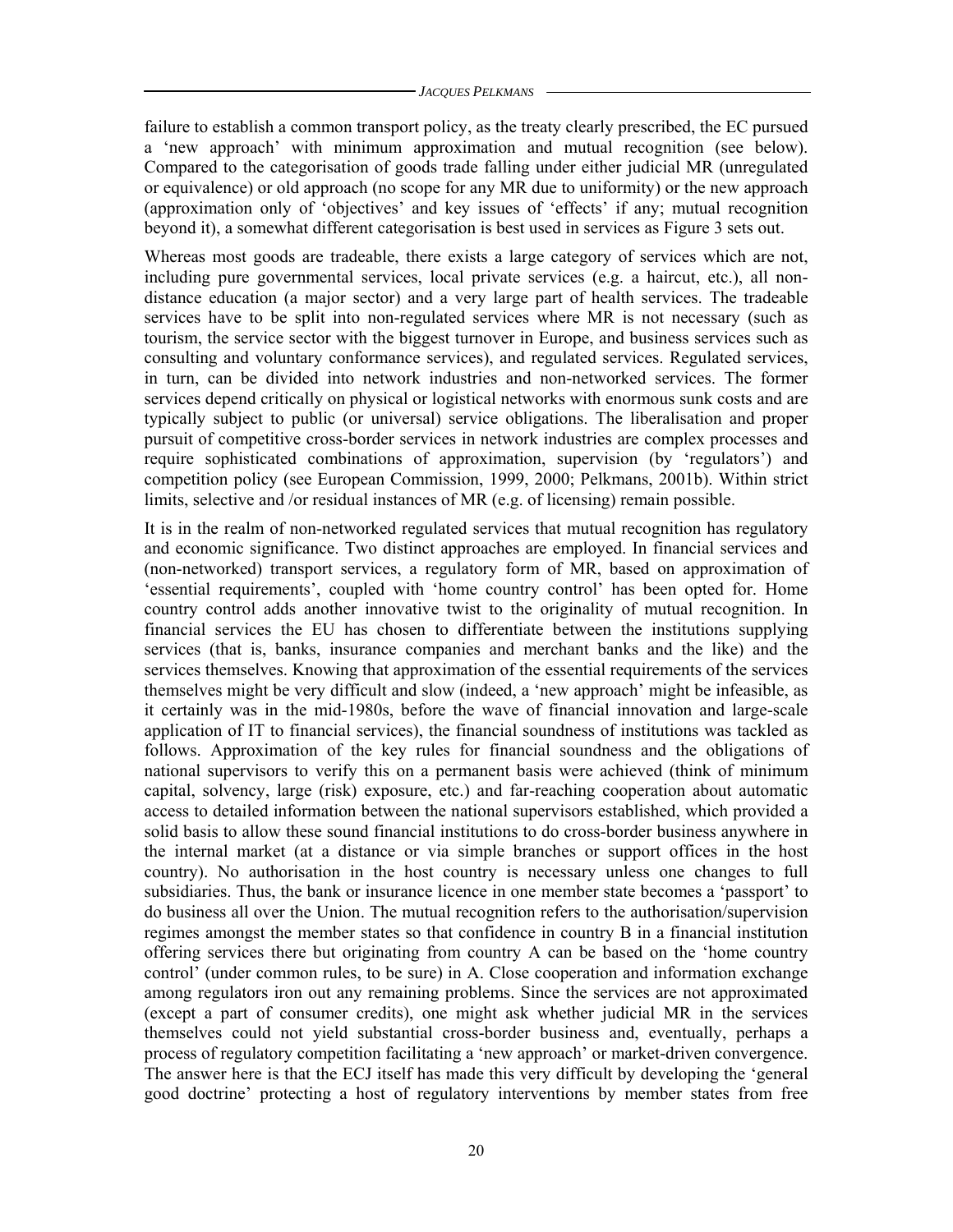failure to establish a common transport policy, as the treaty clearly prescribed, the EC pursued a 'new approach' with minimum approximation and mutual recognition (see below). Compared to the categorisation of goods trade falling under either judicial MR (unregulated or equivalence) or old approach (no scope for any MR due to uniformity) or the new approach (approximation only of 'objectives' and key issues of 'effects' if any; mutual recognition beyond it), a somewhat different categorisation is best used in services as Figure 3 sets out.

Whereas most goods are tradeable, there exists a large category of services which are not, including pure governmental services, local private services (e.g. a haircut, etc.), all non-distance education (a major sector) and a very large part of health services. The tradeable services have to be split into non-regulated services where MR is not necessary (such as tourism, the service sector with the biggest turnover in Europe, and business services such as consulting and voluntary conformance services), and regulated services. Regulated services, in turn, can be divided into network industries and non-networked services. The former services depend critically on physical or logistical networks with enormous sunk costs and are typically subject to public (or universal) service obligations. The liberalisation and proper pursuit of competitive cross-border services in network industries are complex processes and require sophisticated combinations of approximation, supervision (by 'regulators') and competition policy (see European Commission, 1999, 2000; Pelkmans, 2001b). Within strict limits, selective and /or residual instances of MR (e.g. of licensing) remain possible.

It is in the realm of non-networked regulated services that mutual recognition has regulatory and economic significance. Two distinct approaches are employed. In financial services and (non-networked) transport services, a regulatory form of MR, based on approximation of 'essential requirements', coupled with 'home country control' has been opted for. Home country control adds another innovative twist to the originality of mutual recognition. In financial services the EU has chosen to differentiate between the institutions supplying services (that is, banks, insurance companies and merchant banks and the like) and the services themselves. Knowing that approximation of the essential requirements of the services themselves might be very difficult and slow (indeed, a 'new approach' might be infeasible, as it certainly was in the mid-1980s, before the wave of financial innovation and large-scale application of IT to financial services), the financial soundness of institutions was tackled as follows. Approximation of the key rules for financial soundness and the obligations of national supervisors to verify this on a permanent basis were achieved (think of minimum capital, solvency, large (risk) exposure, etc.) and far-reaching cooperation about automatic access to detailed information between the national supervisors established, which provided a solid basis to allow these sound financial institutions to do cross-border business anywhere in the internal market (at a distance or via simple branches or support offices in the host country). No authorisation in the host country is necessary unless one changes to full subsidiaries. Thus, the bank or insurance licence in one member state becomes a 'passport' to do business all over the Union. The mutual recognition refers to the authorisation/supervision regimes amongst the member states so that confidence in country B in a financial institution offering services there but originating from country A can be based on the 'home country control' (under common rules, to be sure) in A. Close cooperation and information exchange among regulators iron out any remaining problems. Since the services are not approximated (except a part of consumer credits), one might ask whether judicial MR in the services themselves could not yield substantial cross-border business and, eventually, perhaps a process of regulatory competition facilitating a 'new approach' or market-driven convergence. The answer here is that the ECJ itself has made this very difficult by developing the 'general good doctrine' protecting a host of regulatory interventions by member states from free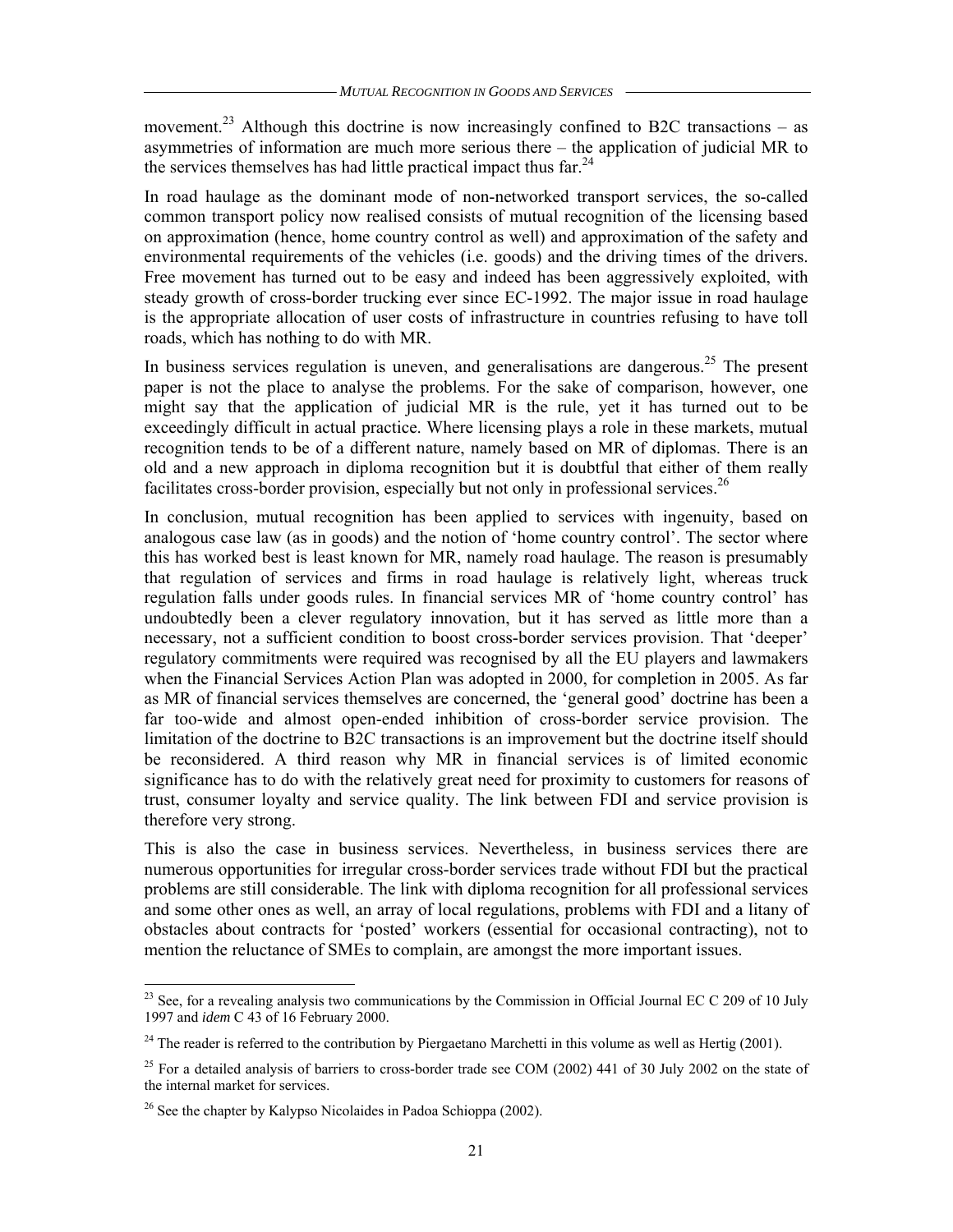movement.[23] Although this doctrine is now increasingly confined to B2C transactions – as asymmetries of information are much more serious there – the application of judicial MR to the services themselves has had little practical impact thus far.[24]

In road haulage as the dominant mode of non-networked transport services, the so-called common transport policy now realised consists of mutual recognition of the licensing based on approximation (hence, home country control as well) and approximation of the safety and environmental requirements of the vehicles (i.e. goods) and the driving times of the drivers. Free movement has turned out to be easy and indeed has been aggressively exploited, with steady growth of cross-border trucking ever since EC-1992. The major issue in road haulage is the appropriate allocation of user costs of infrastructure in countries refusing to have toll roads, which has nothing to do with MR.

In business services regulation is uneven, and generalisations are dangerous.[25] The present paper is not the place to analyse the problems. For the sake of comparison, however, one might say that the application of judicial MR is the rule, yet it has turned out to be exceedingly difficult in actual practice. Where licensing plays a role in these markets, mutual recognition tends to be of a different nature, namely based on MR of diplomas. There is an old and a new approach in diploma recognition but it is doubtful that either of them really facilitates cross-border provision, especially but not only in professional services.[26]

In conclusion, mutual recognition has been applied to services with ingenuity, based on analogous case law (as in goods) and the notion of 'home country control'. The sector where this has worked best is least known for MR, namely road haulage. The reason is presumably that regulation of services and firms in road haulage is relatively light, whereas truck regulation falls under goods rules. In financial services MR of 'home country control' has undoubtedly been a clever regulatory innovation, but it has served as little more than a necessary, not a sufficient condition to boost cross-border services provision. That 'deeper' regulatory commitments were required was recognised by all the EU players and lawmakers when the Financial Services Action Plan was adopted in 2000, for completion in 2005. As far as MR of financial services themselves are concerned, the 'general good' doctrine has been a far too-wide and almost open-ended inhibition of cross-border service provision. The limitation of the doctrine to B2C transactions is an improvement but the doctrine itself should be reconsidered. A third reason why MR in financial services is of limited economic significance has to do with the relatively great need for proximity to customers for reasons of trust, consumer loyalty and service quality. The link between FDI and service provision is therefore very strong.

This is also the case in business services. Nevertheless, in business services there are numerous opportunities for irregular cross-border services trade without FDI but the practical problems are still considerable. The link with diploma recognition for all professional services and some other ones as well, an array of local regulations, problems with FDI and a litany of obstacles about contracts for 'posted' workers (essential for occasional contracting), not to mention the reluctance of SMEs to complain, are amongst the more important issues.

---

[23] See, for a revealing analysis two communications by the Commission in Official Journal EC C 209 of 10 July 1997 and *idem* C 43 of 16 February 2000.

[24] The reader is referred to the contribution by Piergaetano Marchetti in this volume as well as Hertig (2001).

[25] For a detailed analysis of barriers to cross-border trade see COM (2002) 441 of 30 July 2002 on the state of the internal market for services.

[26] See the chapter by Kalypso Nicolaides in Padoa Schioppa (2002).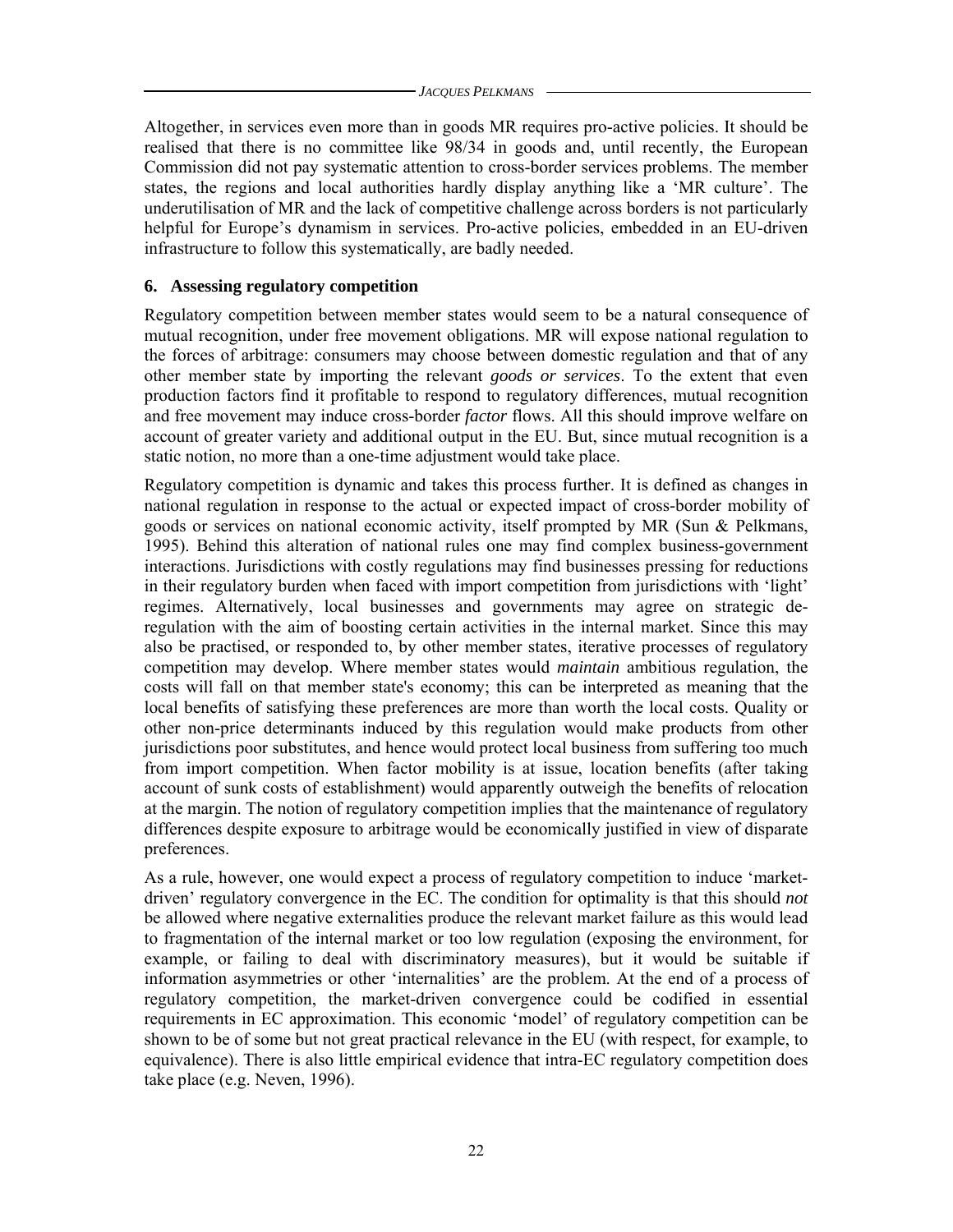Altogether, in services even more than in goods MR requires pro-active policies. It should be realised that there is no committee like 98/34 in goods and, until recently, the European Commission did not pay systematic attention to cross-border services problems. The member states, the regions and local authorities hardly display anything like a 'MR culture'. The underutilisation of MR and the lack of competitive challenge across borders is not particularly helpful for Europe's dynamism in services. Pro-active policies, embedded in an EU-driven infrastructure to follow this systematically, are badly needed.

### 6. Assessing regulatory competition

Regulatory competition between member states would seem to be a natural consequence of mutual recognition, under free movement obligations. MR will expose national regulation to the forces of arbitrage: consumers may choose between domestic regulation and that of any other member state by importing the relevant *goods or services*. To the extent that even production factors find it profitable to respond to regulatory differences, mutual recognition and free movement may induce cross-border *factor* flows. All this should improve welfare on account of greater variety and additional output in the EU. But, since mutual recognition is a static notion, no more than a one-time adjustment would take place.

Regulatory competition is dynamic and takes this process further. It is defined as changes in national regulation in response to the actual or expected impact of cross-border mobility of goods or services on national economic activity, itself prompted by MR (Sun & Pelkmans, 1995). Behind this alteration of national rules one may find complex business-government interactions. Jurisdictions with costly regulations may find businesses pressing for reductions in their regulatory burden when faced with import competition from jurisdictions with 'light' regimes. Alternatively, local businesses and governments may agree on strategic de-regulation with the aim of boosting certain activities in the internal market. Since this may also be practised, or responded to, by other member states, iterative processes of regulatory competition may develop. Where member states would *maintain* ambitious regulation, the costs will fall on that member state's economy; this can be interpreted as meaning that the local benefits of satisfying these preferences are more than worth the local costs. Quality or other non-price determinants induced by this regulation would make products from other jurisdictions poor substitutes, and hence would protect local business from suffering too much from import competition. When factor mobility is at issue, location benefits (after taking account of sunk costs of establishment) would apparently outweigh the benefits of relocation at the margin. The notion of regulatory competition implies that the maintenance of regulatory differences despite exposure to arbitrage would be economically justified in view of disparate preferences.

As a rule, however, one would expect a process of regulatory competition to induce 'market-driven' regulatory convergence in the EC. The condition for optimality is that this should *not* be allowed where negative externalities produce the relevant market failure as this would lead to fragmentation of the internal market or too low regulation (exposing the environment, for example, or failing to deal with discriminatory measures), but it would be suitable if information asymmetries or other 'internalities' are the problem. At the end of a process of regulatory competition, the market-driven convergence could be codified in essential requirements in EC approximation. This economic 'model' of regulatory competition can be shown to be of some but not great practical relevance in the EU (with respect, for example, to equivalence). There is also little empirical evidence that intra-EC regulatory competition does take place (e.g. Neven, 1996).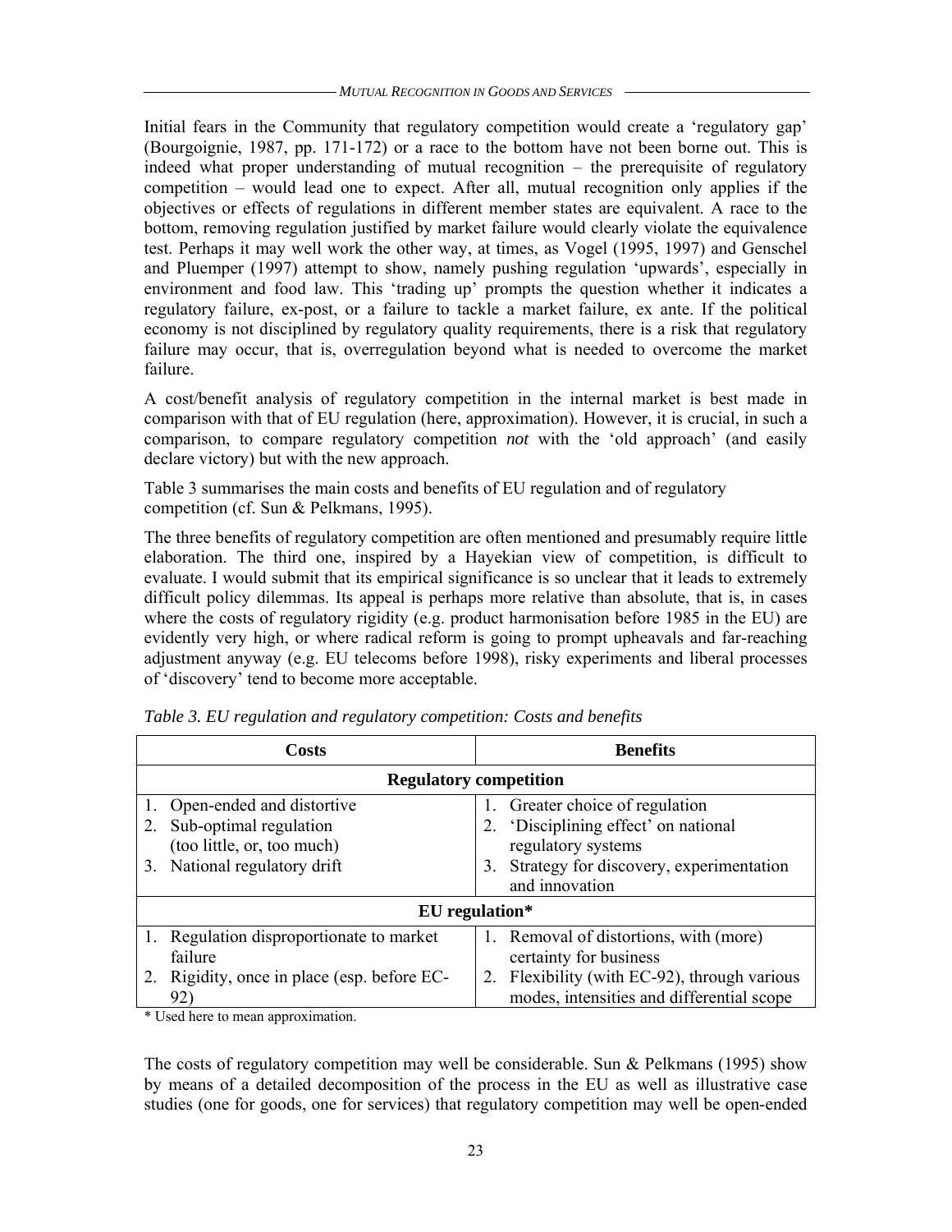Initial fears in the Community that regulatory competition would create a 'regulatory gap' (Bourgoignie, 1987, pp. 171-172) or a race to the bottom have not been borne out. This is indeed what proper understanding of mutual recognition – the prerequisite of regulatory competition – would lead one to expect. After all, mutual recognition only applies if the objectives or effects of regulations in different member states are equivalent. A race to the bottom, removing regulation justified by market failure would clearly violate the equivalence test. Perhaps it may well work the other way, at times, as Vogel (1995, 1997) and Genschel and Pluemper (1997) attempt to show, namely pushing regulation 'upwards', especially in environment and food law. This 'trading up' prompts the question whether it indicates a regulatory failure, ex-post, or a failure to tackle a market failure, ex ante. If the political economy is not disciplined by regulatory quality requirements, there is a risk that regulatory failure may occur, that is, overregulation beyond what is needed to overcome the market failure.

A cost/benefit analysis of regulatory competition in the internal market is best made in comparison with that of EU regulation (here, approximation). However, it is crucial, in such a comparison, to compare regulatory competition *not* with the 'old approach' (and easily declare victory) but with the new approach.

Table 3 summarises the main costs and benefits of EU regulation and of regulatory competition (cf. Sun & Pelkmans, 1995).

The three benefits of regulatory competition are often mentioned and presumably require little elaboration. The third one, inspired by a Hayekian view of competition, is difficult to evaluate. I would submit that its empirical significance is so unclear that it leads to extremely difficult policy dilemmas. Its appeal is perhaps more relative than absolute, that is, in cases where the costs of regulatory rigidity (e.g. product harmonisation before 1985 in the EU) are evidently very high, or where radical reform is going to prompt upheavals and far-reaching adjustment anyway (e.g. EU telecoms before 1998), risky experiments and liberal processes of 'discovery' tend to become more acceptable.

*Table 3. EU regulation and regulatory competition: Costs and benefits*

| Costs | Benefits |
|---|---|
| **Regulatory competition** | |
| 1. Open-ended and distortive<br>2. Sub-optimal regulation (too little, or, too much)<br>3. National regulatory drift | 1. Greater choice of regulation<br>2. 'Disciplining effect' on national regulatory systems<br>3. Strategy for discovery, experimentation and innovation |
| **EU regulation*** | |
| 1. Regulation disproportionate to market failure<br>2. Rigidity, once in place (esp. before EC-92) | 1. Removal of distortions, with (more) certainty for business<br>2. Flexibility (with EC-92), through various modes, intensities and differential scope |

\* Used here to mean approximation.

The costs of regulatory competition may well be considerable. Sun & Pelkmans (1995) show by means of a detailed decomposition of the process in the EU as well as illustrative case studies (one for goods, one for services) that regulatory competition may well be open-ended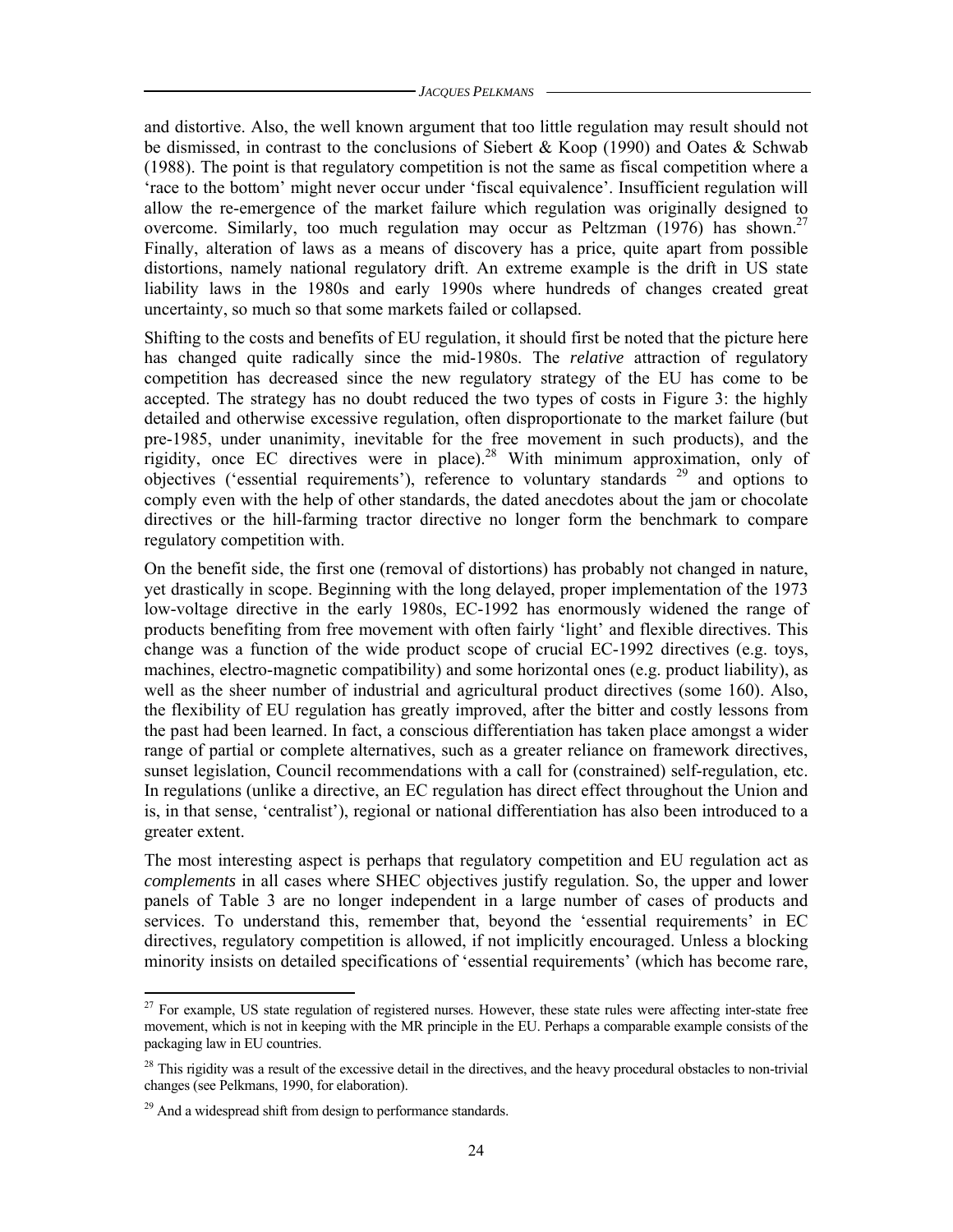and distortive. Also, the well known argument that too little regulation may result should not be dismissed, in contrast to the conclusions of Siebert & Koop (1990) and Oates & Schwab (1988). The point is that regulatory competition is not the same as fiscal competition where a 'race to the bottom' might never occur under 'fiscal equivalence'. Insufficient regulation will allow the re-emergence of the market failure which regulation was originally designed to overcome. Similarly, too much regulation may occur as Peltzman (1976) has shown.[27] Finally, alteration of laws as a means of discovery has a price, quite apart from possible distortions, namely national regulatory drift. An extreme example is the drift in US state liability laws in the 1980s and early 1990s where hundreds of changes created great uncertainty, so much so that some markets failed or collapsed.

Shifting to the costs and benefits of EU regulation, it should first be noted that the picture here has changed quite radically since the mid-1980s. The *relative* attraction of regulatory competition has decreased since the new regulatory strategy of the EU has come to be accepted. The strategy has no doubt reduced the two types of costs in Figure 3: the highly detailed and otherwise excessive regulation, often disproportionate to the market failure (but pre-1985, under unanimity, inevitable for the free movement in such products), and the rigidity, once EC directives were in place).[28] With minimum approximation, only of objectives ('essential requirements'), reference to voluntary standards [29] and options to comply even with the help of other standards, the dated anecdotes about the jam or chocolate directives or the hill-farming tractor directive no longer form the benchmark to compare regulatory competition with.

On the benefit side, the first one (removal of distortions) has probably not changed in nature, yet drastically in scope. Beginning with the long delayed, proper implementation of the 1973 low-voltage directive in the early 1980s, EC-1992 has enormously widened the range of products benefiting from free movement with often fairly 'light' and flexible directives. This change was a function of the wide product scope of crucial EC-1992 directives (e.g. toys, machines, electro-magnetic compatibility) and some horizontal ones (e.g. product liability), as well as the sheer number of industrial and agricultural product directives (some 160). Also, the flexibility of EU regulation has greatly improved, after the bitter and costly lessons from the past had been learned. In fact, a conscious differentiation has taken place amongst a wider range of partial or complete alternatives, such as a greater reliance on framework directives, sunset legislation, Council recommendations with a call for (constrained) self-regulation, etc. In regulations (unlike a directive, an EC regulation has direct effect throughout the Union and is, in that sense, 'centralist'), regional or national differentiation has also been introduced to a greater extent.

The most interesting aspect is perhaps that regulatory competition and EU regulation act as *complements* in all cases where SHEC objectives justify regulation. So, the upper and lower panels of Table 3 are no longer independent in a large number of cases of products and services. To understand this, remember that, beyond the 'essential requirements' in EC directives, regulatory competition is allowed, if not implicitly encouraged. Unless a blocking minority insists on detailed specifications of 'essential requirements' (which has become rare,

---

[27] For example, US state regulation of registered nurses. However, these state rules were affecting inter-state free movement, which is not in keeping with the MR principle in the EU. Perhaps a comparable example consists of the packaging law in EU countries.

[28] This rigidity was a result of the excessive detail in the directives, and the heavy procedural obstacles to non-trivial changes (see Pelkmans, 1990, for elaboration).

[29] And a widespread shift from design to performance standards.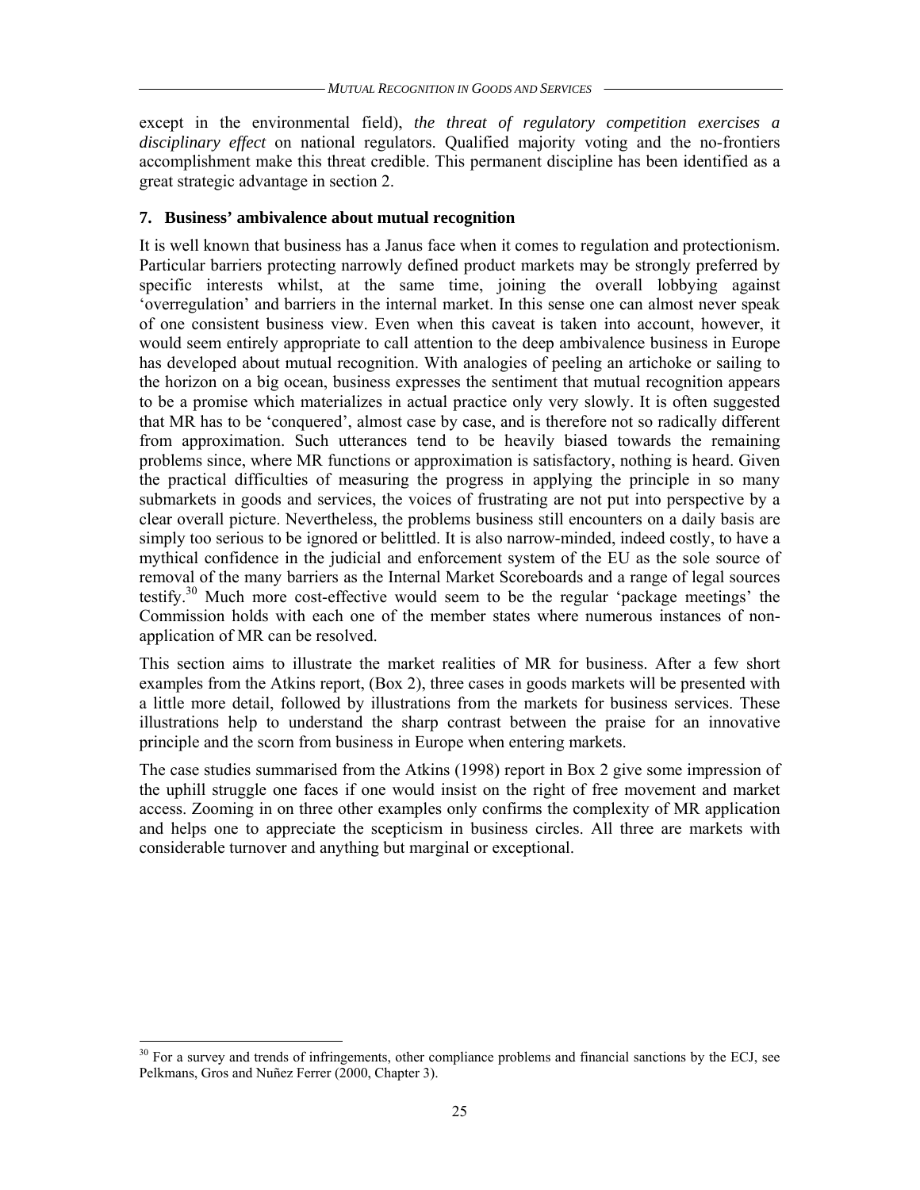except in the environmental field), *the threat of regulatory competition exercises a disciplinary effect* on national regulators. Qualified majority voting and the no-frontiers accomplishment make this threat credible. This permanent discipline has been identified as a great strategic advantage in section 2.

### 7. Business' ambivalence about mutual recognition

It is well known that business has a Janus face when it comes to regulation and protectionism. Particular barriers protecting narrowly defined product markets may be strongly preferred by specific interests whilst, at the same time, joining the overall lobbying against 'overregulation' and barriers in the internal market. In this sense one can almost never speak of one consistent business view. Even when this caveat is taken into account, however, it would seem entirely appropriate to call attention to the deep ambivalence business in Europe has developed about mutual recognition. With analogies of peeling an artichoke or sailing to the horizon on a big ocean, business expresses the sentiment that mutual recognition appears to be a promise which materializes in actual practice only very slowly. It is often suggested that MR has to be 'conquered', almost case by case, and is therefore not so radically different from approximation. Such utterances tend to be heavily biased towards the remaining problems since, where MR functions or approximation is satisfactory, nothing is heard. Given the practical difficulties of measuring the progress in applying the principle in so many submarkets in goods and services, the voices of frustrating are not put into perspective by a clear overall picture. Nevertheless, the problems business still encounters on a daily basis are simply too serious to be ignored or belittled. It is also narrow-minded, indeed costly, to have a mythical confidence in the judicial and enforcement system of the EU as the sole source of removal of the many barriers as the Internal Market Scoreboards and a range of legal sources testify.[30] Much more cost-effective would seem to be the regular 'package meetings' the Commission holds with each one of the member states where numerous instances of non-application of MR can be resolved.

This section aims to illustrate the market realities of MR for business. After a few short examples from the Atkins report, (Box 2), three cases in goods markets will be presented with a little more detail, followed by illustrations from the markets for business services. These illustrations help to understand the sharp contrast between the praise for an innovative principle and the scorn from business in Europe when entering markets.

The case studies summarised from the Atkins (1998) report in Box 2 give some impression of the uphill struggle one faces if one would insist on the right of free movement and market access. Zooming in on three other examples only confirms the complexity of MR application and helps one to appreciate the scepticism in business circles. All three are markets with considerable turnover and anything but marginal or exceptional.

[30] For a survey and trends of infringements, other compliance problems and financial sanctions by the ECJ, see Pelkmans, Gros and Nuñez Ferrer (2000, Chapter 3).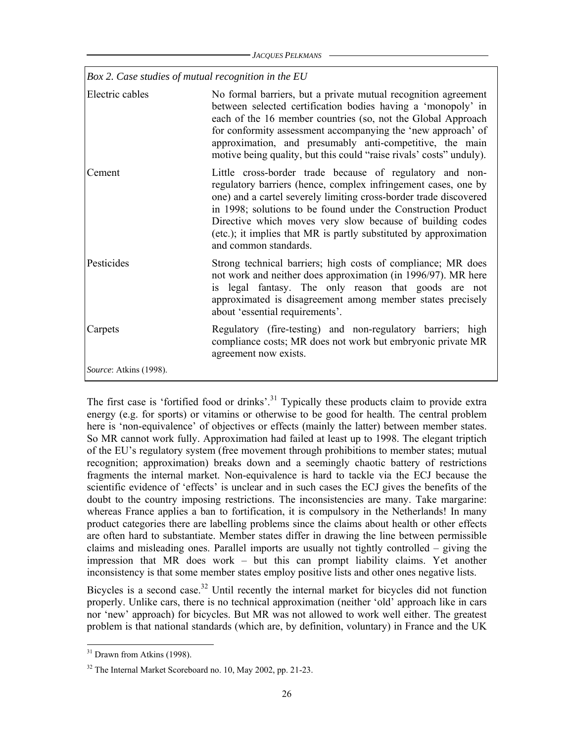*Box 2. Case studies of mutual recognition in the EU*

| | |
|---|---|
| Electric cables | No formal barriers, but a private mutual recognition agreement between selected certification bodies having a 'monopoly' in each of the 16 member countries (so, not the Global Approach for conformity assessment accompanying the 'new approach' of approximation, and presumably anti-competitive, the main motive being quality, but this could "raise rivals' costs" unduly). |
| Cement | Little cross-border trade because of regulatory and non-regulatory barriers (hence, complex infringement cases, one by one) and a cartel severely limiting cross-border trade discovered in 1998; solutions to be found under the Construction Product Directive which moves very slow because of building codes (etc.); it implies that MR is partly substituted by approximation and common standards. |
| Pesticides | Strong technical barriers; high costs of compliance; MR does not work and neither does approximation (in 1996/97). MR here is legal fantasy. The only reason that goods are not approximated is disagreement among member states precisely about 'essential requirements'. |
| Carpets | Regulatory (fire-testing) and non-regulatory barriers; high compliance costs; MR does not work but embryonic private MR agreement now exists. |

*Source*: Atkins (1998).

The first case is 'fortified food or drinks'.[31] Typically these products claim to provide extra energy (e.g. for sports) or vitamins or otherwise to be good for health. The central problem here is 'non-equivalence' of objectives or effects (mainly the latter) between member states. So MR cannot work fully. Approximation had failed at least up to 1998. The elegant triptich of the EU's regulatory system (free movement through prohibitions to member states; mutual recognition; approximation) breaks down and a seemingly chaotic battery of restrictions fragments the internal market. Non-equivalence is hard to tackle via the ECJ because the scientific evidence of 'effects' is unclear and in such cases the ECJ gives the benefits of the doubt to the country imposing restrictions. The inconsistencies are many. Take margarine: whereas France applies a ban to fortification, it is compulsory in the Netherlands! In many product categories there are labelling problems since the claims about health or other effects are often hard to substantiate. Member states differ in drawing the line between permissible claims and misleading ones. Parallel imports are usually not tightly controlled – giving the impression that MR does work – but this can prompt liability claims. Yet another inconsistency is that some member states employ positive lists and other ones negative lists.

Bicycles is a second case.[32] Until recently the internal market for bicycles did not function properly. Unlike cars, there is no technical approximation (neither 'old' approach like in cars nor 'new' approach) for bicycles. But MR was not allowed to work well either. The greatest problem is that national standards (which are, by definition, voluntary) in France and the UK

[31] Drawn from Atkins (1998).

[32] The Internal Market Scoreboard no. 10, May 2002, pp. 21-23.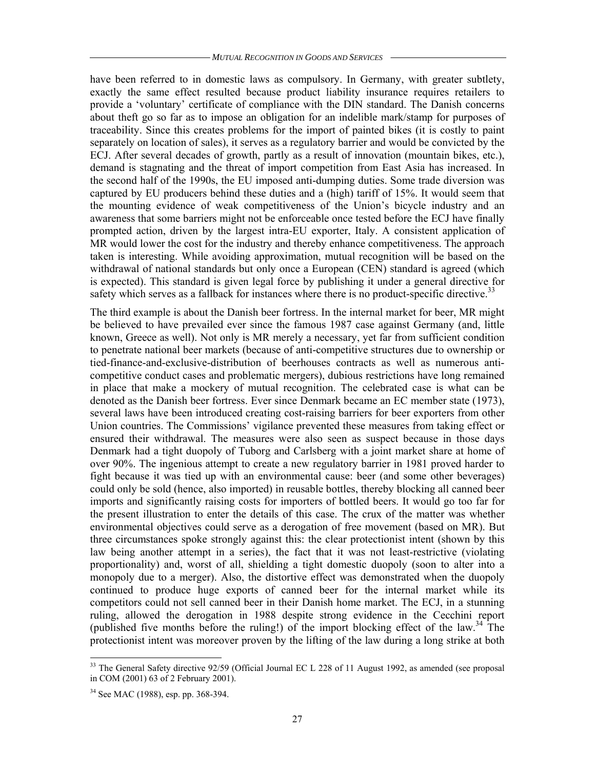have been referred to in domestic laws as compulsory. In Germany, with greater subtlety, exactly the same effect resulted because product liability insurance requires retailers to provide a 'voluntary' certificate of compliance with the DIN standard. The Danish concerns about theft go so far as to impose an obligation for an indelible mark/stamp for purposes of traceability. Since this creates problems for the import of painted bikes (it is costly to paint separately on location of sales), it serves as a regulatory barrier and would be convicted by the ECJ. After several decades of growth, partly as a result of innovation (mountain bikes, etc.), demand is stagnating and the threat of import competition from East Asia has increased. In the second half of the 1990s, the EU imposed anti-dumping duties. Some trade diversion was captured by EU producers behind these duties and a (high) tariff of 15%. It would seem that the mounting evidence of weak competitiveness of the Union's bicycle industry and an awareness that some barriers might not be enforceable once tested before the ECJ have finally prompted action, driven by the largest intra-EU exporter, Italy. A consistent application of MR would lower the cost for the industry and thereby enhance competitiveness. The approach taken is interesting. While avoiding approximation, mutual recognition will be based on the withdrawal of national standards but only once a European (CEN) standard is agreed (which is expected). This standard is given legal force by publishing it under a general directive for safety which serves as a fallback for instances where there is no product-specific directive.[33]

The third example is about the Danish beer fortress. In the internal market for beer, MR might be believed to have prevailed ever since the famous 1987 case against Germany (and, little known, Greece as well). Not only is MR merely a necessary, yet far from sufficient condition to penetrate national beer markets (because of anti-competitive structures due to ownership or tied-finance-and-exclusive-distribution of beerhouses contracts as well as numerous anti-competitive conduct cases and problematic mergers), dubious restrictions have long remained in place that make a mockery of mutual recognition. The celebrated case is what can be denoted as the Danish beer fortress. Ever since Denmark became an EC member state (1973), several laws have been introduced creating cost-raising barriers for beer exporters from other Union countries. The Commissions' vigilance prevented these measures from taking effect or ensured their withdrawal. The measures were also seen as suspect because in those days Denmark had a tight duopoly of Tuborg and Carlsberg with a joint market share at home of over 90%. The ingenious attempt to create a new regulatory barrier in 1981 proved harder to fight because it was tied up with an environmental cause: beer (and some other beverages) could only be sold (hence, also imported) in reusable bottles, thereby blocking all canned beer imports and significantly raising costs for importers of bottled beers. It would go too far for the present illustration to enter the details of this case. The crux of the matter was whether environmental objectives could serve as a derogation of free movement (based on MR). But three circumstances spoke strongly against this: the clear protectionist intent (shown by this law being another attempt in a series), the fact that it was not least-restrictive (violating proportionality) and, worst of all, shielding a tight domestic duopoly (soon to alter into a monopoly due to a merger). Also, the distortive effect was demonstrated when the duopoly continued to produce huge exports of canned beer for the internal market while its competitors could not sell canned beer in their Danish home market. The ECJ, in a stunning ruling, allowed the derogation in 1988 despite strong evidence in the Cecchini report (published five months before the ruling!) of the import blocking effect of the law.[34] The protectionist intent was moreover proven by the lifting of the law during a long strike at both

---

[33] The General Safety directive 92/59 (Official Journal EC L 228 of 11 August 1992, as amended (see proposal in COM (2001) 63 of 2 February 2001).

[34] See MAC (1988), esp. pp. 368-394.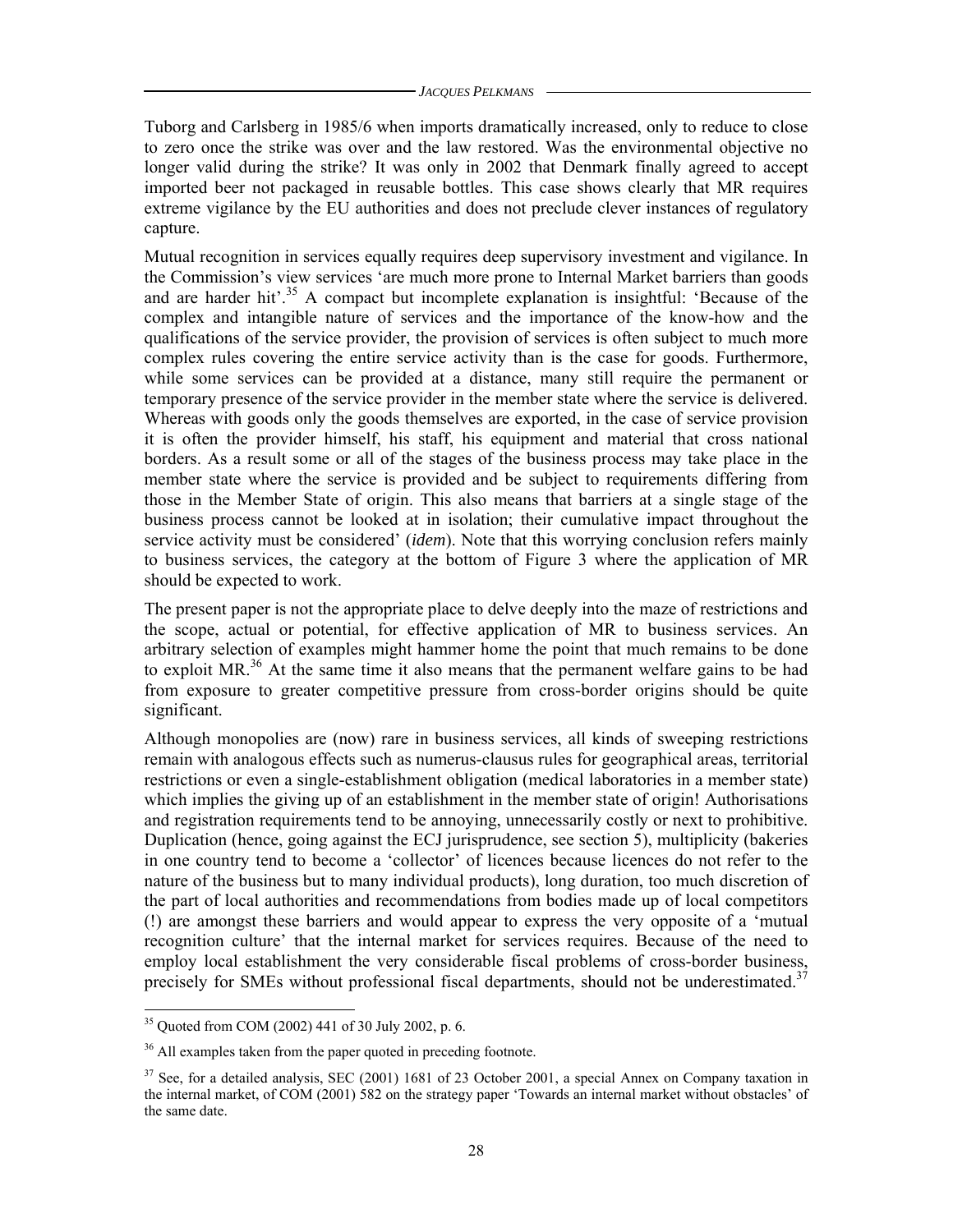Tuborg and Carlsberg in 1985/6 when imports dramatically increased, only to reduce to close to zero once the strike was over and the law restored. Was the environmental objective no longer valid during the strike? It was only in 2002 that Denmark finally agreed to accept imported beer not packaged in reusable bottles. This case shows clearly that MR requires extreme vigilance by the EU authorities and does not preclude clever instances of regulatory capture.

Mutual recognition in services equally requires deep supervisory investment and vigilance. In the Commission's view services 'are much more prone to Internal Market barriers than goods and are harder hit'.[35] A compact but incomplete explanation is insightful: 'Because of the complex and intangible nature of services and the importance of the know-how and the qualifications of the service provider, the provision of services is often subject to much more complex rules covering the entire service activity than is the case for goods. Furthermore, while some services can be provided at a distance, many still require the permanent or temporary presence of the service provider in the member state where the service is delivered. Whereas with goods only the goods themselves are exported, in the case of service provision it is often the provider himself, his staff, his equipment and material that cross national borders. As a result some or all of the stages of the business process may take place in the member state where the service is provided and be subject to requirements differing from those in the Member State of origin. This also means that barriers at a single stage of the business process cannot be looked at in isolation; their cumulative impact throughout the service activity must be considered' (*idem*). Note that this worrying conclusion refers mainly to business services, the category at the bottom of Figure 3 where the application of MR should be expected to work.

The present paper is not the appropriate place to delve deeply into the maze of restrictions and the scope, actual or potential, for effective application of MR to business services. An arbitrary selection of examples might hammer home the point that much remains to be done to exploit MR.[36] At the same time it also means that the permanent welfare gains to be had from exposure to greater competitive pressure from cross-border origins should be quite significant.

Although monopolies are (now) rare in business services, all kinds of sweeping restrictions remain with analogous effects such as numerus-clausus rules for geographical areas, territorial restrictions or even a single-establishment obligation (medical laboratories in a member state) which implies the giving up of an establishment in the member state of origin! Authorisations and registration requirements tend to be annoying, unnecessarily costly or next to prohibitive. Duplication (hence, going against the ECJ jurisprudence, see section 5), multiplicity (bakeries in one country tend to become a 'collector' of licences because licences do not refer to the nature of the business but to many individual products), long duration, too much discretion of the part of local authorities and recommendations from bodies made up of local competitors (!) are amongst these barriers and would appear to express the very opposite of a 'mutual recognition culture' that the internal market for services requires. Because of the need to employ local establishment the very considerable fiscal problems of cross-border business, precisely for SMEs without professional fiscal departments, should not be underestimated.[37]

---

[35] Quoted from COM (2002) 441 of 30 July 2002, p. 6.

[36] All examples taken from the paper quoted in preceding footnote.

[37] See, for a detailed analysis, SEC (2001) 1681 of 23 October 2001, a special Annex on Company taxation in the internal market, of COM (2001) 582 on the strategy paper 'Towards an internal market without obstacles' of the same date.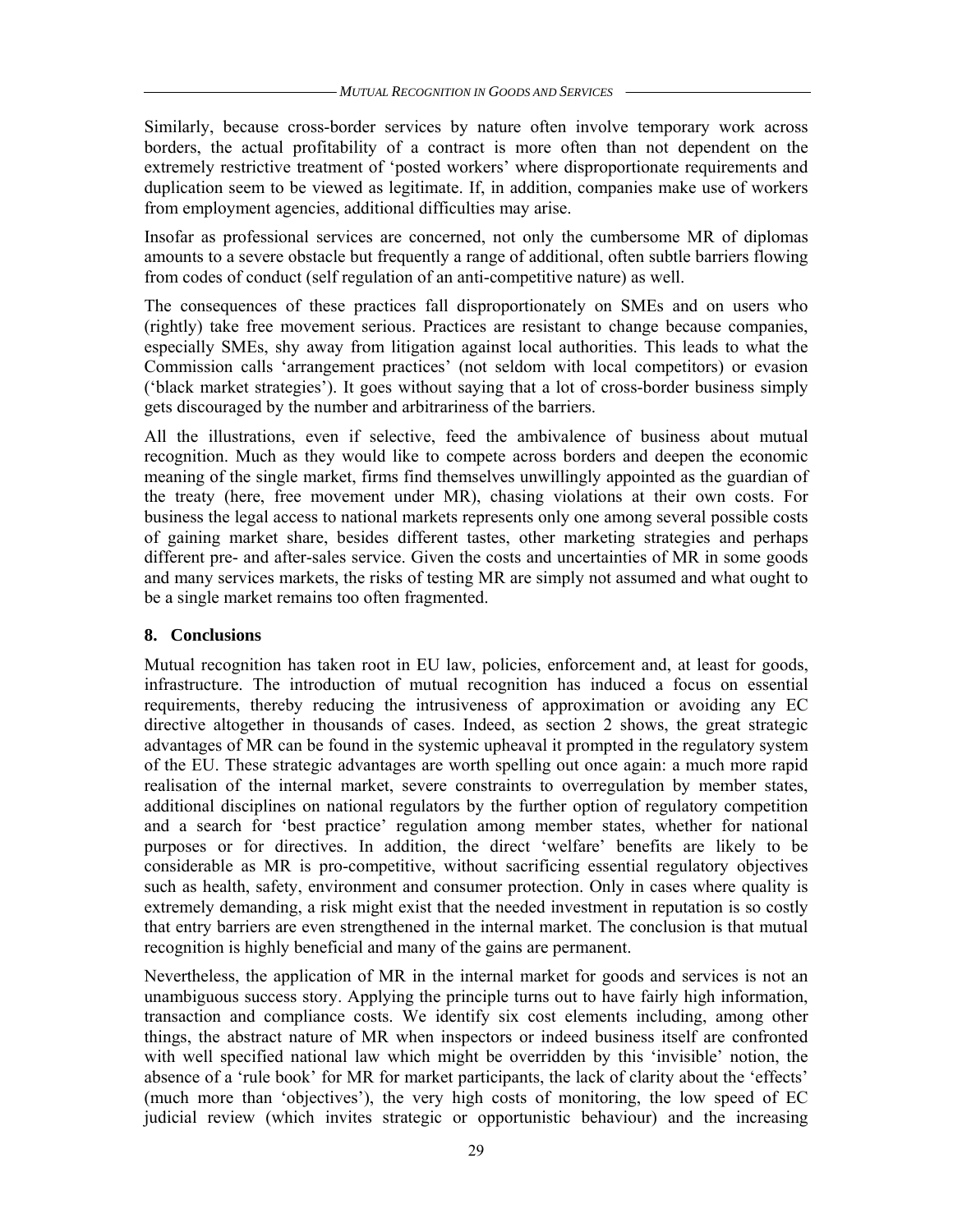Similarly, because cross-border services by nature often involve temporary work across borders, the actual profitability of a contract is more often than not dependent on the extremely restrictive treatment of 'posted workers' where disproportionate requirements and duplication seem to be viewed as legitimate. If, in addition, companies make use of workers from employment agencies, additional difficulties may arise.

Insofar as professional services are concerned, not only the cumbersome MR of diplomas amounts to a severe obstacle but frequently a range of additional, often subtle barriers flowing from codes of conduct (self regulation of an anti-competitive nature) as well.

The consequences of these practices fall disproportionately on SMEs and on users who (rightly) take free movement serious. Practices are resistant to change because companies, especially SMEs, shy away from litigation against local authorities. This leads to what the Commission calls 'arrangement practices' (not seldom with local competitors) or evasion ('black market strategies'). It goes without saying that a lot of cross-border business simply gets discouraged by the number and arbitrariness of the barriers.

All the illustrations, even if selective, feed the ambivalence of business about mutual recognition. Much as they would like to compete across borders and deepen the economic meaning of the single market, firms find themselves unwillingly appointed as the guardian of the treaty (here, free movement under MR), chasing violations at their own costs. For business the legal access to national markets represents only one among several possible costs of gaining market share, besides different tastes, other marketing strategies and perhaps different pre- and after-sales service. Given the costs and uncertainties of MR in some goods and many services markets, the risks of testing MR are simply not assumed and what ought to be a single market remains too often fragmented.

## 8. Conclusions

Mutual recognition has taken root in EU law, policies, enforcement and, at least for goods, infrastructure. The introduction of mutual recognition has induced a focus on essential requirements, thereby reducing the intrusiveness of approximation or avoiding any EC directive altogether in thousands of cases. Indeed, as section 2 shows, the great strategic advantages of MR can be found in the systemic upheaval it prompted in the regulatory system of the EU. These strategic advantages are worth spelling out once again: a much more rapid realisation of the internal market, severe constraints to overregulation by member states, additional disciplines on national regulators by the further option of regulatory competition and a search for 'best practice' regulation among member states, whether for national purposes or for directives. In addition, the direct 'welfare' benefits are likely to be considerable as MR is pro-competitive, without sacrificing essential regulatory objectives such as health, safety, environment and consumer protection. Only in cases where quality is extremely demanding, a risk might exist that the needed investment in reputation is so costly that entry barriers are even strengthened in the internal market. The conclusion is that mutual recognition is highly beneficial and many of the gains are permanent.

Nevertheless, the application of MR in the internal market for goods and services is not an unambiguous success story. Applying the principle turns out to have fairly high information, transaction and compliance costs. We identify six cost elements including, among other things, the abstract nature of MR when inspectors or indeed business itself are confronted with well specified national law which might be overridden by this 'invisible' notion, the absence of a 'rule book' for MR for market participants, the lack of clarity about the 'effects' (much more than 'objectives'), the very high costs of monitoring, the low speed of EC judicial review (which invites strategic or opportunistic behaviour) and the increasing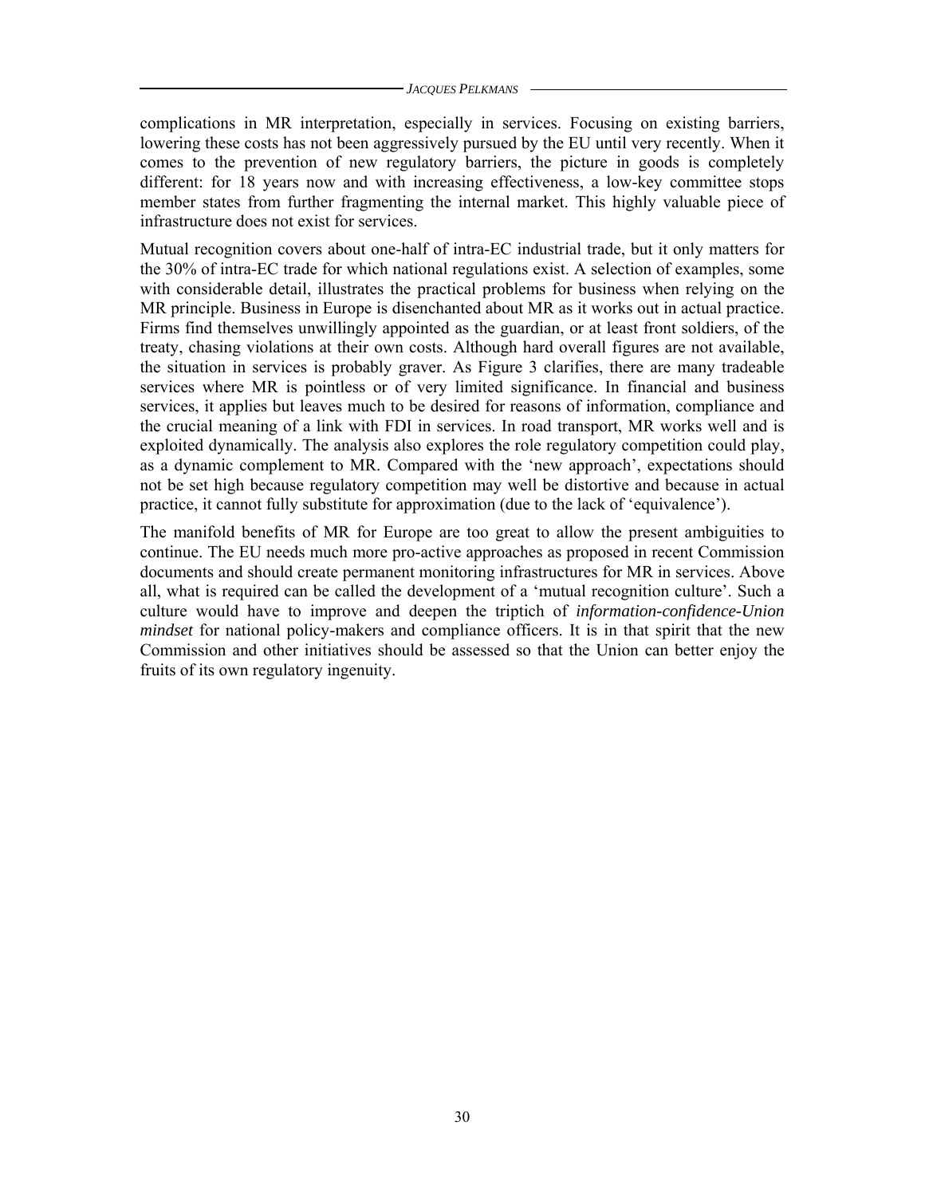complications in MR interpretation, especially in services. Focusing on existing barriers, lowering these costs has not been aggressively pursued by the EU until very recently. When it comes to the prevention of new regulatory barriers, the picture in goods is completely different: for 18 years now and with increasing effectiveness, a low-key committee stops member states from further fragmenting the internal market. This highly valuable piece of infrastructure does not exist for services.

Mutual recognition covers about one-half of intra-EC industrial trade, but it only matters for the 30% of intra-EC trade for which national regulations exist. A selection of examples, some with considerable detail, illustrates the practical problems for business when relying on the MR principle. Business in Europe is disenchanted about MR as it works out in actual practice. Firms find themselves unwillingly appointed as the guardian, or at least front soldiers, of the treaty, chasing violations at their own costs. Although hard overall figures are not available, the situation in services is probably graver. As Figure 3 clarifies, there are many tradeable services where MR is pointless or of very limited significance. In financial and business services, it applies but leaves much to be desired for reasons of information, compliance and the crucial meaning of a link with FDI in services. In road transport, MR works well and is exploited dynamically. The analysis also explores the role regulatory competition could play, as a dynamic complement to MR. Compared with the 'new approach', expectations should not be set high because regulatory competition may well be distortive and because in actual practice, it cannot fully substitute for approximation (due to the lack of 'equivalence').

The manifold benefits of MR for Europe are too great to allow the present ambiguities to continue. The EU needs much more pro-active approaches as proposed in recent Commission documents and should create permanent monitoring infrastructures for MR in services. Above all, what is required can be called the development of a 'mutual recognition culture'. Such a culture would have to improve and deepen the triptich of *information-confidence-Union mindset* for national policy-makers and compliance officers. It is in that spirit that the new Commission and other initiatives should be assessed so that the Union can better enjoy the fruits of its own regulatory ingenuity.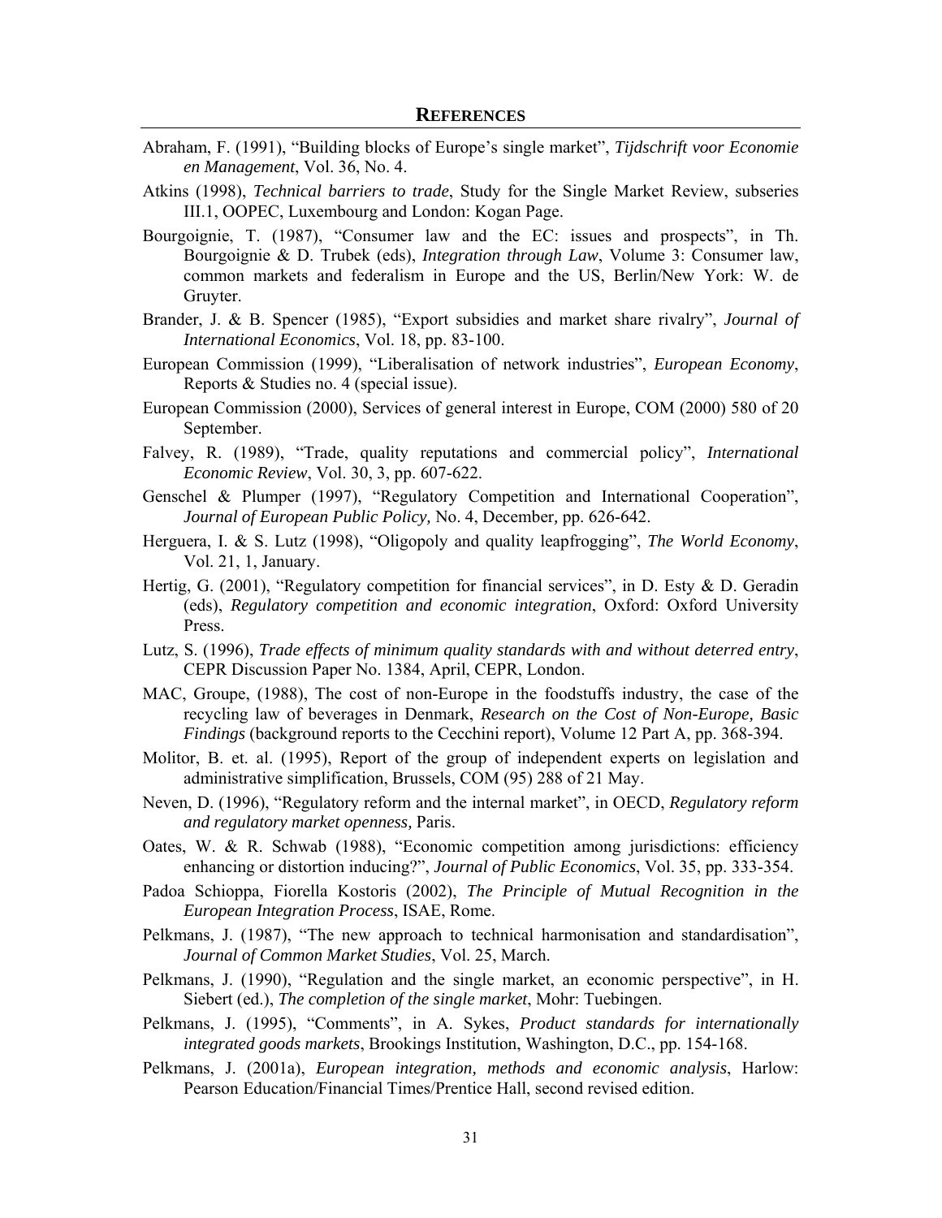## REFERENCES

Abraham, F. (1991), "Building blocks of Europe's single market", *Tijdschrift voor Economie en Management*, Vol. 36, No. 4.

Atkins (1998), *Technical barriers to trade*, Study for the Single Market Review, subseries III.1, OOPEC, Luxembourg and London: Kogan Page.

Bourgoignie, T. (1987), "Consumer law and the EC: issues and prospects", in Th. Bourgoignie & D. Trubek (eds), *Integration through Law*, Volume 3: Consumer law, common markets and federalism in Europe and the US, Berlin/New York: W. de Gruyter.

Brander, J. & B. Spencer (1985), "Export subsidies and market share rivalry", *Journal of International Economics*, Vol. 18, pp. 83-100.

European Commission (1999), "Liberalisation of network industries", *European Economy*, Reports & Studies no. 4 (special issue).

European Commission (2000), Services of general interest in Europe, COM (2000) 580 of 20 September.

Falvey, R. (1989), "Trade, quality reputations and commercial policy", *International Economic Review*, Vol. 30, 3, pp. 607-622.

Genschel & Plumper (1997), "Regulatory Competition and International Cooperation", *Journal of European Public Policy,* No. 4, December, pp. 626-642.

Herguera, I. & S. Lutz (1998), "Oligopoly and quality leapfrogging", *The World Economy*, Vol. 21, 1, January.

Hertig, G. (2001), "Regulatory competition for financial services", in D. Esty & D. Geradin (eds), *Regulatory competition and economic integration*, Oxford: Oxford University Press.

Lutz, S. (1996), *Trade effects of minimum quality standards with and without deterred entry*, CEPR Discussion Paper No. 1384, April, CEPR, London.

MAC, Groupe, (1988), The cost of non-Europe in the foodstuffs industry, the case of the recycling law of beverages in Denmark, *Research on the Cost of Non-Europe, Basic Findings* (background reports to the Cecchini report), Volume 12 Part A, pp. 368-394.

Molitor, B. et. al. (1995), Report of the group of independent experts on legislation and administrative simplification, Brussels, COM (95) 288 of 21 May.

Neven, D. (1996), "Regulatory reform and the internal market", in OECD, *Regulatory reform and regulatory market openness,* Paris.

Oates, W. & R. Schwab (1988), "Economic competition among jurisdictions: efficiency enhancing or distortion inducing?", *Journal of Public Economics*, Vol. 35, pp. 333-354.

Padoa Schioppa, Fiorella Kostoris (2002), *The Principle of Mutual Recognition in the European Integration Process*, ISAE, Rome.

Pelkmans, J. (1987), "The new approach to technical harmonisation and standardisation", *Journal of Common Market Studies*, Vol. 25, March.

Pelkmans, J. (1990), "Regulation and the single market, an economic perspective", in H. Siebert (ed.), *The completion of the single market*, Mohr: Tuebingen.

Pelkmans, J. (1995), "Comments", in A. Sykes, *Product standards for internationally integrated goods markets*, Brookings Institution, Washington, D.C., pp. 154-168.

Pelkmans, J. (2001a), *European integration, methods and economic analysis*, Harlow: Pearson Education/Financial Times/Prentice Hall, second revised edition.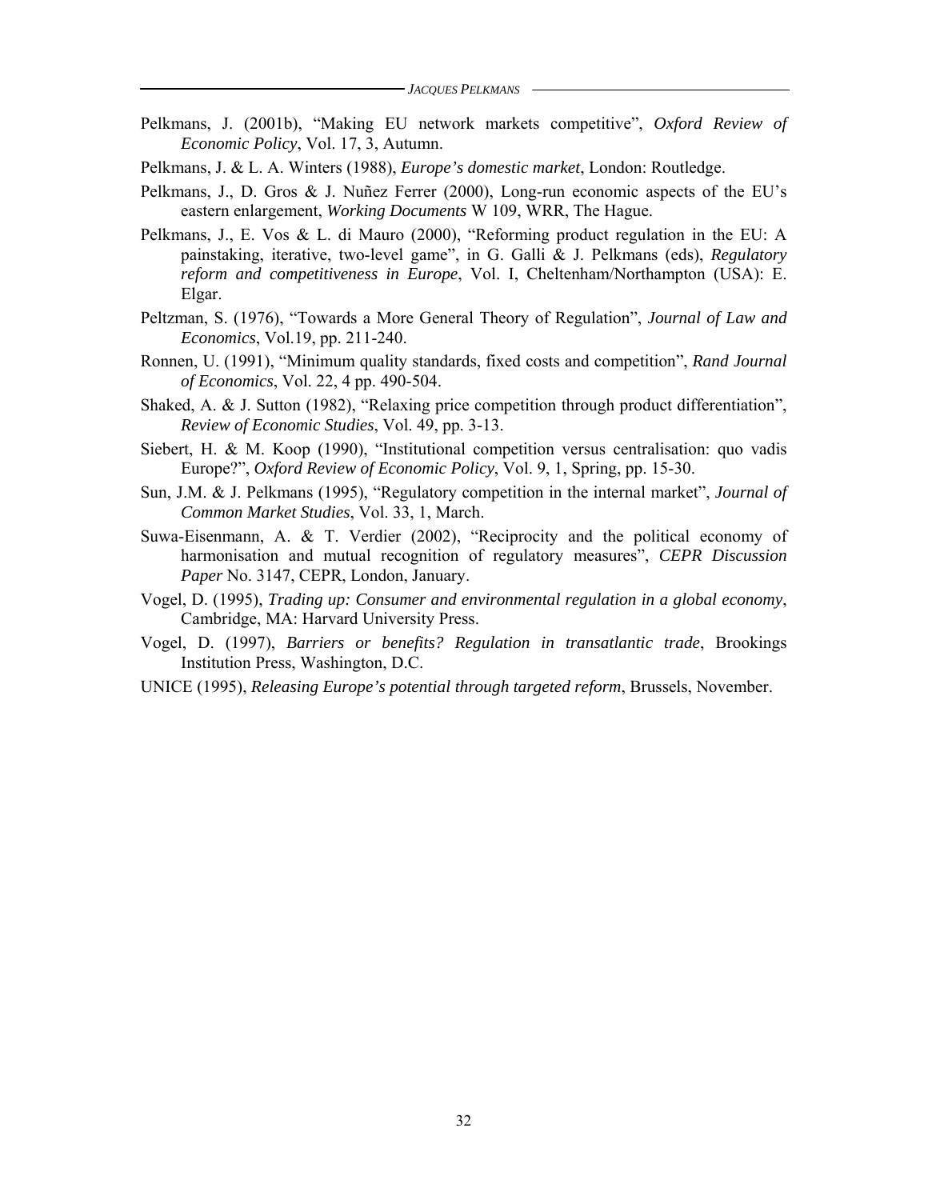Pelkmans, J. (2001b), "Making EU network markets competitive", *Oxford Review of Economic Policy*, Vol. 17, 3, Autumn.

Pelkmans, J. & L. A. Winters (1988), *Europe's domestic market*, London: Routledge.

Pelkmans, J., D. Gros & J. Nuñez Ferrer (2000), Long-run economic aspects of the EU's eastern enlargement, *Working Documents* W 109, WRR, The Hague.

Pelkmans, J., E. Vos & L. di Mauro (2000), "Reforming product regulation in the EU: A painstaking, iterative, two-level game", in G. Galli & J. Pelkmans (eds), *Regulatory reform and competitiveness in Europe*, Vol. I, Cheltenham/Northampton (USA): E. Elgar.

Peltzman, S. (1976), "Towards a More General Theory of Regulation", *Journal of Law and Economics*, Vol.19, pp. 211-240.

Ronnen, U. (1991), "Minimum quality standards, fixed costs and competition", *Rand Journal of Economics*, Vol. 22, 4 pp. 490-504.

Shaked, A. & J. Sutton (1982), "Relaxing price competition through product differentiation", *Review of Economic Studies*, Vol. 49, pp. 3-13.

Siebert, H. & M. Koop (1990), "Institutional competition versus centralisation: quo vadis Europe?", *Oxford Review of Economic Policy*, Vol. 9, 1, Spring, pp. 15-30.

Sun, J.M. & J. Pelkmans (1995), "Regulatory competition in the internal market", *Journal of Common Market Studies*, Vol. 33, 1, March.

Suwa-Eisenmann, A. & T. Verdier (2002), "Reciprocity and the political economy of harmonisation and mutual recognition of regulatory measures", *CEPR Discussion Paper* No. 3147, CEPR, London, January.

Vogel, D. (1995), *Trading up: Consumer and environmental regulation in a global economy*, Cambridge, MA: Harvard University Press.

Vogel, D. (1997), *Barriers or benefits? Regulation in transatlantic trade*, Brookings Institution Press, Washington, D.C.

UNICE (1995), *Releasing Europe's potential through targeted reform*, Brussels, November.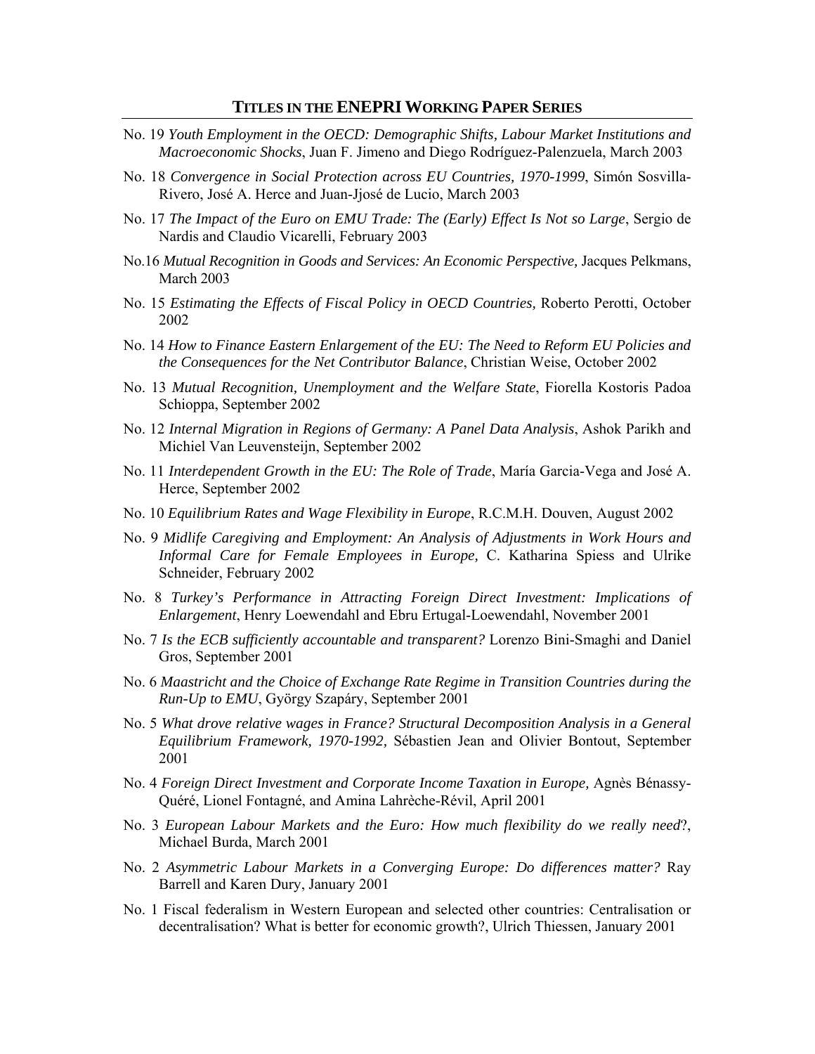## TITLES IN THE ENEPRI WORKING PAPER SERIES

No. 19 *Youth Employment in the OECD: Demographic Shifts, Labour Market Institutions and Macroeconomic Shocks*, Juan F. Jimeno and Diego Rodríguez-Palenzuela, March 2003

No. 18 *Convergence in Social Protection across EU Countries, 1970-1999*, Simón Sosvilla-Rivero, José A. Herce and Juan-Jjosé de Lucio, March 2003

No. 17 *The Impact of the Euro on EMU Trade: The (Early) Effect Is Not so Large*, Sergio de Nardis and Claudio Vicarelli, February 2003

No.16 *Mutual Recognition in Goods and Services: An Economic Perspective,* Jacques Pelkmans, March 2003

No. 15 *Estimating the Effects of Fiscal Policy in OECD Countries,* Roberto Perotti, October 2002

No. 14 *How to Finance Eastern Enlargement of the EU: The Need to Reform EU Policies and the Consequences for the Net Contributor Balance*, Christian Weise, October 2002

No. 13 *Mutual Recognition, Unemployment and the Welfare State*, Fiorella Kostoris Padoa Schioppa, September 2002

No. 12 *Internal Migration in Regions of Germany: A Panel Data Analysis*, Ashok Parikh and Michiel Van Leuvensteijn, September 2002

No. 11 *Interdependent Growth in the EU: The Role of Trade*, María Garcia-Vega and José A. Herce, September 2002

No. 10 *Equilibrium Rates and Wage Flexibility in Europe*, R.C.M.H. Douven, August 2002

No. 9 *Midlife Caregiving and Employment: An Analysis of Adjustments in Work Hours and Informal Care for Female Employees in Europe,* C. Katharina Spiess and Ulrike Schneider, February 2002

No. 8 *Turkey's Performance in Attracting Foreign Direct Investment: Implications of Enlargement*, Henry Loewendahl and Ebru Ertugal-Loewendahl, November 2001

No. 7 *Is the ECB sufficiently accountable and transparent?* Lorenzo Bini-Smaghi and Daniel Gros, September 2001

No. 6 *Maastricht and the Choice of Exchange Rate Regime in Transition Countries during the Run-Up to EMU*, György Szapáry, September 2001

No. 5 *What drove relative wages in France? Structural Decomposition Analysis in a General Equilibrium Framework, 1970-1992,* Sébastien Jean and Olivier Bontout, September 2001

No. 4 *Foreign Direct Investment and Corporate Income Taxation in Europe,* Agnès Bénassy-Quéré, Lionel Fontagné, and Amina Lahrèche-Révil, April 2001

No. 3 *European Labour Markets and the Euro: How much flexibility do we really need*?, Michael Burda, March 2001

No. 2 *Asymmetric Labour Markets in a Converging Europe: Do differences matter?* Ray Barrell and Karen Dury, January 2001

No. 1 Fiscal federalism in Western European and selected other countries: Centralisation or decentralisation? What is better for economic growth?, Ulrich Thiessen, January 2001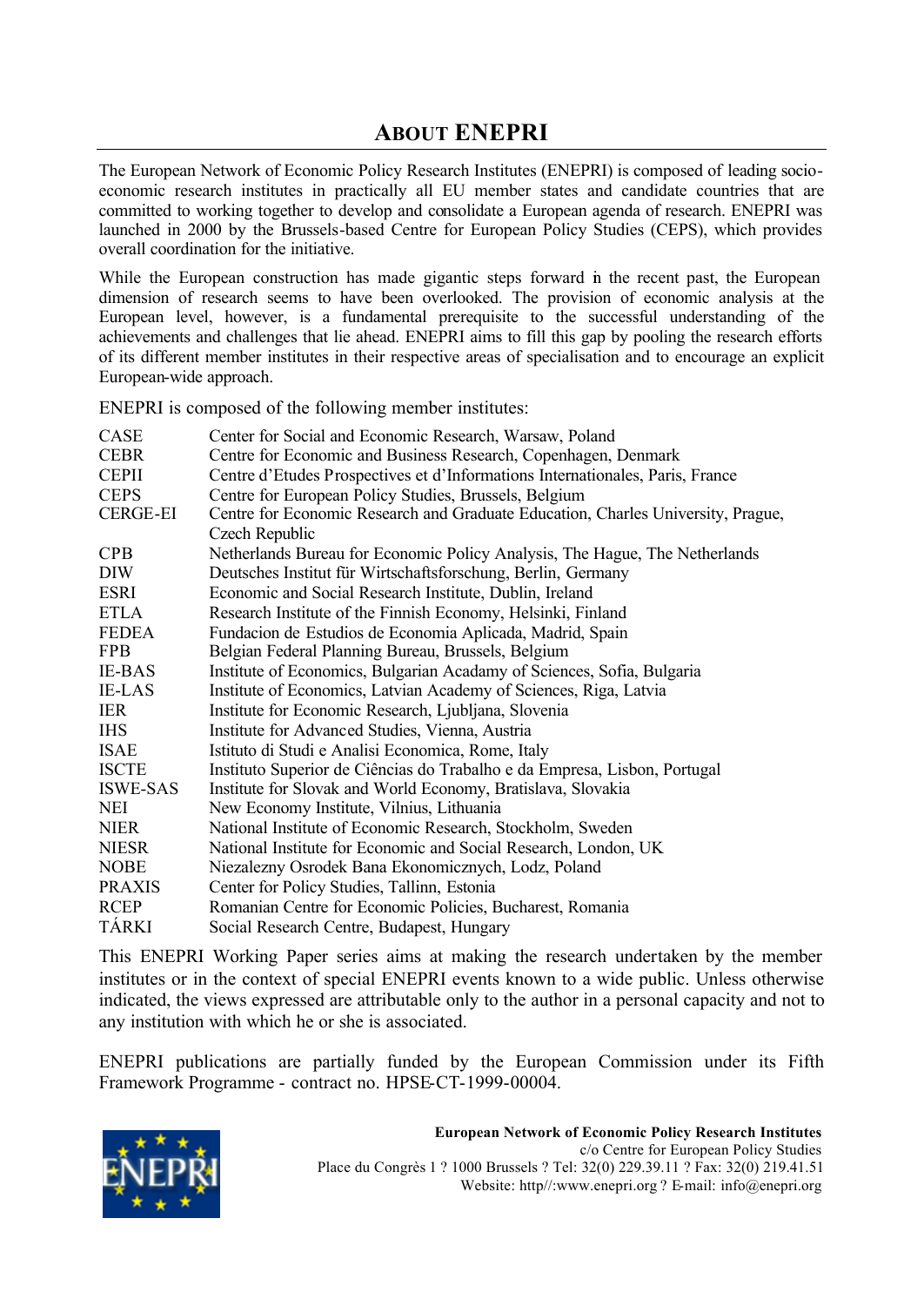# ABOUT ENEPRI

The European Network of Economic Policy Research Institutes (ENEPRI) is composed of leading socio-economic research institutes in practically all EU member states and candidate countries that are committed to working together to develop and consolidate a European agenda of research. ENEPRI was launched in 2000 by the Brussels-based Centre for European Policy Studies (CEPS), which provides overall coordination for the initiative.

While the European construction has made gigantic steps forward in the recent past, the European dimension of research seems to have been overlooked. The provision of economic analysis at the European level, however, is a fundamental prerequisite to the successful understanding of the achievements and challenges that lie ahead. ENEPRI aims to fill this gap by pooling the research efforts of its different member institutes in their respective areas of specialisation and to encourage an explicit European-wide approach.

ENEPRI is composed of the following member institutes:

| | |
|---|---|
| CASE | Center for Social and Economic Research, Warsaw, Poland |
| CEBR | Centre for Economic and Business Research, Copenhagen, Denmark |
| CEPII | Centre d'Etudes Prospectives et d'Informations Internationales, Paris, France |
| CEPS | Centre for European Policy Studies, Brussels, Belgium |
| CERGE-EI | Centre for Economic Research and Graduate Education, Charles University, Prague, Czech Republic |
| CPB | Netherlands Bureau for Economic Policy Analysis, The Hague, The Netherlands |
| DIW | Deutsches Institut für Wirtschaftsforschung, Berlin, Germany |
| ESRI | Economic and Social Research Institute, Dublin, Ireland |
| ETLA | Research Institute of the Finnish Economy, Helsinki, Finland |
| FEDEA | Fundacion de Estudios de Economia Aplicada, Madrid, Spain |
| FPB | Belgian Federal Planning Bureau, Brussels, Belgium |
| IE-BAS | Institute of Economics, Bulgarian Acadamy of Sciences, Sofia, Bulgaria |
| IE-LAS | Institute of Economics, Latvian Academy of Sciences, Riga, Latvia |
| IER | Institute for Economic Research, Ljubljana, Slovenia |
| IHS | Institute for Advanced Studies, Vienna, Austria |
| ISAE | Istituto di Studi e Analisi Economica, Rome, Italy |
| ISCTE | Instituto Superior de Ciências do Trabalho e da Empresa, Lisbon, Portugal |
| ISWE-SAS | Institute for Slovak and World Economy, Bratislava, Slovakia |
| NEI | New Economy Institute, Vilnius, Lithuania |
| NIER | National Institute of Economic Research, Stockholm, Sweden |
| NIESR | National Institute for Economic and Social Research, London, UK |
| NOBE | Niezalezny Osrodek Bana Ekonomicznych, Lodz, Poland |
| PRAXIS | Center for Policy Studies, Tallinn, Estonia |
| RCEP | Romanian Centre for Economic Policies, Bucharest, Romania |
| TÁRKI | Social Research Centre, Budapest, Hungary |

This ENEPRI Working Paper series aims at making the research undertaken by the member institutes or in the context of special ENEPRI events known to a wide public. Unless otherwise indicated, the views expressed are attributable only to the author in a personal capacity and not to any institution with which he or she is associated.

ENEPRI publications are partially funded by the European Commission under its Fifth Framework Programme - contract no. HPSE-CT-1999-00004.

**European Network of Economic Policy Research Institutes**
c/o Centre for European Policy Studies
Place du Congrès 1 ? 1000 Brussels ? Tel: 32(0) 229.39.11 ? Fax: 32(0) 219.41.51
Website: http//:www.enepri.org ? E-mail: info@enepri.org